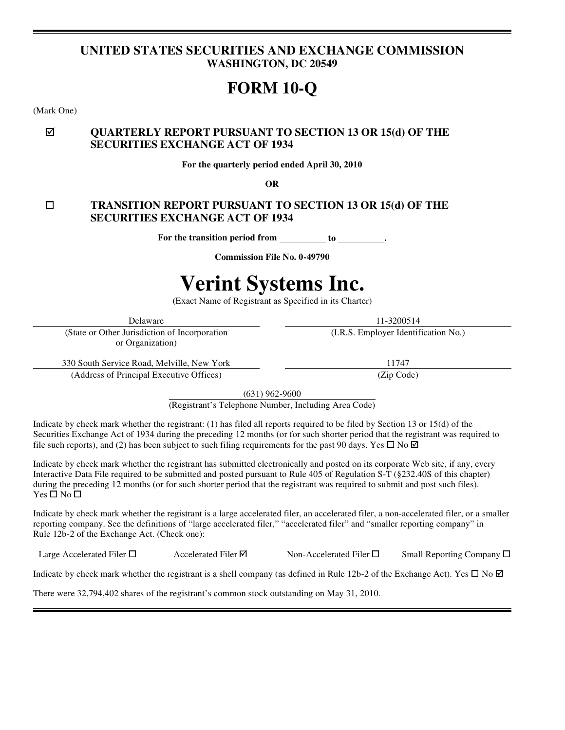# UNITED STATES SECURITIES AND EXCHANGE COMMISSION

**WASHINGTON, DC 20549**

# FORM 10-Q

(Mark One)

☑ **QUARTERLY REPORT PURSUANT TO SECTION 13 OR 15(d) OF THE SECURITIES EXCHANGE ACT OF 1934**

**For the quarterly period ended April 30, 2010**

**OR**

☐ **TRANSITION REPORT PURSUANT TO SECTION 13 OR 15(d) OF THE SECURITIES EXCHANGE ACT OF 1934**

**For the transition period from __________ to __________.**

**Commission File No. 0-49790**

# Verint Systems Inc.

(Exact Name of Registrant as Specified in its Charter)

| Delaware | 11-3200514 |
|---|---|
| (State or Other Jurisdiction of Incorporation or Organization) | (I.R.S. Employer Identification No.) |
| 330 South Service Road, Melville, New York | 11747 |
| (Address of Principal Executive Offices) | (Zip Code) |

(631) 962-9600

(Registrant's Telephone Number, Including Area Code)

Indicate by check mark whether the registrant: (1) has filed all reports required to be filed by Section 13 or 15(d) of the Securities Exchange Act of 1934 during the preceding 12 months (or for such shorter period that the registrant was required to file such reports), and (2) has been subject to such filing requirements for the past 90 days. Yes ☐ No ☑

Indicate by check mark whether the registrant has submitted electronically and posted on its corporate Web site, if any, every Interactive Data File required to be submitted and posted pursuant to Rule 405 of Regulation S-T (§232.40S of this chapter) during the preceding 12 months (or for such shorter period that the registrant was required to submit and post such files). Yes ☐ No ☐

Indicate by check mark whether the registrant is a large accelerated filer, an accelerated filer, a non-accelerated filer, or a smaller reporting company. See the definitions of "large accelerated filer," "accelerated filer" and "smaller reporting company" in Rule 12b-2 of the Exchange Act. (Check one):

Large Accelerated Filer ☐ Accelerated Filer ☑ Non-Accelerated Filer ☐ Small Reporting Company ☐

Indicate by check mark whether the registrant is a shell company (as defined in Rule 12b-2 of the Exchange Act). Yes ☐ No ☑

There were 32,794,402 shares of the registrant's common stock outstanding on May 31, 2010.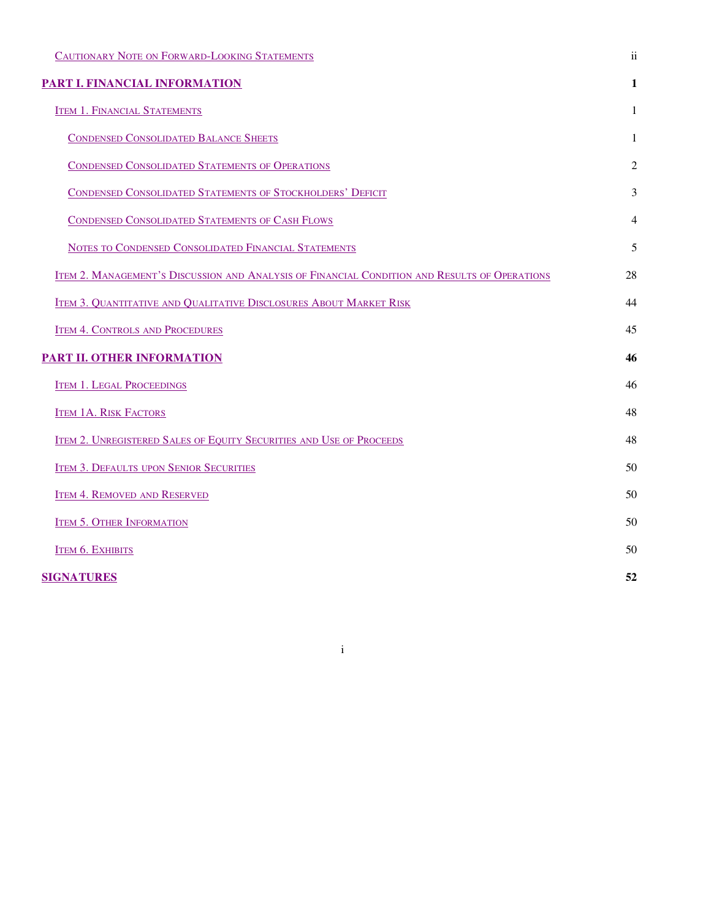| | |
|---|---|
| Cautionary Note on Forward-Looking Statements | ii |
| **PART I. FINANCIAL INFORMATION** | **1** |
| Item 1. Financial Statements | 1 |
| Condensed Consolidated Balance Sheets | 1 |
| Condensed Consolidated Statements of Operations | 2 |
| Condensed Consolidated Statements of Stockholders' Deficit | 3 |
| Condensed Consolidated Statements of Cash Flows | 4 |
| Notes to Condensed Consolidated Financial Statements | 5 |
| Item 2. Management's Discussion and Analysis of Financial Condition and Results of Operations | 28 |
| Item 3. Quantitative and Qualitative Disclosures About Market Risk | 44 |
| Item 4. Controls and Procedures | 45 |
| **PART II. OTHER INFORMATION** | **46** |
| Item 1. Legal Proceedings | 46 |
| Item 1A. Risk Factors | 48 |
| Item 2. Unregistered Sales of Equity Securities and Use of Proceeds | 48 |
| Item 3. Defaults upon Senior Securities | 50 |
| Item 4. Removed and Reserved | 50 |
| Item 5. Other Information | 50 |
| Item 6. Exhibits | 50 |
| **SIGNATURES** | **52** |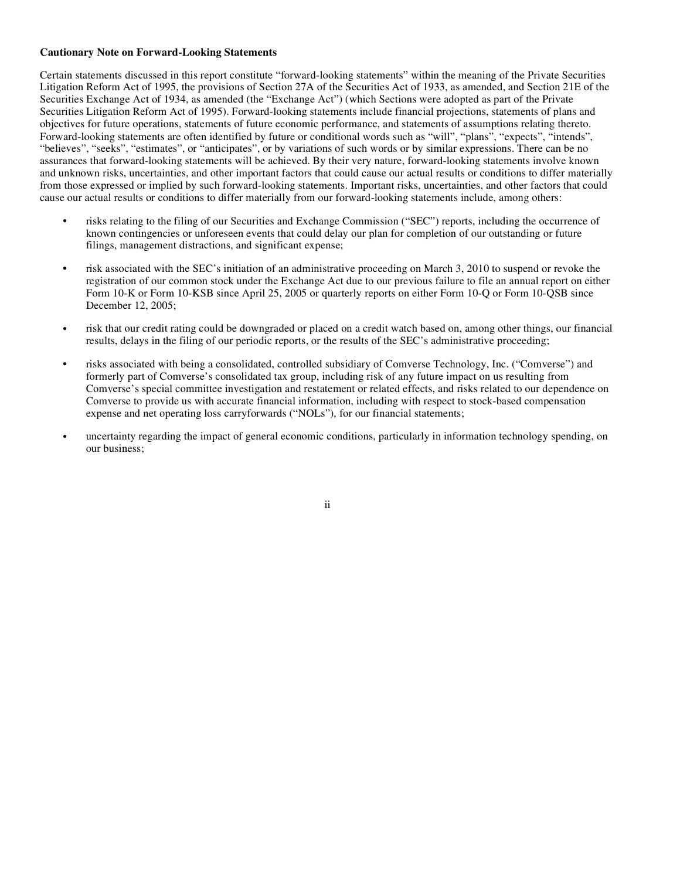**Cautionary Note on Forward-Looking Statements**

Certain statements discussed in this report constitute "forward-looking statements" within the meaning of the Private Securities Litigation Reform Act of 1995, the provisions of Section 27A of the Securities Act of 1933, as amended, and Section 21E of the Securities Exchange Act of 1934, as amended (the "Exchange Act") (which Sections were adopted as part of the Private Securities Litigation Reform Act of 1995). Forward-looking statements include financial projections, statements of plans and objectives for future operations, statements of future economic performance, and statements of assumptions relating thereto. Forward-looking statements are often identified by future or conditional words such as "will", "plans", "expects", "intends", "believes", "seeks", "estimates", or "anticipates", or by variations of such words or by similar expressions. There can be no assurances that forward-looking statements will be achieved. By their very nature, forward-looking statements involve known and unknown risks, uncertainties, and other important factors that could cause our actual results or conditions to differ materially from those expressed or implied by such forward-looking statements. Important risks, uncertainties, and other factors that could cause our actual results or conditions to differ materially from our forward-looking statements include, among others:

- risks relating to the filing of our Securities and Exchange Commission ("SEC") reports, including the occurrence of known contingencies or unforeseen events that could delay our plan for completion of our outstanding or future filings, management distractions, and significant expense;
- risk associated with the SEC's initiation of an administrative proceeding on March 3, 2010 to suspend or revoke the registration of our common stock under the Exchange Act due to our previous failure to file an annual report on either Form 10-K or Form 10-KSB since April 25, 2005 or quarterly reports on either Form 10-Q or Form 10-QSB since December 12, 2005;
- risk that our credit rating could be downgraded or placed on a credit watch based on, among other things, our financial results, delays in the filing of our periodic reports, or the results of the SEC's administrative proceeding;
- risks associated with being a consolidated, controlled subsidiary of Comverse Technology, Inc. ("Comverse") and formerly part of Comverse's consolidated tax group, including risk of any future impact on us resulting from Comverse's special committee investigation and restatement or related effects, and risks related to our dependence on Comverse to provide us with accurate financial information, including with respect to stock-based compensation expense and net operating loss carryforwards ("NOLs"), for our financial statements;
- uncertainty regarding the impact of general economic conditions, particularly in information technology spending, on our business;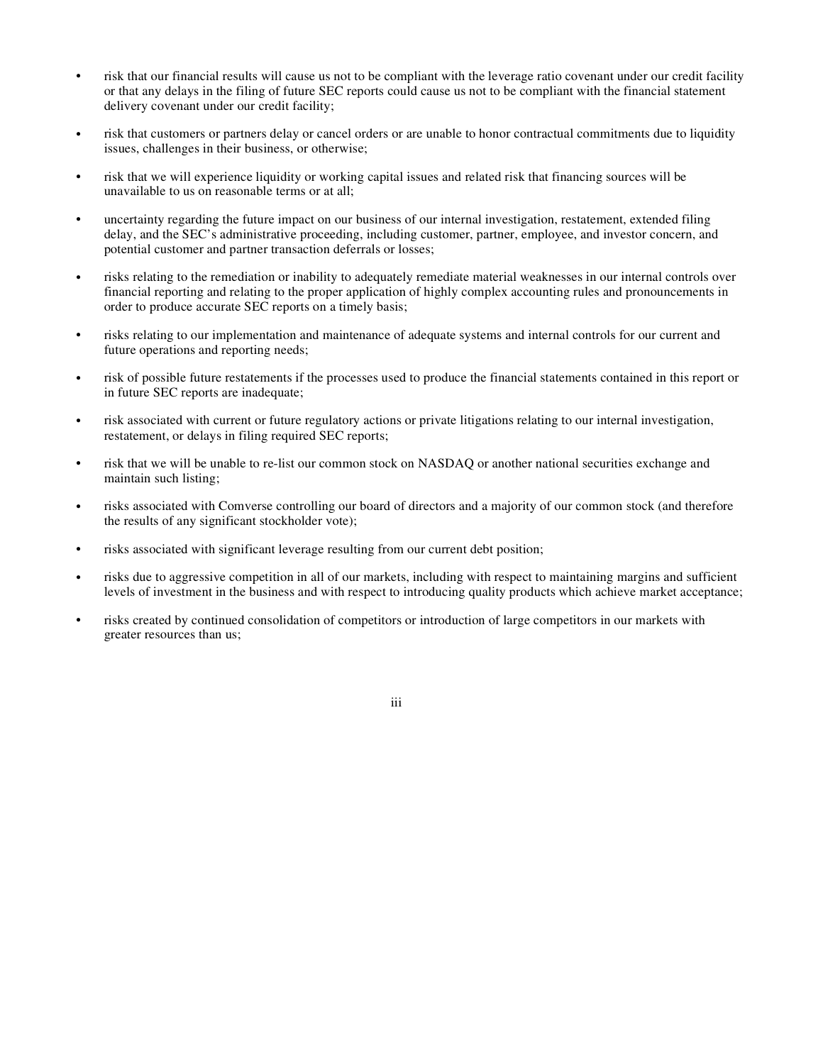- risk that our financial results will cause us not to be compliant with the leverage ratio covenant under our credit facility or that any delays in the filing of future SEC reports could cause us not to be compliant with the financial statement delivery covenant under our credit facility;

- risk that customers or partners delay or cancel orders or are unable to honor contractual commitments due to liquidity issues, challenges in their business, or otherwise;

- risk that we will experience liquidity or working capital issues and related risk that financing sources will be unavailable to us on reasonable terms or at all;

- uncertainty regarding the future impact on our business of our internal investigation, restatement, extended filing delay, and the SEC's administrative proceeding, including customer, partner, employee, and investor concern, and potential customer and partner transaction deferrals or losses;

- risks relating to the remediation or inability to adequately remediate material weaknesses in our internal controls over financial reporting and relating to the proper application of highly complex accounting rules and pronouncements in order to produce accurate SEC reports on a timely basis;

- risks relating to our implementation and maintenance of adequate systems and internal controls for our current and future operations and reporting needs;

- risk of possible future restatements if the processes used to produce the financial statements contained in this report or in future SEC reports are inadequate;

- risk associated with current or future regulatory actions or private litigations relating to our internal investigation, restatement, or delays in filing required SEC reports;

- risk that we will be unable to re-list our common stock on NASDAQ or another national securities exchange and maintain such listing;

- risks associated with Comverse controlling our board of directors and a majority of our common stock (and therefore the results of any significant stockholder vote);

- risks associated with significant leverage resulting from our current debt position;

- risks due to aggressive competition in all of our markets, including with respect to maintaining margins and sufficient levels of investment in the business and with respect to introducing quality products which achieve market acceptance;

- risks created by continued consolidation of competitors or introduction of large competitors in our markets with greater resources than us;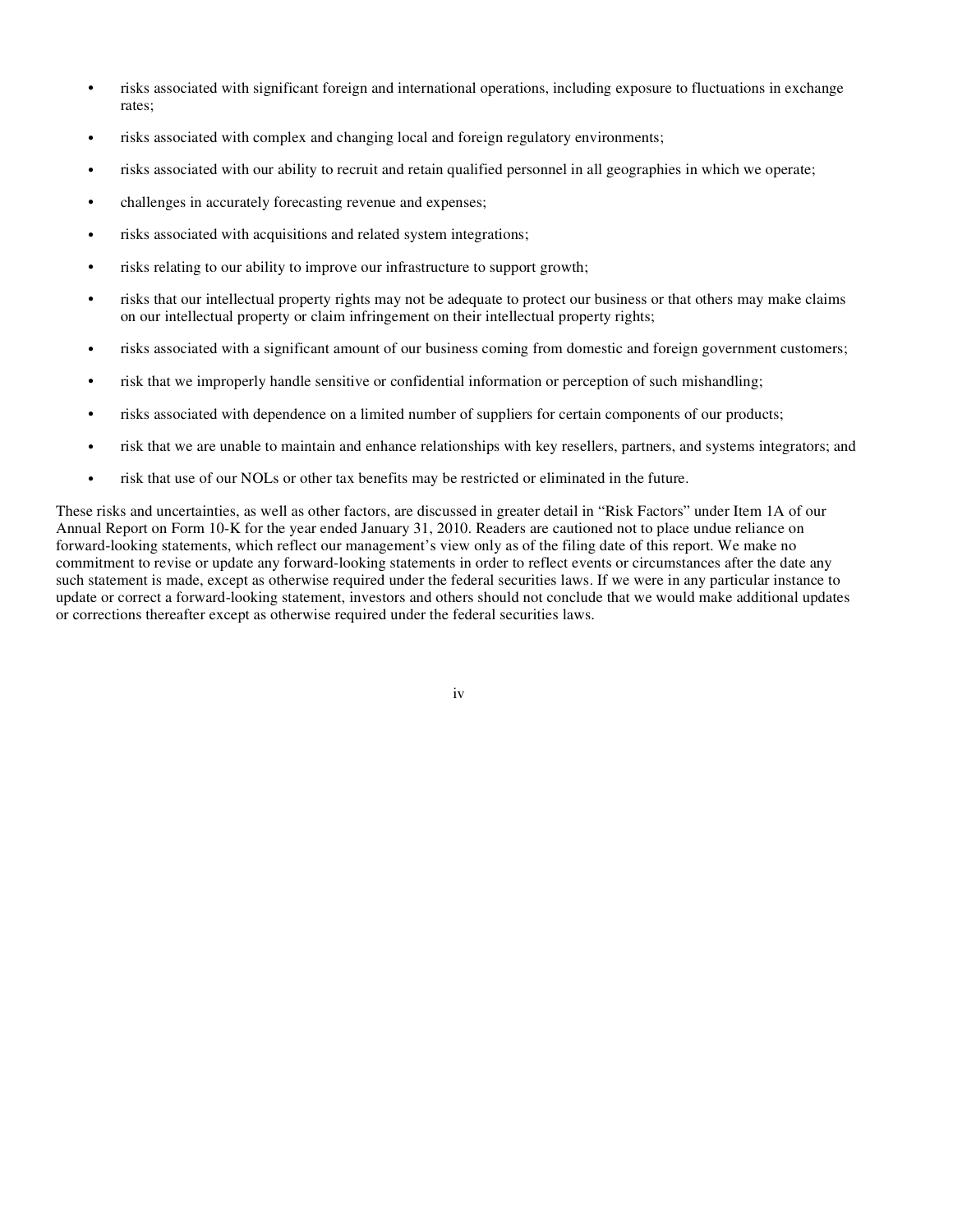- risks associated with significant foreign and international operations, including exposure to fluctuations in exchange rates;
- risks associated with complex and changing local and foreign regulatory environments;
- risks associated with our ability to recruit and retain qualified personnel in all geographies in which we operate;
- challenges in accurately forecasting revenue and expenses;
- risks associated with acquisitions and related system integrations;
- risks relating to our ability to improve our infrastructure to support growth;
- risks that our intellectual property rights may not be adequate to protect our business or that others may make claims on our intellectual property or claim infringement on their intellectual property rights;
- risks associated with a significant amount of our business coming from domestic and foreign government customers;
- risk that we improperly handle sensitive or confidential information or perception of such mishandling;
- risks associated with dependence on a limited number of suppliers for certain components of our products;
- risk that we are unable to maintain and enhance relationships with key resellers, partners, and systems integrators; and
- risk that use of our NOLs or other tax benefits may be restricted or eliminated in the future.

These risks and uncertainties, as well as other factors, are discussed in greater detail in "Risk Factors" under Item 1A of our Annual Report on Form 10-K for the year ended January 31, 2010. Readers are cautioned not to place undue reliance on forward-looking statements, which reflect our management's view only as of the filing date of this report. We make no commitment to revise or update any forward-looking statements in order to reflect events or circumstances after the date any such statement is made, except as otherwise required under the federal securities laws. If we were in any particular instance to update or correct a forward-looking statement, investors and others should not conclude that we would make additional updates or corrections thereafter except as otherwise required under the federal securities laws.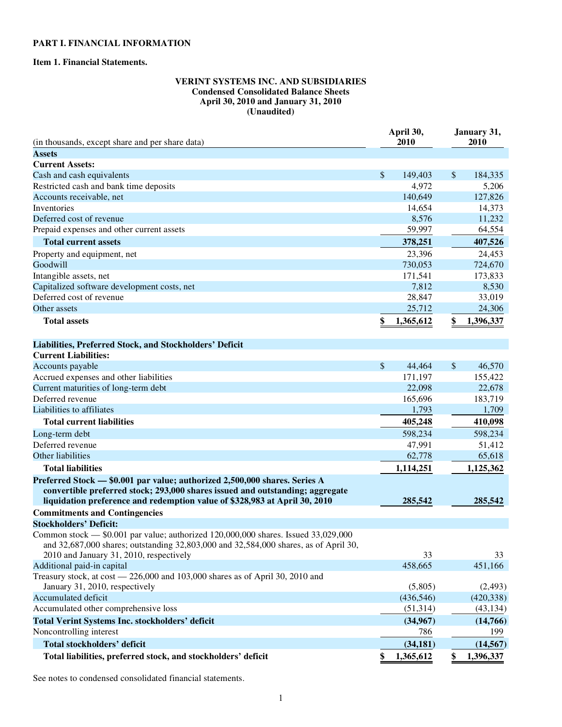**PART I. FINANCIAL INFORMATION**

**Item 1. Financial Statements.**

**VERINT SYSTEMS INC. AND SUBSIDIARIES**
**Condensed Consolidated Balance Sheets**
**April 30, 2010 and January 31, 2010**
**(Unaudited)**

| (in thousands, except share and per share data) | April 30, 2010 | January 31, 2010 |
|---|---|---|
| **Assets** | | |
| **Current Assets:** | | |
| Cash and cash equivalents | $ 149,403 | $ 184,335 |
| Restricted cash and bank time deposits | 4,972 | 5,206 |
| Accounts receivable, net | 140,649 | 127,826 |
| Inventories | 14,654 | 14,373 |
| Deferred cost of revenue | 8,576 | 11,232 |
| Prepaid expenses and other current assets | 59,997 | 64,554 |
| **Total current assets** | **378,251** | **407,526** |
| Property and equipment, net | 23,396 | 24,453 |
| Goodwill | 730,053 | 724,670 |
| Intangible assets, net | 171,541 | 173,833 |
| Capitalized software development costs, net | 7,812 | 8,530 |
| Deferred cost of revenue | 28,847 | 33,019 |
| Other assets | 25,712 | 24,306 |
| **Total assets** | **$ 1,365,612** | **$ 1,396,337** |
| **Liabilities, Preferred Stock, and Stockholders' Deficit** | | |
| **Current Liabilities:** | | |
| Accounts payable | $ 44,464 | $ 46,570 |
| Accrued expenses and other liabilities | 171,197 | 155,422 |
| Current maturities of long-term debt | 22,098 | 22,678 |
| Deferred revenue | 165,696 | 183,719 |
| Liabilities to affiliates | 1,793 | 1,709 |
| **Total current liabilities** | **405,248** | **410,098** |
| Long-term debt | 598,234 | 598,234 |
| Deferred revenue | 47,991 | 51,412 |
| Other liabilities | 62,778 | 65,618 |
| **Total liabilities** | **1,114,251** | **1,125,362** |
| **Preferred Stock — $0.001 par value; authorized 2,500,000 shares. Series A convertible preferred stock; 293,000 shares issued and outstanding; aggregate liquidation preference and redemption value of $328,983 at April 30, 2010** | **285,542** | **285,542** |
| **Commitments and Contingencies** | | |
| **Stockholders' Deficit:** | | |
| Common stock — $0.001 par value; authorized 120,000,000 shares. Issued 33,029,000 and 32,687,000 shares; outstanding 32,803,000 and 32,584,000 shares, as of April 30, 2010 and January 31, 2010, respectively | 33 | 33 |
| Additional paid-in capital | 458,665 | 451,166 |
| Treasury stock, at cost — 226,000 and 103,000 shares as of April 30, 2010 and January 31, 2010, respectively | (5,805) | (2,493) |
| Accumulated deficit | (436,546) | (420,338) |
| Accumulated other comprehensive loss | (51,314) | (43,134) |
| **Total Verint Systems Inc. stockholders' deficit** | **(34,967)** | **(14,766)** |
| Noncontrolling interest | 786 | 199 |
| **Total stockholders' deficit** | **(34,181)** | **(14,567)** |
| **Total liabilities, preferred stock, and stockholders' deficit** | **$ 1,365,612** | **$ 1,396,337** |

See notes to condensed consolidated financial statements.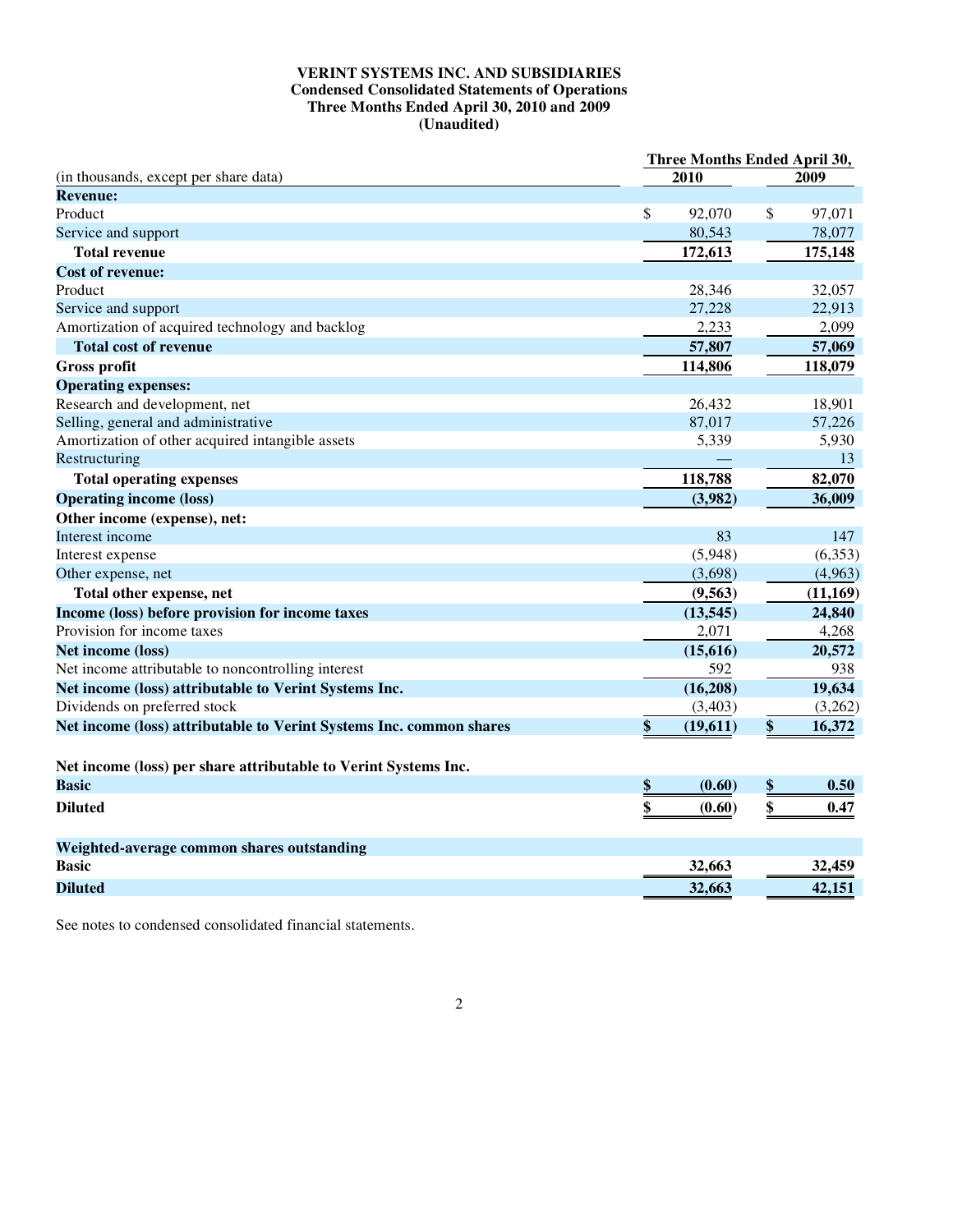**VERINT SYSTEMS INC. AND SUBSIDIARIES**
**Condensed Consolidated Statements of Operations**
**Three Months Ended April 30, 2010 and 2009**
**(Unaudited)**

| (in thousands, except per share data) | Three Months Ended April 30, 2010 | Three Months Ended April 30, 2009 |
|---|---|---|
| **Revenue:** | | |
| Product | $ 92,070 | $ 97,071 |
| Service and support | 80,543 | 78,077 |
| **Total revenue** | **172,613** | **175,148** |
| **Cost of revenue:** | | |
| Product | 28,346 | 32,057 |
| Service and support | 27,228 | 22,913 |
| Amortization of acquired technology and backlog | 2,233 | 2,099 |
| **Total cost of revenue** | **57,807** | **57,069** |
| **Gross profit** | **114,806** | **118,079** |
| **Operating expenses:** | | |
| Research and development, net | 26,432 | 18,901 |
| Selling, general and administrative | 87,017 | 57,226 |
| Amortization of other acquired intangible assets | 5,339 | 5,930 |
| Restructuring | — | 13 |
| **Total operating expenses** | **118,788** | **82,070** |
| **Operating income (loss)** | **(3,982)** | **36,009** |
| **Other income (expense), net:** | | |
| Interest income | 83 | 147 |
| Interest expense | (5,948) | (6,353) |
| Other expense, net | (3,698) | (4,963) |
| **Total other expense, net** | **(9,563)** | **(11,169)** |
| **Income (loss) before provision for income taxes** | **(13,545)** | **24,840** |
| Provision for income taxes | 2,071 | 4,268 |
| **Net income (loss)** | **(15,616)** | **20,572** |
| Net income attributable to noncontrolling interest | 592 | 938 |
| **Net income (loss) attributable to Verint Systems Inc.** | **(16,208)** | **19,634** |
| Dividends on preferred stock | (3,403) | (3,262) |
| **Net income (loss) attributable to Verint Systems Inc. common shares** | **$ (19,611)** | **$ 16,372** |
| | | |
| **Net income (loss) per share attributable to Verint Systems Inc.** | | |
| **Basic** | **$ (0.60)** | **$ 0.50** |
| **Diluted** | **$ (0.60)** | **$ 0.47** |
| | | |
| **Weighted-average common shares outstanding** | | |
| **Basic** | **32,663** | **32,459** |
| **Diluted** | **32,663** | **42,151** |

See notes to condensed consolidated financial statements.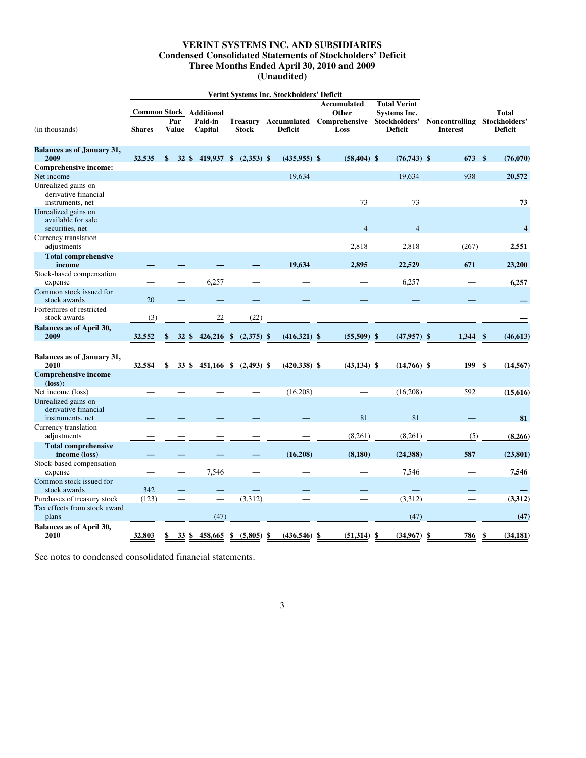# VERINT SYSTEMS INC. AND SUBSIDIARIES
## Condensed Consolidated Statements of Stockholders' Deficit
### Three Months Ended April 30, 2010 and 2009
### (Unaudited)

| (in thousands) | Verint Systems Inc. Stockholders' Deficit | | | | | | | | | |
|---|---|---|---|---|---|---|---|---|---|---|
| | Common Stock | | Additional Paid-in Capital | Treasury Stock | Accumulated Deficit | Accumulated Other Comprehensive Loss | Total Verint Systems Inc. Stockholders' Deficit | Noncontrolling Interest | Total Stockholders' Deficit |
| | Shares | Par Value | | | | | | | |
| **Balances as of January 31, 2009** | 32,535 | $ 32 | $ 419,937 | $ (2,353) | $ (435,955) | $ (58,404) | $ (76,743) | $ 673 | $ (76,070) |
| **Comprehensive income:** | | | | | | | | | |
| Net income | — | — | — | — | 19,634 | — | 19,634 | 938 | **20,572** |
| Unrealized gains on derivative financial instruments, net | — | — | — | — | — | 73 | 73 | — | **73** |
| Unrealized gains on available for sale securities, net | — | — | — | — | — | 4 | 4 | — | **4** |
| Currency translation adjustments | — | — | — | — | — | 2,818 | 2,818 | (267) | **2,551** |
| **Total comprehensive income** | **—** | **—** | **—** | **—** | **19,634** | **2,895** | **22,529** | **671** | **23,200** |
| Stock-based compensation expense | — | — | 6,257 | — | — | — | 6,257 | — | **6,257** |
| Common stock issued for stock awards | 20 | — | — | — | — | — | — | — | **—** |
| Forfeitures of restricted stock awards | (3) | — | 22 | (22) | — | — | — | — | **—** |
| **Balances as of April 30, 2009** | **32,552** | **$ 32** | **$ 426,216** | **$ (2,375)** | **$ (416,321)** | **$ (55,509)** | **$ (47,957)** | **$ 1,344** | **$ (46,613)** |
| | | | | | | | | | |
| **Balances as of January 31, 2010** | **32,584** | **$ 33** | **$ 451,166** | **$ (2,493)** | **$ (420,338)** | **$ (43,134)** | **$ (14,766)** | **$ 199** | **$ (14,567)** |
| **Comprehensive income (loss):** | | | | | | | | | |
| Net income (loss) | — | — | — | — | (16,208) | — | (16,208) | 592 | **(15,616)** |
| Unrealized gains on derivative financial instruments, net | — | — | — | — | — | 81 | 81 | — | **81** |
| Currency translation adjustments | — | — | — | — | — | (8,261) | (8,261) | (5) | **(8,266)** |
| **Total comprehensive income (loss)** | **—** | **—** | **—** | **—** | **(16,208)** | **(8,180)** | **(24,388)** | **587** | **(23,801)** |
| Stock-based compensation expense | — | — | 7,546 | — | — | — | 7,546 | — | **7,546** |
| Common stock issued for stock awards | 342 | — | — | — | — | — | — | — | **—** |
| Purchases of treasury stock | (123) | — | — | (3,312) | — | — | (3,312) | — | **(3,312)** |
| Tax effects from stock award plans | — | — | (47) | — | — | — | (47) | — | **(47)** |
| **Balances as of April 30, 2010** | **32,803** | **$ 33** | **$ 458,665** | **$ (5,805)** | **$ (436,546)** | **$ (51,314)** | **$ (34,967)** | **$ 786** | **$ (34,181)** |

See notes to condensed consolidated financial statements.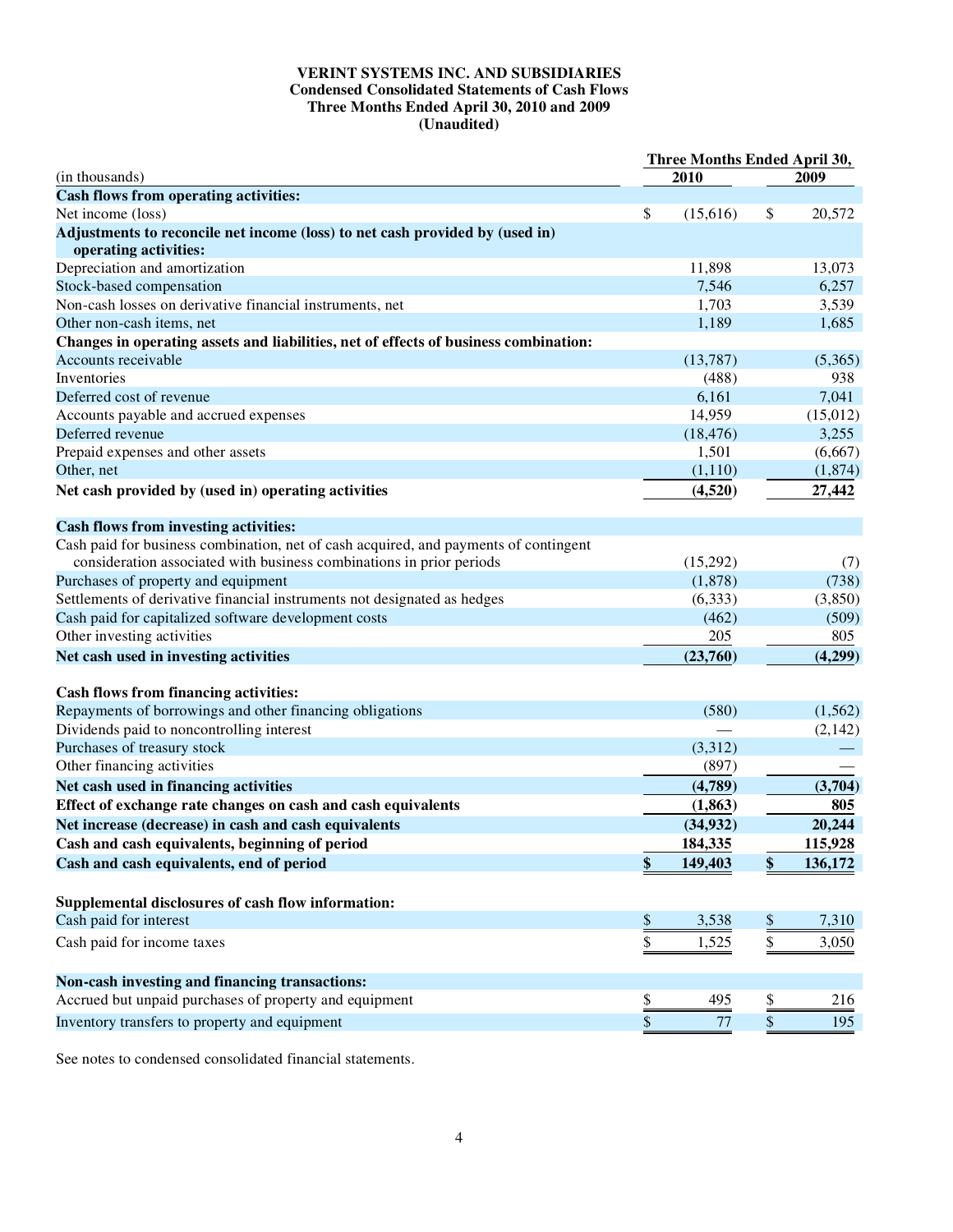**VERINT SYSTEMS INC. AND SUBSIDIARIES**
**Condensed Consolidated Statements of Cash Flows**
**Three Months Ended April 30, 2010 and 2009**
**(Unaudited)**

| (in thousands) | Three Months Ended April 30, 2010 | 2009 |
|---|---|---|
| **Cash flows from operating activities:** | | |
| Net income (loss) | $ (15,616) | $ 20,572 |
| **Adjustments to reconcile net income (loss) to net cash provided by (used in) operating activities:** | | |
| Depreciation and amortization | 11,898 | 13,073 |
| Stock-based compensation | 7,546 | 6,257 |
| Non-cash losses on derivative financial instruments, net | 1,703 | 3,539 |
| Other non-cash items, net | 1,189 | 1,685 |
| **Changes in operating assets and liabilities, net of effects of business combination:** | | |
| Accounts receivable | (13,787) | (5,365) |
| Inventories | (488) | 938 |
| Deferred cost of revenue | 6,161 | 7,041 |
| Accounts payable and accrued expenses | 14,959 | (15,012) |
| Deferred revenue | (18,476) | 3,255 |
| Prepaid expenses and other assets | 1,501 | (6,667) |
| Other, net | (1,110) | (1,874) |
| **Net cash provided by (used in) operating activities** | **(4,520)** | **27,442** |
| **Cash flows from investing activities:** | | |
| Cash paid for business combination, net of cash acquired, and payments of contingent consideration associated with business combinations in prior periods | (15,292) | (7) |
| Purchases of property and equipment | (1,878) | (738) |
| Settlements of derivative financial instruments not designated as hedges | (6,333) | (3,850) |
| Cash paid for capitalized software development costs | (462) | (509) |
| Other investing activities | 205 | 805 |
| **Net cash used in investing activities** | **(23,760)** | **(4,299)** |
| **Cash flows from financing activities:** | | |
| Repayments of borrowings and other financing obligations | (580) | (1,562) |
| Dividends paid to noncontrolling interest | — | (2,142) |
| Purchases of treasury stock | (3,312) | — |
| Other financing activities | (897) | — |
| **Net cash used in financing activities** | **(4,789)** | **(3,704)** |
| **Effect of exchange rate changes on cash and cash equivalents** | **(1,863)** | **805** |
| **Net increase (decrease) in cash and cash equivalents** | **(34,932)** | **20,244** |
| **Cash and cash equivalents, beginning of period** | **184,335** | **115,928** |
| **Cash and cash equivalents, end of period** | **$ 149,403** | **$ 136,172** |
| **Supplemental disclosures of cash flow information:** | | |
| Cash paid for interest | $ 3,538 | $ 7,310 |
| Cash paid for income taxes | $ 1,525 | $ 3,050 |
| **Non-cash investing and financing transactions:** | | |
| Accrued but unpaid purchases of property and equipment | $ 495 | $ 216 |
| Inventory transfers to property and equipment | $ 77 | $ 195 |

See notes to condensed consolidated financial statements.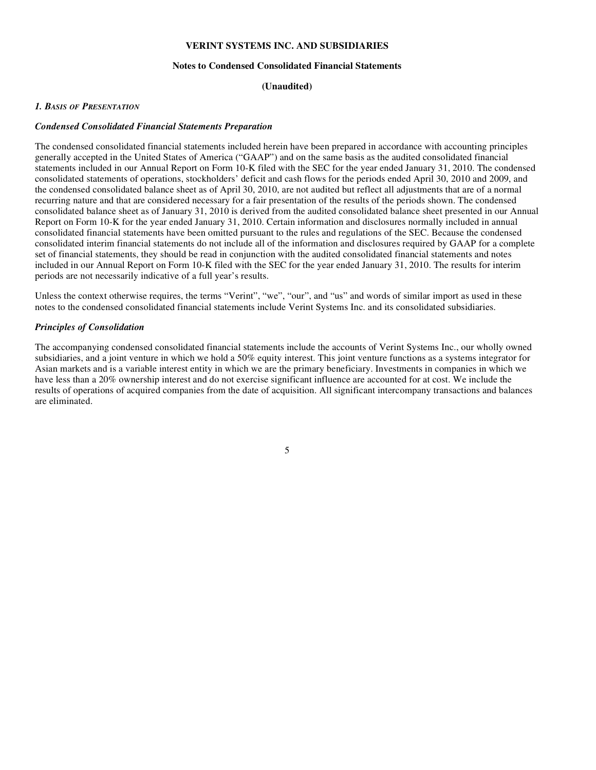**VERINT SYSTEMS INC. AND SUBSIDIARIES**

**Notes to Condensed Consolidated Financial Statements**

**(Unaudited)**

### *1. Basis of Presentation*

#### *Condensed Consolidated Financial Statements Preparation*

The condensed consolidated financial statements included herein have been prepared in accordance with accounting principles generally accepted in the United States of America ("GAAP") and on the same basis as the audited consolidated financial statements included in our Annual Report on Form 10-K filed with the SEC for the year ended January 31, 2010. The condensed consolidated statements of operations, stockholders' deficit and cash flows for the periods ended April 30, 2010 and 2009, and the condensed consolidated balance sheet as of April 30, 2010, are not audited but reflect all adjustments that are of a normal recurring nature and that are considered necessary for a fair presentation of the results of the periods shown. The condensed consolidated balance sheet as of January 31, 2010 is derived from the audited consolidated balance sheet presented in our Annual Report on Form 10-K for the year ended January 31, 2010. Certain information and disclosures normally included in annual consolidated financial statements have been omitted pursuant to the rules and regulations of the SEC. Because the condensed consolidated interim financial statements do not include all of the information and disclosures required by GAAP for a complete set of financial statements, they should be read in conjunction with the audited consolidated financial statements and notes included in our Annual Report on Form 10-K filed with the SEC for the year ended January 31, 2010. The results for interim periods are not necessarily indicative of a full year's results.

Unless the context otherwise requires, the terms "Verint", "we", "our", and "us" and words of similar import as used in these notes to the condensed consolidated financial statements include Verint Systems Inc. and its consolidated subsidiaries.

#### *Principles of Consolidation*

The accompanying condensed consolidated financial statements include the accounts of Verint Systems Inc., our wholly owned subsidiaries, and a joint venture in which we hold a 50% equity interest. This joint venture functions as a systems integrator for Asian markets and is a variable interest entity in which we are the primary beneficiary. Investments in companies in which we have less than a 20% ownership interest and do not exercise significant influence are accounted for at cost. We include the results of operations of acquired companies from the date of acquisition. All significant intercompany transactions and balances are eliminated.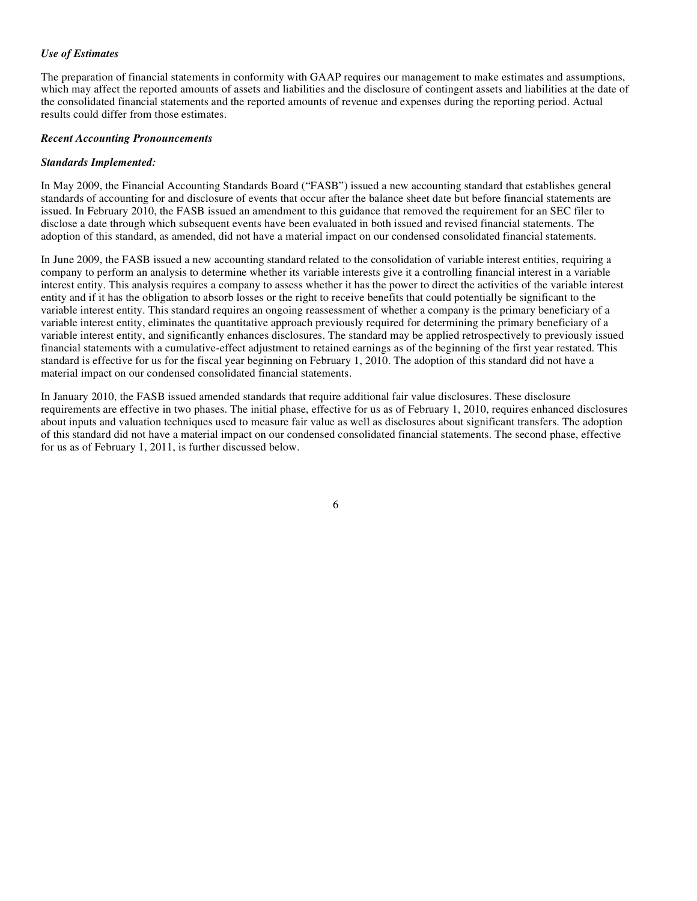*Use of Estimates*

The preparation of financial statements in conformity with GAAP requires our management to make estimates and assumptions, which may affect the reported amounts of assets and liabilities and the disclosure of contingent assets and liabilities at the date of the consolidated financial statements and the reported amounts of revenue and expenses during the reporting period. Actual results could differ from those estimates.

***Recent Accounting Pronouncements***

***Standards Implemented:***

In May 2009, the Financial Accounting Standards Board ("FASB") issued a new accounting standard that establishes general standards of accounting for and disclosure of events that occur after the balance sheet date but before financial statements are issued. In February 2010, the FASB issued an amendment to this guidance that removed the requirement for an SEC filer to disclose a date through which subsequent events have been evaluated in both issued and revised financial statements. The adoption of this standard, as amended, did not have a material impact on our condensed consolidated financial statements.

In June 2009, the FASB issued a new accounting standard related to the consolidation of variable interest entities, requiring a company to perform an analysis to determine whether its variable interests give it a controlling financial interest in a variable interest entity. This analysis requires a company to assess whether it has the power to direct the activities of the variable interest entity and if it has the obligation to absorb losses or the right to receive benefits that could potentially be significant to the variable interest entity. This standard requires an ongoing reassessment of whether a company is the primary beneficiary of a variable interest entity, eliminates the quantitative approach previously required for determining the primary beneficiary of a variable interest entity, and significantly enhances disclosures. The standard may be applied retrospectively to previously issued financial statements with a cumulative-effect adjustment to retained earnings as of the beginning of the first year restated. This standard is effective for us for the fiscal year beginning on February 1, 2010. The adoption of this standard did not have a material impact on our condensed consolidated financial statements.

In January 2010, the FASB issued amended standards that require additional fair value disclosures. These disclosure requirements are effective in two phases. The initial phase, effective for us as of February 1, 2010, requires enhanced disclosures about inputs and valuation techniques used to measure fair value as well as disclosures about significant transfers. The adoption of this standard did not have a material impact on our condensed consolidated financial statements. The second phase, effective for us as of February 1, 2011, is further discussed below.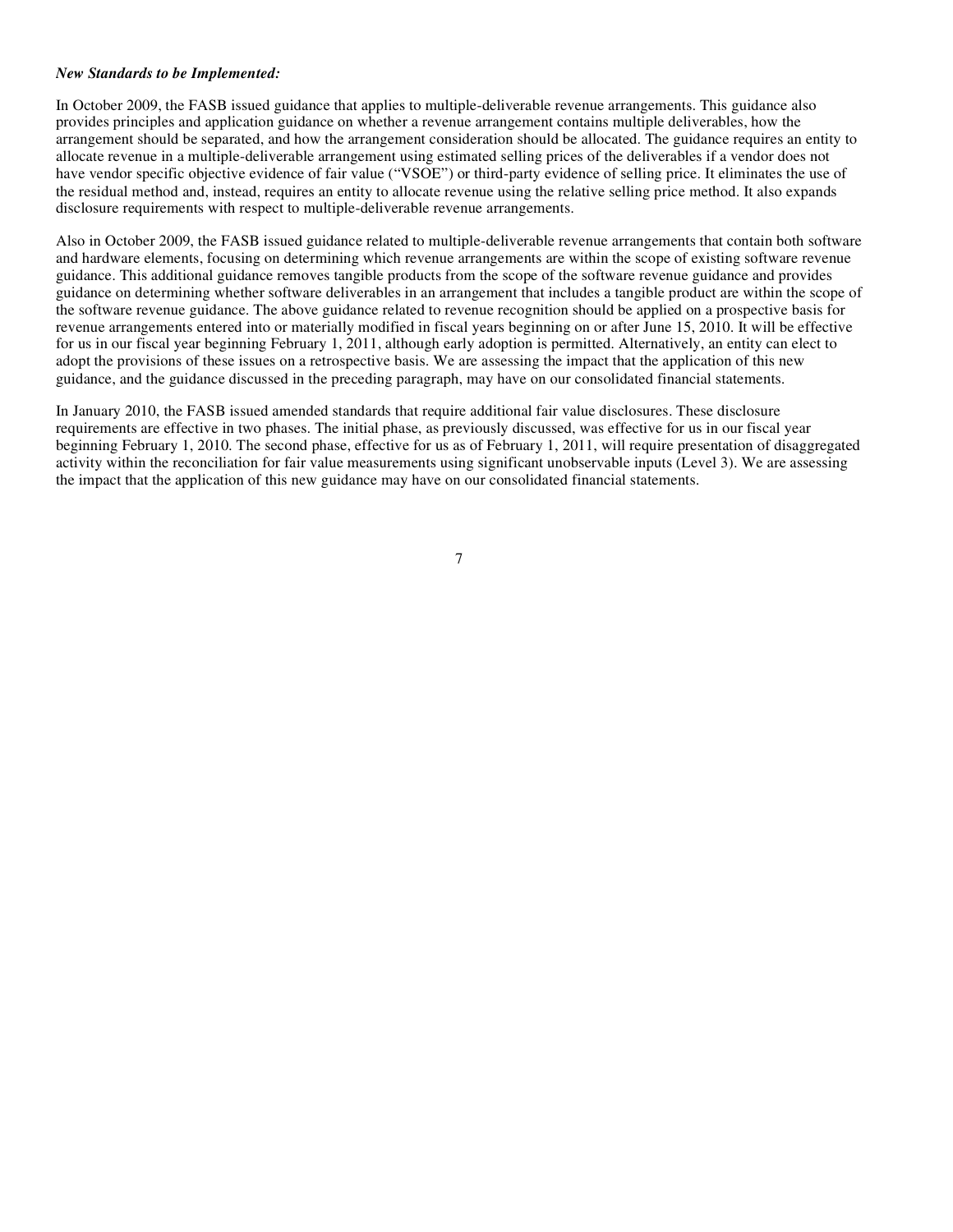***New Standards to be Implemented:***

In October 2009, the FASB issued guidance that applies to multiple-deliverable revenue arrangements. This guidance also provides principles and application guidance on whether a revenue arrangement contains multiple deliverables, how the arrangement should be separated, and how the arrangement consideration should be allocated. The guidance requires an entity to allocate revenue in a multiple-deliverable arrangement using estimated selling prices of the deliverables if a vendor does not have vendor specific objective evidence of fair value ("VSOE") or third-party evidence of selling price. It eliminates the use of the residual method and, instead, requires an entity to allocate revenue using the relative selling price method. It also expands disclosure requirements with respect to multiple-deliverable revenue arrangements.

Also in October 2009, the FASB issued guidance related to multiple-deliverable revenue arrangements that contain both software and hardware elements, focusing on determining which revenue arrangements are within the scope of existing software revenue guidance. This additional guidance removes tangible products from the scope of the software revenue guidance and provides guidance on determining whether software deliverables in an arrangement that includes a tangible product are within the scope of the software revenue guidance. The above guidance related to revenue recognition should be applied on a prospective basis for revenue arrangements entered into or materially modified in fiscal years beginning on or after June 15, 2010. It will be effective for us in our fiscal year beginning February 1, 2011, although early adoption is permitted. Alternatively, an entity can elect to adopt the provisions of these issues on a retrospective basis. We are assessing the impact that the application of this new guidance, and the guidance discussed in the preceding paragraph, may have on our consolidated financial statements.

In January 2010, the FASB issued amended standards that require additional fair value disclosures. These disclosure requirements are effective in two phases. The initial phase, as previously discussed, was effective for us in our fiscal year beginning February 1, 2010. The second phase, effective for us as of February 1, 2011, will require presentation of disaggregated activity within the reconciliation for fair value measurements using significant unobservable inputs (Level 3). We are assessing the impact that the application of this new guidance may have on our consolidated financial statements.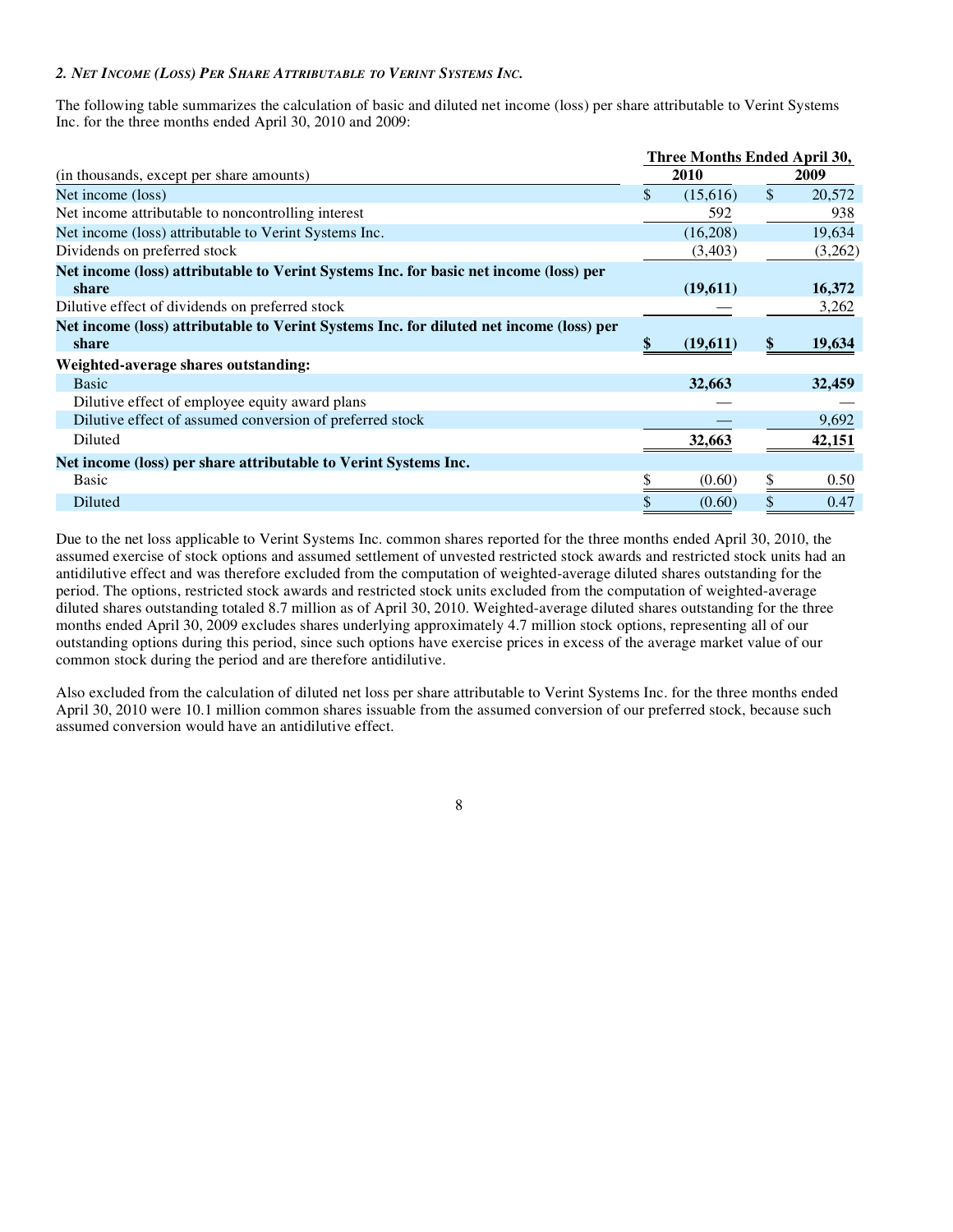### *2. Net Income (Loss) Per Share Attributable to Verint Systems Inc.*

The following table summarizes the calculation of basic and diluted net income (loss) per share attributable to Verint Systems Inc. for the three months ended April 30, 2010 and 2009:

| (in thousands, except per share amounts) | Three Months Ended April 30, 2010 | Three Months Ended April 30, 2009 |
|---|---|---|
| Net income (loss) | $ (15,616) | $ 20,572 |
| Net income attributable to noncontrolling interest | 592 | 938 |
| Net income (loss) attributable to Verint Systems Inc. | (16,208) | 19,634 |
| Dividends on preferred stock | (3,403) | (3,262) |
| **Net income (loss) attributable to Verint Systems Inc. for basic net income (loss) per share** | **(19,611)** | **16,372** |
| Dilutive effect of dividends on preferred stock | — | 3,262 |
| **Net income (loss) attributable to Verint Systems Inc. for diluted net income (loss) per share** | **$ (19,611)** | **$ 19,634** |
| **Weighted-average shares outstanding:** | | |
| Basic | **32,663** | **32,459** |
| Dilutive effect of employee equity award plans | — | — |
| Dilutive effect of assumed conversion of preferred stock | — | 9,692 |
| Diluted | **32,663** | **42,151** |
| **Net income (loss) per share attributable to Verint Systems Inc.** | | |
| Basic | $ (0.60) | $ 0.50 |
| Diluted | $ (0.60) | $ 0.47 |

Due to the net loss applicable to Verint Systems Inc. common shares reported for the three months ended April 30, 2010, the assumed exercise of stock options and assumed settlement of unvested restricted stock awards and restricted stock units had an antidilutive effect and was therefore excluded from the computation of weighted-average diluted shares outstanding for the period. The options, restricted stock awards and restricted stock units excluded from the computation of weighted-average diluted shares outstanding totaled 8.7 million as of April 30, 2010. Weighted-average diluted shares outstanding for the three months ended April 30, 2009 excludes shares underlying approximately 4.7 million stock options, representing all of our outstanding options during this period, since such options have exercise prices in excess of the average market value of our common stock during the period and are therefore antidilutive.

Also excluded from the calculation of diluted net loss per share attributable to Verint Systems Inc. for the three months ended April 30, 2010 were 10.1 million common shares issuable from the assumed conversion of our preferred stock, because such assumed conversion would have an antidilutive effect.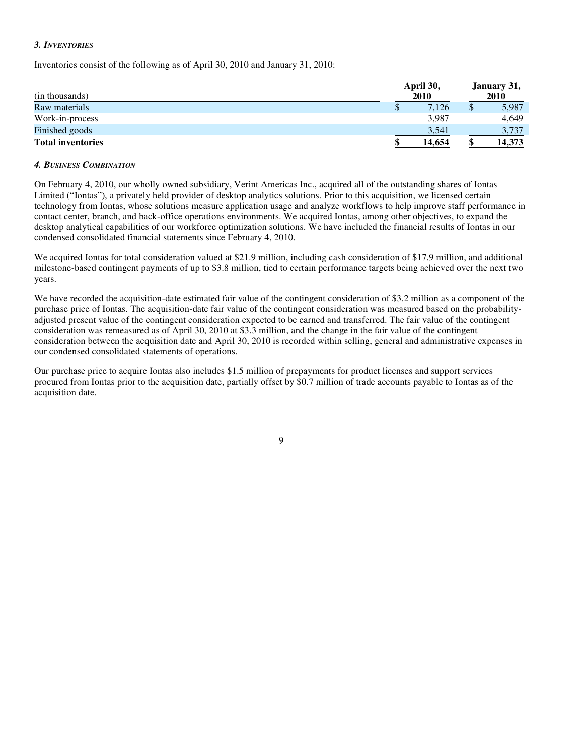### *3. Inventories*

Inventories consist of the following as of April 30, 2010 and January 31, 2010:

| (in thousands) | April 30, 2010 | January 31, 2010 |
|---|---|---|
| Raw materials | $ 7,126 | $ 5,987 |
| Work-in-process | 3,987 | 4,649 |
| Finished goods | 3,541 | 3,737 |
| **Total inventories** | **$ 14,654** | **$ 14,373** |

### *4. Business Combination*

On February 4, 2010, our wholly owned subsidiary, Verint Americas Inc., acquired all of the outstanding shares of Iontas Limited ("Iontas"), a privately held provider of desktop analytics solutions. Prior to this acquisition, we licensed certain technology from Iontas, whose solutions measure application usage and analyze workflows to help improve staff performance in contact center, branch, and back-office operations environments. We acquired Iontas, among other objectives, to expand the desktop analytical capabilities of our workforce optimization solutions. We have included the financial results of Iontas in our condensed consolidated financial statements since February 4, 2010.

We acquired Iontas for total consideration valued at $21.9 million, including cash consideration of $17.9 million, and additional milestone-based contingent payments of up to $3.8 million, tied to certain performance targets being achieved over the next two years.

We have recorded the acquisition-date estimated fair value of the contingent consideration of $3.2 million as a component of the purchase price of Iontas. The acquisition-date fair value of the contingent consideration was measured based on the probability-adjusted present value of the contingent consideration expected to be earned and transferred. The fair value of the contingent consideration was remeasured as of April 30, 2010 at $3.3 million, and the change in the fair value of the contingent consideration between the acquisition date and April 30, 2010 is recorded within selling, general and administrative expenses in our condensed consolidated statements of operations.

Our purchase price to acquire Iontas also includes $1.5 million of prepayments for product licenses and support services procured from Iontas prior to the acquisition date, partially offset by $0.7 million of trade accounts payable to Iontas as of the acquisition date.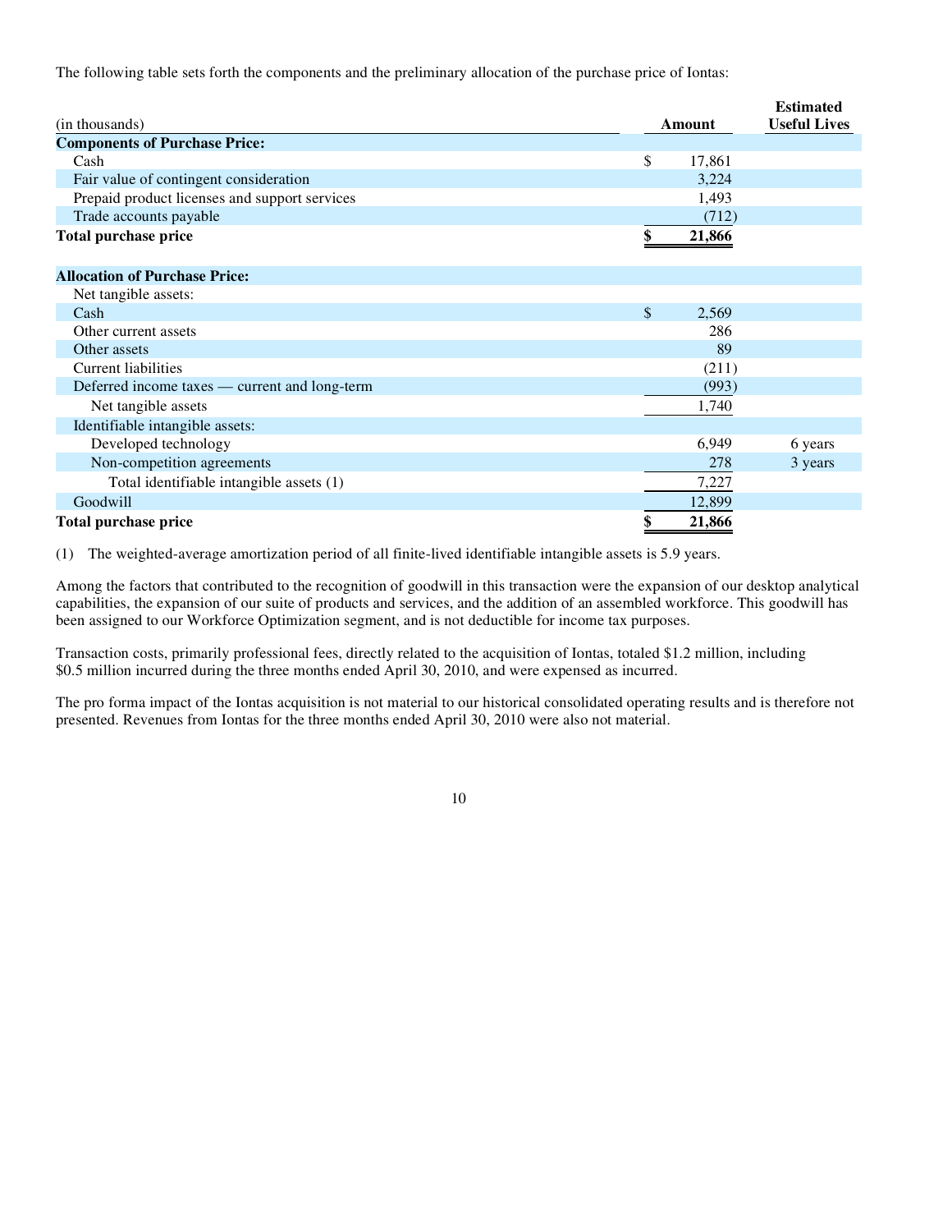The following table sets forth the components and the preliminary allocation of the purchase price of Iontas:

| (in thousands) | Amount | Estimated Useful Lives |
|---|---|---|
| **Components of Purchase Price:** | | |
| Cash | $ 17,861 | |
| Fair value of contingent consideration | 3,224 | |
| Prepaid product licenses and support services | 1,493 | |
| Trade accounts payable | (712) | |
| **Total purchase price** | **$ 21,866** | |
| | | |
| **Allocation of Purchase Price:** | | |
| Net tangible assets: | | |
| Cash | $ 2,569 | |
| Other current assets | 286 | |
| Other assets | 89 | |
| Current liabilities | (211) | |
| Deferred income taxes — current and long-term | (993) | |
| Net tangible assets | 1,740 | |
| Identifiable intangible assets: | | |
| Developed technology | 6,949 | 6 years |
| Non-competition agreements | 278 | 3 years |
| Total identifiable intangible assets (1) | 7,227 | |
| Goodwill | 12,899 | |
| **Total purchase price** | **$ 21,866** | |

(1) The weighted-average amortization period of all finite-lived identifiable intangible assets is 5.9 years.

Among the factors that contributed to the recognition of goodwill in this transaction were the expansion of our desktop analytical capabilities, the expansion of our suite of products and services, and the addition of an assembled workforce. This goodwill has been assigned to our Workforce Optimization segment, and is not deductible for income tax purposes.

Transaction costs, primarily professional fees, directly related to the acquisition of Iontas, totaled $1.2 million, including $0.5 million incurred during the three months ended April 30, 2010, and were expensed as incurred.

The pro forma impact of the Iontas acquisition is not material to our historical consolidated operating results and is therefore not presented. Revenues from Iontas for the three months ended April 30, 2010 were also not material.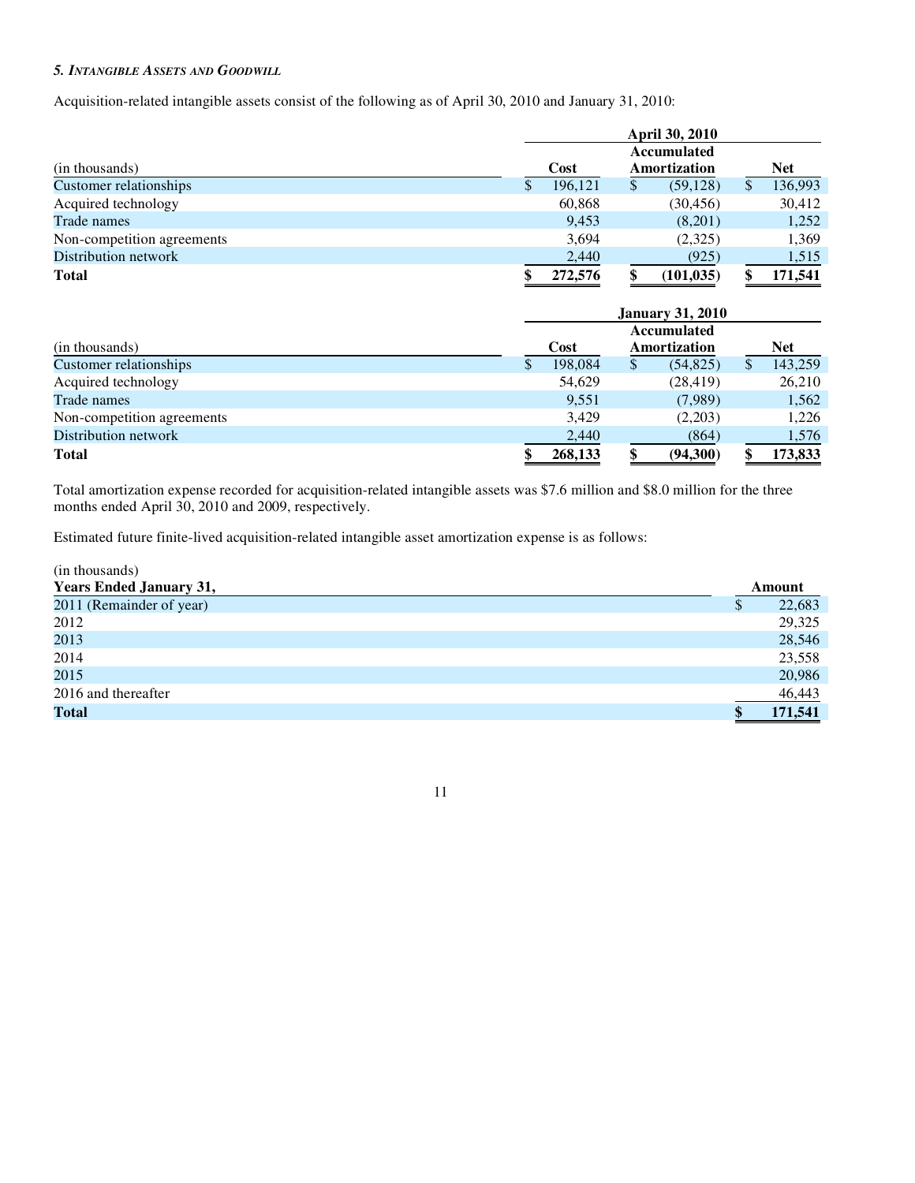### *5. Intangible Assets and Goodwill*

Acquisition-related intangible assets consist of the following as of April 30, 2010 and January 31, 2010:

| | April 30, 2010 | | |
|---|---|---|---|
| (in thousands) | Cost | Accumulated Amortization | Net |
| Customer relationships | $ 196,121 | $ (59,128) | $ 136,993 |
| Acquired technology | 60,868 | (30,456) | 30,412 |
| Trade names | 9,453 | (8,201) | 1,252 |
| Non-competition agreements | 3,694 | (2,325) | 1,369 |
| Distribution network | 2,440 | (925) | 1,515 |
| **Total** | **$ 272,576** | **$ (101,035)** | **$ 171,541** |

| | January 31, 2010 | | |
|---|---|---|---|
| (in thousands) | Cost | Accumulated Amortization | Net |
| Customer relationships | $ 198,084 | $ (54,825) | $ 143,259 |
| Acquired technology | 54,629 | (28,419) | 26,210 |
| Trade names | 9,551 | (7,989) | 1,562 |
| Non-competition agreements | 3,429 | (2,203) | 1,226 |
| Distribution network | 2,440 | (864) | 1,576 |
| **Total** | **$ 268,133** | **$ (94,300)** | **$ 173,833** |

Total amortization expense recorded for acquisition-related intangible assets was $7.6 million and $8.0 million for the three months ended April 30, 2010 and 2009, respectively.

Estimated future finite-lived acquisition-related intangible asset amortization expense is as follows:

(in thousands)

| Years Ended January 31, | Amount |
|---|---|
| 2011 (Remainder of year) | $ 22,683 |
| 2012 | 29,325 |
| 2013 | 28,546 |
| 2014 | 23,558 |
| 2015 | 20,986 |
| 2016 and thereafter | 46,443 |
| **Total** | **$ 171,541** |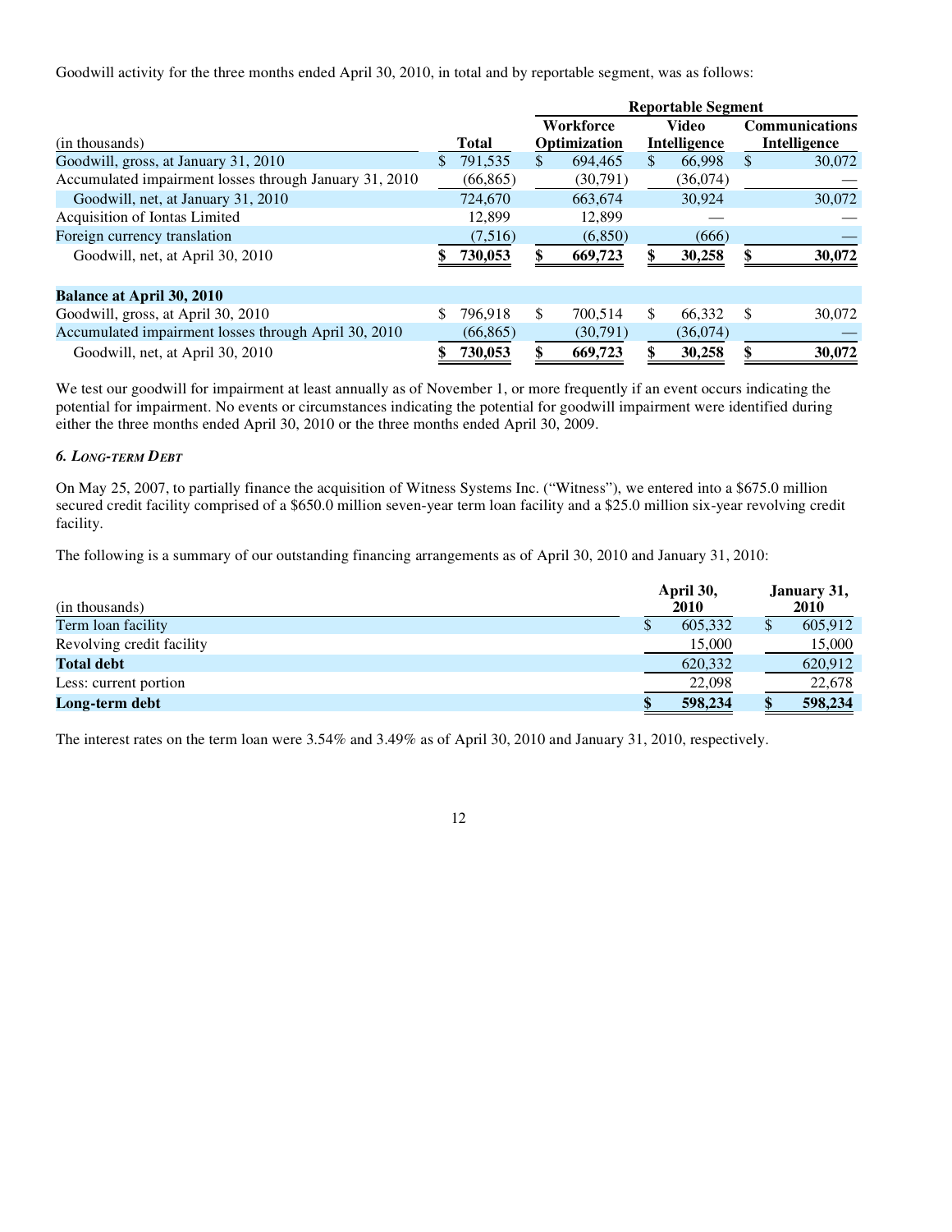Goodwill activity for the three months ended April 30, 2010, in total and by reportable segment, was as follows:

| (in thousands) | Total | Reportable Segment | | |
|---|---|---|---|---|
| | | Workforce Optimization | Video Intelligence | Communications Intelligence |
| Goodwill, gross, at January 31, 2010 | $ 791,535 | $ 694,465 | $ 66,998 | $ 30,072 |
| Accumulated impairment losses through January 31, 2010 | (66,865) | (30,791) | (36,074) | — |
| Goodwill, net, at January 31, 2010 | 724,670 | 663,674 | 30,924 | 30,072 |
| Acquisition of Iontas Limited | 12,899 | 12,899 | — | — |
| Foreign currency translation | (7,516) | (6,850) | (666) | — |
| Goodwill, net, at April 30, 2010 | **$ 730,053** | **$ 669,723** | **$ 30,258** | **$ 30,072** |
| **Balance at April 30, 2010** | | | | |
| Goodwill, gross, at April 30, 2010 | $ 796,918 | $ 700,514 | $ 66,332 | $ 30,072 |
| Accumulated impairment losses through April 30, 2010 | (66,865) | (30,791) | (36,074) | — |
| Goodwill, net, at April 30, 2010 | **$ 730,053** | **$ 669,723** | **$ 30,258** | **$ 30,072** |

We test our goodwill for impairment at least annually as of November 1, or more frequently if an event occurs indicating the potential for impairment. No events or circumstances indicating the potential for goodwill impairment were identified during either the three months ended April 30, 2010 or the three months ended April 30, 2009.

### *6. Long-term Debt*

On May 25, 2007, to partially finance the acquisition of Witness Systems Inc. ("Witness"), we entered into a $675.0 million secured credit facility comprised of a $650.0 million seven-year term loan facility and a $25.0 million six-year revolving credit facility.

The following is a summary of our outstanding financing arrangements as of April 30, 2010 and January 31, 2010:

| (in thousands) | April 30, 2010 | January 31, 2010 |
|---|---|---|
| Term loan facility | $ 605,332 | $ 605,912 |
| Revolving credit facility | 15,000 | 15,000 |
| **Total debt** | 620,332 | 620,912 |
| Less: current portion | 22,098 | 22,678 |
| **Long-term debt** | **$ 598,234** | **$ 598,234** |

The interest rates on the term loan were 3.54% and 3.49% as of April 30, 2010 and January 31, 2010, respectively.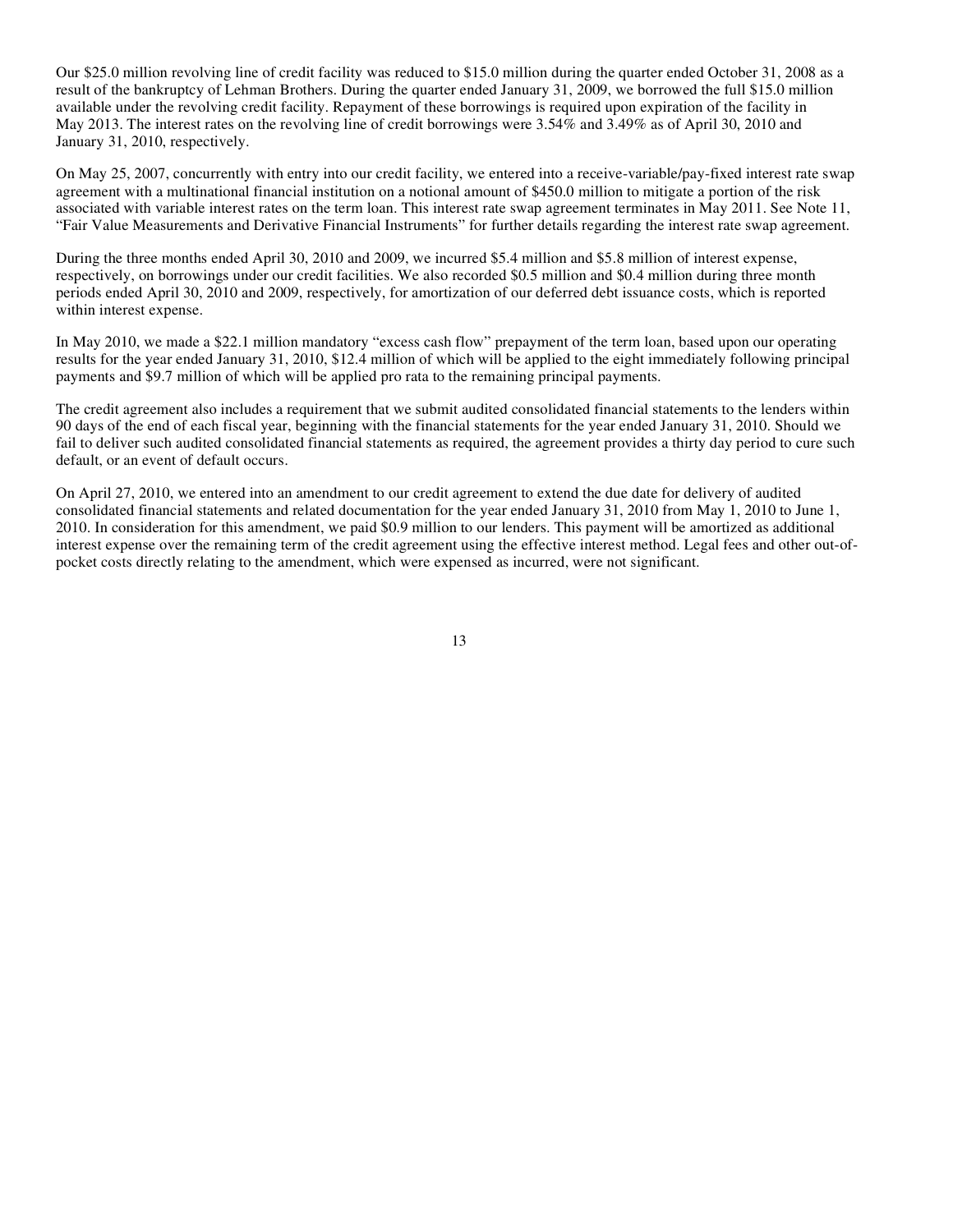Our $25.0 million revolving line of credit facility was reduced to $15.0 million during the quarter ended October 31, 2008 as a result of the bankruptcy of Lehman Brothers. During the quarter ended January 31, 2009, we borrowed the full $15.0 million available under the revolving credit facility. Repayment of these borrowings is required upon expiration of the facility in May 2013. The interest rates on the revolving line of credit borrowings were 3.54% and 3.49% as of April 30, 2010 and January 31, 2010, respectively.

On May 25, 2007, concurrently with entry into our credit facility, we entered into a receive-variable/pay-fixed interest rate swap agreement with a multinational financial institution on a notional amount of $450.0 million to mitigate a portion of the risk associated with variable interest rates on the term loan. This interest rate swap agreement terminates in May 2011. See Note 11, "Fair Value Measurements and Derivative Financial Instruments" for further details regarding the interest rate swap agreement.

During the three months ended April 30, 2010 and 2009, we incurred $5.4 million and $5.8 million of interest expense, respectively, on borrowings under our credit facilities. We also recorded $0.5 million and $0.4 million during three month periods ended April 30, 2010 and 2009, respectively, for amortization of our deferred debt issuance costs, which is reported within interest expense.

In May 2010, we made a $22.1 million mandatory "excess cash flow" prepayment of the term loan, based upon our operating results for the year ended January 31, 2010, $12.4 million of which will be applied to the eight immediately following principal payments and $9.7 million of which will be applied pro rata to the remaining principal payments.

The credit agreement also includes a requirement that we submit audited consolidated financial statements to the lenders within 90 days of the end of each fiscal year, beginning with the financial statements for the year ended January 31, 2010. Should we fail to deliver such audited consolidated financial statements as required, the agreement provides a thirty day period to cure such default, or an event of default occurs.

On April 27, 2010, we entered into an amendment to our credit agreement to extend the due date for delivery of audited consolidated financial statements and related documentation for the year ended January 31, 2010 from May 1, 2010 to June 1, 2010. In consideration for this amendment, we paid $0.9 million to our lenders. This payment will be amortized as additional interest expense over the remaining term of the credit agreement using the effective interest method. Legal fees and other out-of-pocket costs directly relating to the amendment, which were expensed as incurred, were not significant.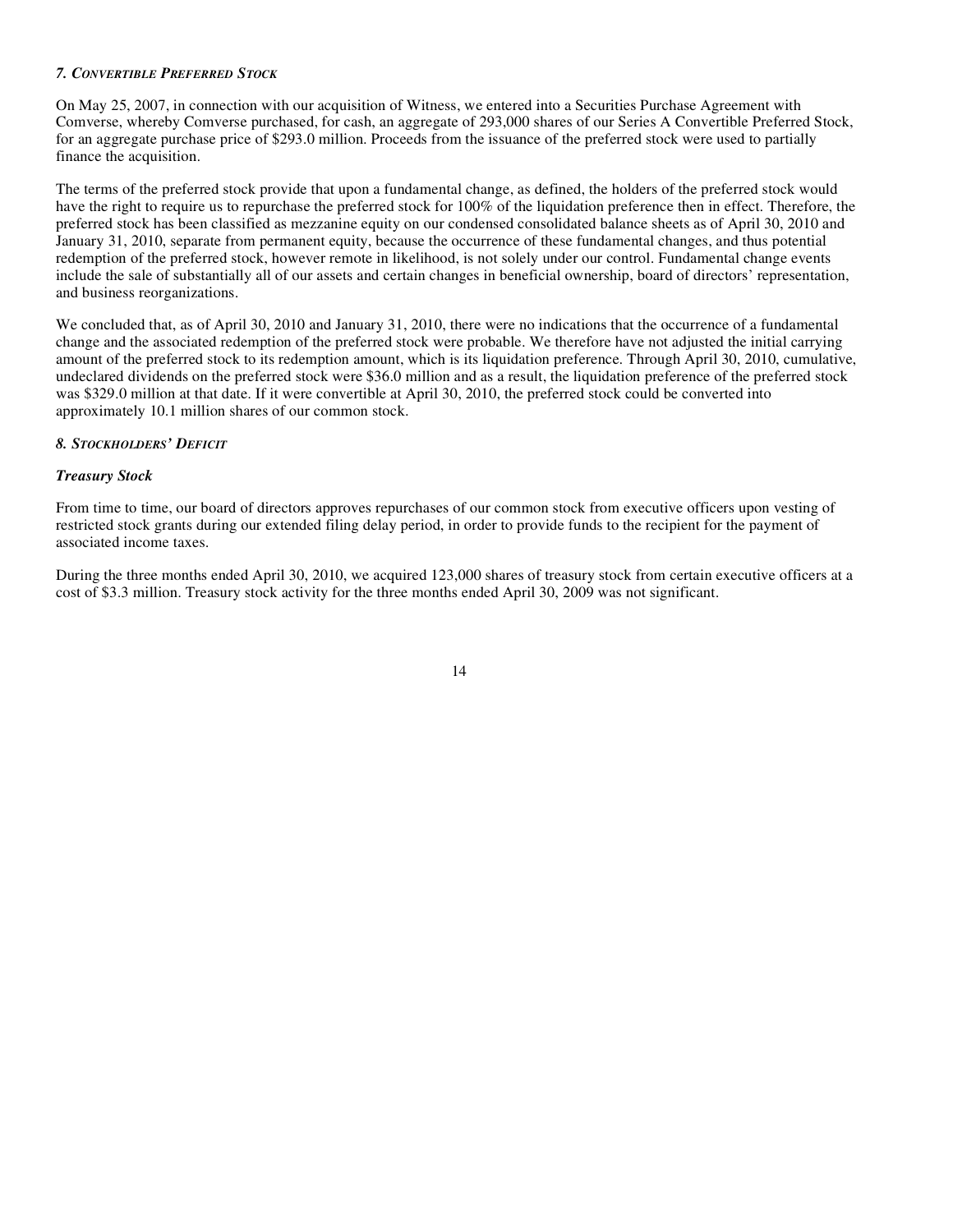### *7. Convertible Preferred Stock*

On May 25, 2007, in connection with our acquisition of Witness, we entered into a Securities Purchase Agreement with Comverse, whereby Comverse purchased, for cash, an aggregate of 293,000 shares of our Series A Convertible Preferred Stock, for an aggregate purchase price of $293.0 million. Proceeds from the issuance of the preferred stock were used to partially finance the acquisition.

The terms of the preferred stock provide that upon a fundamental change, as defined, the holders of the preferred stock would have the right to require us to repurchase the preferred stock for 100% of the liquidation preference then in effect. Therefore, the preferred stock has been classified as mezzanine equity on our condensed consolidated balance sheets as of April 30, 2010 and January 31, 2010, separate from permanent equity, because the occurrence of these fundamental changes, and thus potential redemption of the preferred stock, however remote in likelihood, is not solely under our control. Fundamental change events include the sale of substantially all of our assets and certain changes in beneficial ownership, board of directors' representation, and business reorganizations.

We concluded that, as of April 30, 2010 and January 31, 2010, there were no indications that the occurrence of a fundamental change and the associated redemption of the preferred stock were probable. We therefore have not adjusted the initial carrying amount of the preferred stock to its redemption amount, which is its liquidation preference. Through April 30, 2010, cumulative, undeclared dividends on the preferred stock were $36.0 million and as a result, the liquidation preference of the preferred stock was $329.0 million at that date. If it were convertible at April 30, 2010, the preferred stock could be converted into approximately 10.1 million shares of our common stock.

### *8. Stockholders' Deficit*

***Treasury Stock***

From time to time, our board of directors approves repurchases of our common stock from executive officers upon vesting of restricted stock grants during our extended filing delay period, in order to provide funds to the recipient for the payment of associated income taxes.

During the three months ended April 30, 2010, we acquired 123,000 shares of treasury stock from certain executive officers at a cost of $3.3 million. Treasury stock activity for the three months ended April 30, 2009 was not significant.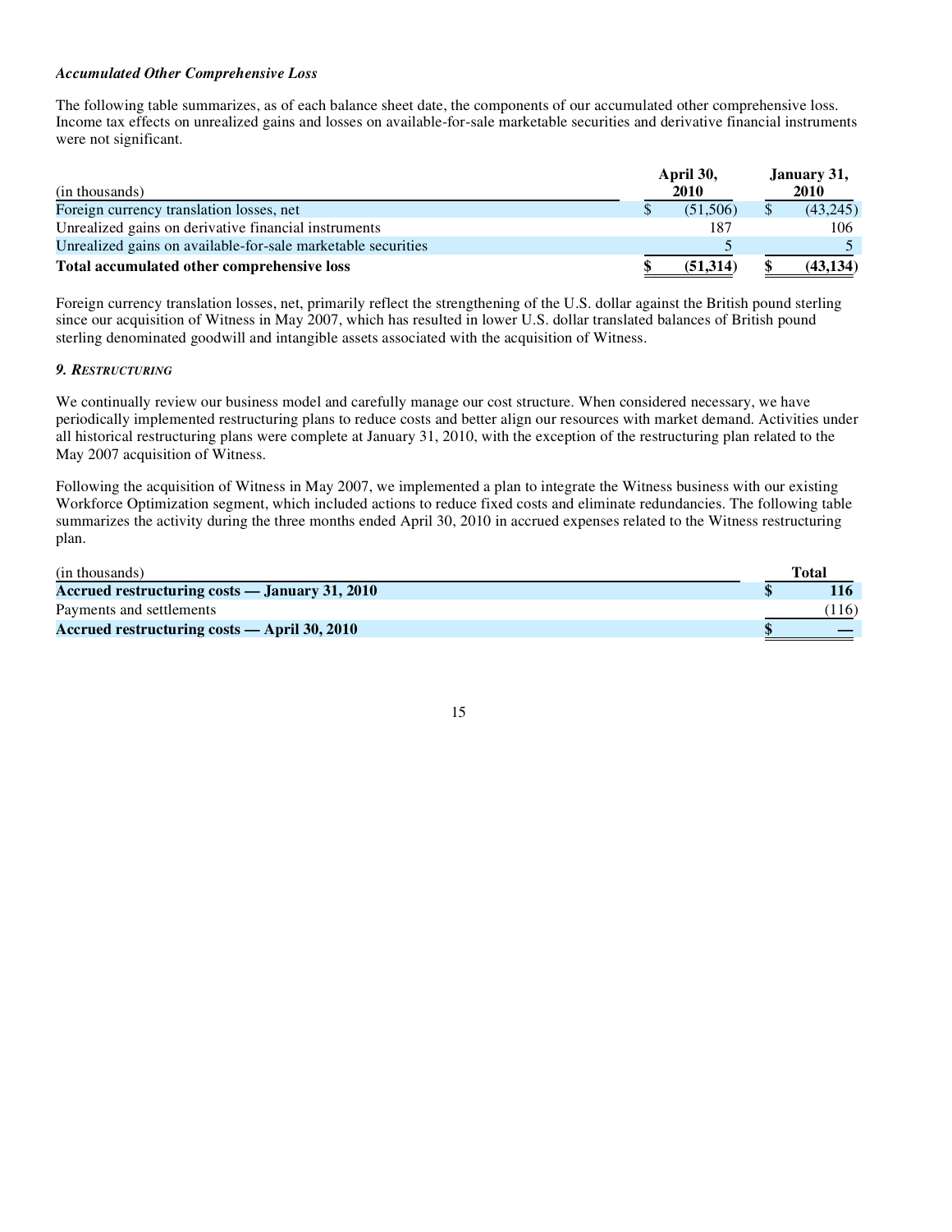***Accumulated Other Comprehensive Loss***

The following table summarizes, as of each balance sheet date, the components of our accumulated other comprehensive loss. Income tax effects on unrealized gains and losses on available-for-sale marketable securities and derivative financial instruments were not significant.

| (in thousands) | April 30, 2010 | January 31, 2010 |
|---|---|---|
| Foreign currency translation losses, net | $ (51,506) | $ (43,245) |
| Unrealized gains on derivative financial instruments | 187 | 106 |
| Unrealized gains on available-for-sale marketable securities | 5 | 5 |
| **Total accumulated other comprehensive loss** | **$ (51,314)** | **$ (43,134)** |

Foreign currency translation losses, net, primarily reflect the strengthening of the U.S. dollar against the British pound sterling since our acquisition of Witness in May 2007, which has resulted in lower U.S. dollar translated balances of British pound sterling denominated goodwill and intangible assets associated with the acquisition of Witness.

***9. Restructuring***

We continually review our business model and carefully manage our cost structure. When considered necessary, we have periodically implemented restructuring plans to reduce costs and better align our resources with market demand. Activities under all historical restructuring plans were complete at January 31, 2010, with the exception of the restructuring plan related to the May 2007 acquisition of Witness.

Following the acquisition of Witness in May 2007, we implemented a plan to integrate the Witness business with our existing Workforce Optimization segment, which included actions to reduce fixed costs and eliminate redundancies. The following table summarizes the activity during the three months ended April 30, 2010 in accrued expenses related to the Witness restructuring plan.

| (in thousands) | Total |
|---|---|
| **Accrued restructuring costs — January 31, 2010** | **$ 116** |
| Payments and settlements | (116) |
| **Accrued restructuring costs — April 30, 2010** | **$ —** |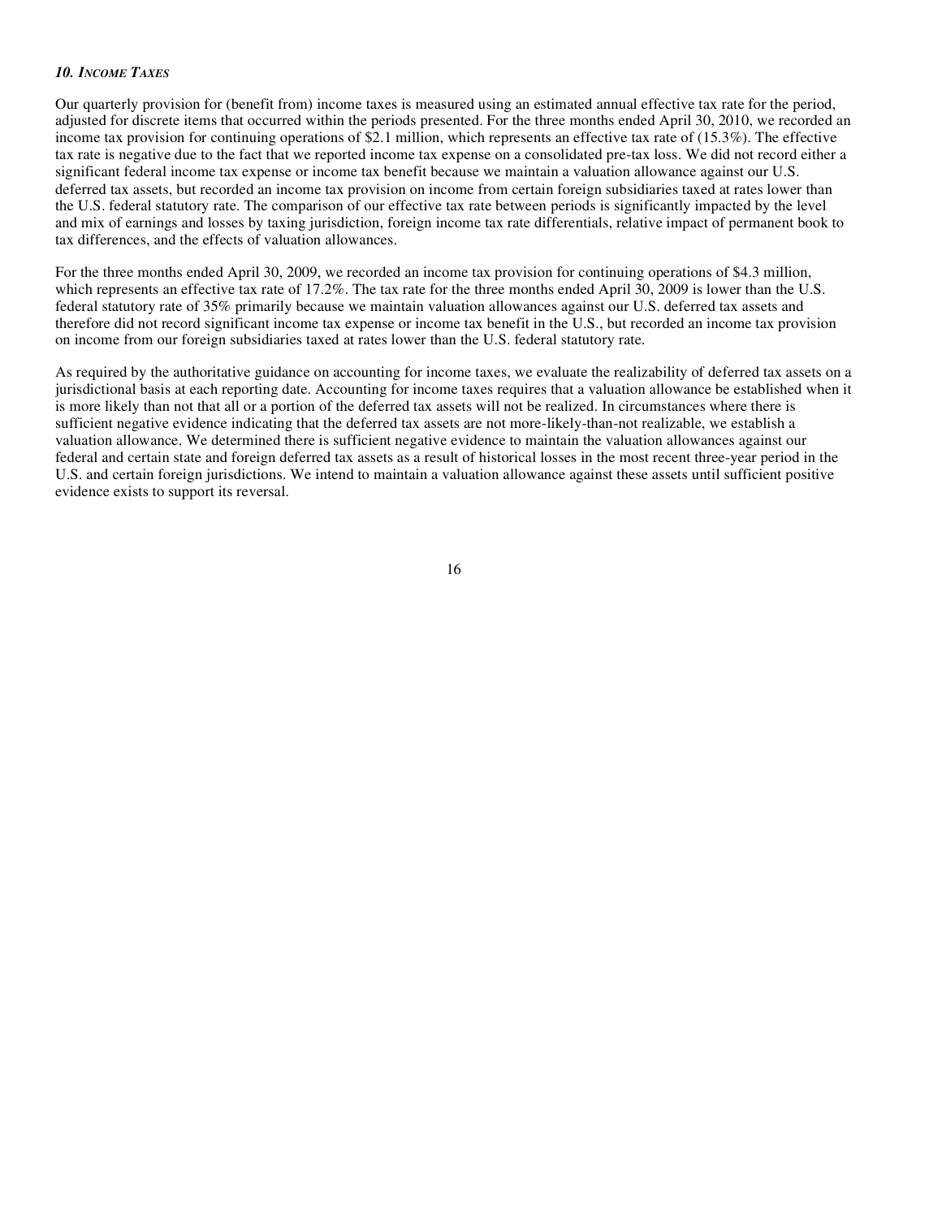### *10. Income Taxes*

Our quarterly provision for (benefit from) income taxes is measured using an estimated annual effective tax rate for the period, adjusted for discrete items that occurred within the periods presented. For the three months ended April 30, 2010, we recorded an income tax provision for continuing operations of $2.1 million, which represents an effective tax rate of (15.3%). The effective tax rate is negative due to the fact that we reported income tax expense on a consolidated pre-tax loss. We did not record either a significant federal income tax expense or income tax benefit because we maintain a valuation allowance against our U.S. deferred tax assets, but recorded an income tax provision on income from certain foreign subsidiaries taxed at rates lower than the U.S. federal statutory rate. The comparison of our effective tax rate between periods is significantly impacted by the level and mix of earnings and losses by taxing jurisdiction, foreign income tax rate differentials, relative impact of permanent book to tax differences, and the effects of valuation allowances.

For the three months ended April 30, 2009, we recorded an income tax provision for continuing operations of $4.3 million, which represents an effective tax rate of 17.2%. The tax rate for the three months ended April 30, 2009 is lower than the U.S. federal statutory rate of 35% primarily because we maintain valuation allowances against our U.S. deferred tax assets and therefore did not record significant income tax expense or income tax benefit in the U.S., but recorded an income tax provision on income from our foreign subsidiaries taxed at rates lower than the U.S. federal statutory rate.

As required by the authoritative guidance on accounting for income taxes, we evaluate the realizability of deferred tax assets on a jurisdictional basis at each reporting date. Accounting for income taxes requires that a valuation allowance be established when it is more likely than not that all or a portion of the deferred tax assets will not be realized. In circumstances where there is sufficient negative evidence indicating that the deferred tax assets are not more-likely-than-not realizable, we establish a valuation allowance. We determined there is sufficient negative evidence to maintain the valuation allowances against our federal and certain state and foreign deferred tax assets as a result of historical losses in the most recent three-year period in the U.S. and certain foreign jurisdictions. We intend to maintain a valuation allowance against these assets until sufficient positive evidence exists to support its reversal.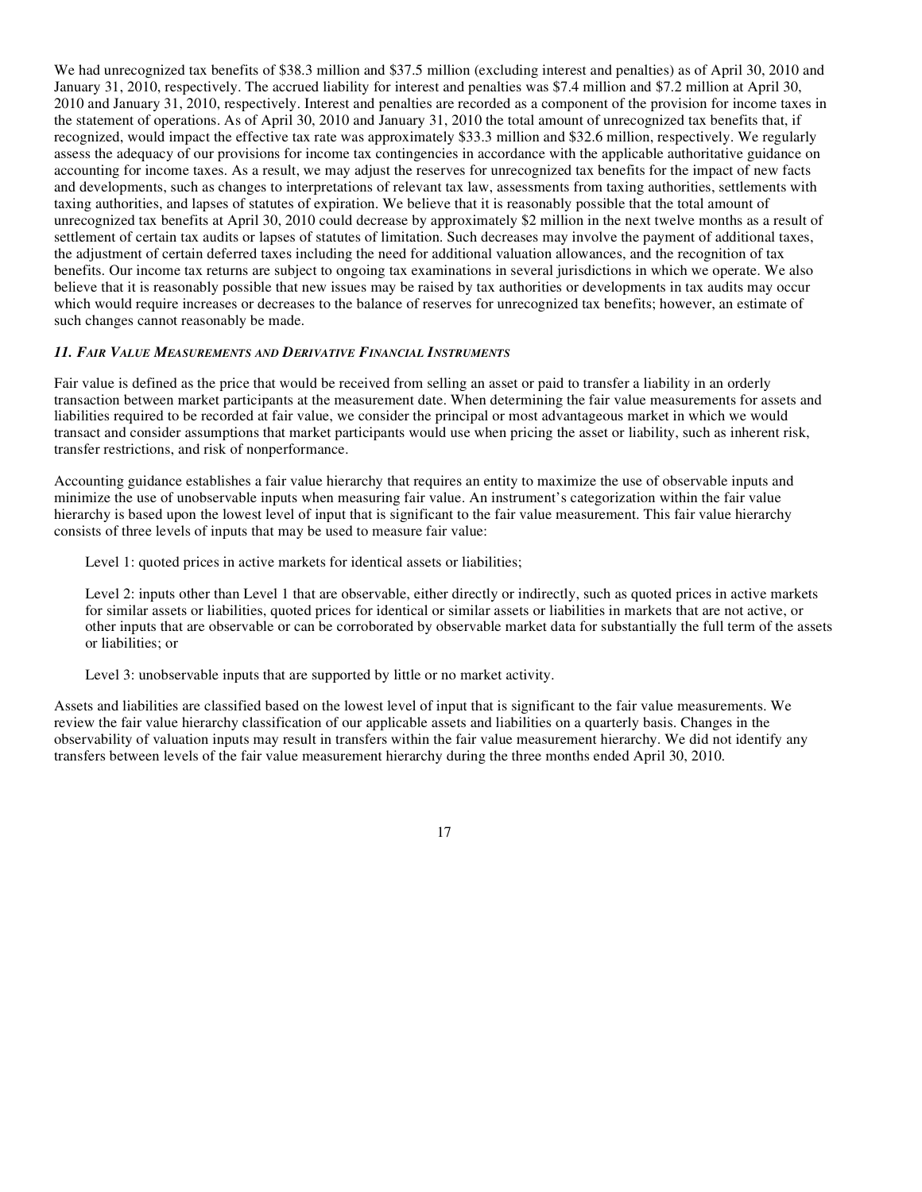We had unrecognized tax benefits of $38.3 million and $37.5 million (excluding interest and penalties) as of April 30, 2010 and January 31, 2010, respectively. The accrued liability for interest and penalties was $7.4 million and $7.2 million at April 30, 2010 and January 31, 2010, respectively. Interest and penalties are recorded as a component of the provision for income taxes in the statement of operations. As of April 30, 2010 and January 31, 2010 the total amount of unrecognized tax benefits that, if recognized, would impact the effective tax rate was approximately $33.3 million and $32.6 million, respectively. We regularly assess the adequacy of our provisions for income tax contingencies in accordance with the applicable authoritative guidance on accounting for income taxes. As a result, we may adjust the reserves for unrecognized tax benefits for the impact of new facts and developments, such as changes to interpretations of relevant tax law, assessments from taxing authorities, settlements with taxing authorities, and lapses of statutes of expiration. We believe that it is reasonably possible that the total amount of unrecognized tax benefits at April 30, 2010 could decrease by approximately $2 million in the next twelve months as a result of settlement of certain tax audits or lapses of statutes of limitation. Such decreases may involve the payment of additional taxes, the adjustment of certain deferred taxes including the need for additional valuation allowances, and the recognition of tax benefits. Our income tax returns are subject to ongoing tax examinations in several jurisdictions in which we operate. We also believe that it is reasonably possible that new issues may be raised by tax authorities or developments in tax audits may occur which would require increases or decreases to the balance of reserves for unrecognized tax benefits; however, an estimate of such changes cannot reasonably be made.

### *11. Fair Value Measurements and Derivative Financial Instruments*

Fair value is defined as the price that would be received from selling an asset or paid to transfer a liability in an orderly transaction between market participants at the measurement date. When determining the fair value measurements for assets and liabilities required to be recorded at fair value, we consider the principal or most advantageous market in which we would transact and consider assumptions that market participants would use when pricing the asset or liability, such as inherent risk, transfer restrictions, and risk of nonperformance.

Accounting guidance establishes a fair value hierarchy that requires an entity to maximize the use of observable inputs and minimize the use of unobservable inputs when measuring fair value. An instrument's categorization within the fair value hierarchy is based upon the lowest level of input that is significant to the fair value measurement. This fair value hierarchy consists of three levels of inputs that may be used to measure fair value:

Level 1: quoted prices in active markets for identical assets or liabilities;

Level 2: inputs other than Level 1 that are observable, either directly or indirectly, such as quoted prices in active markets for similar assets or liabilities, quoted prices for identical or similar assets or liabilities in markets that are not active, or other inputs that are observable or can be corroborated by observable market data for substantially the full term of the assets or liabilities; or

Level 3: unobservable inputs that are supported by little or no market activity.

Assets and liabilities are classified based on the lowest level of input that is significant to the fair value measurements. We review the fair value hierarchy classification of our applicable assets and liabilities on a quarterly basis. Changes in the observability of valuation inputs may result in transfers within the fair value measurement hierarchy. We did not identify any transfers between levels of the fair value measurement hierarchy during the three months ended April 30, 2010.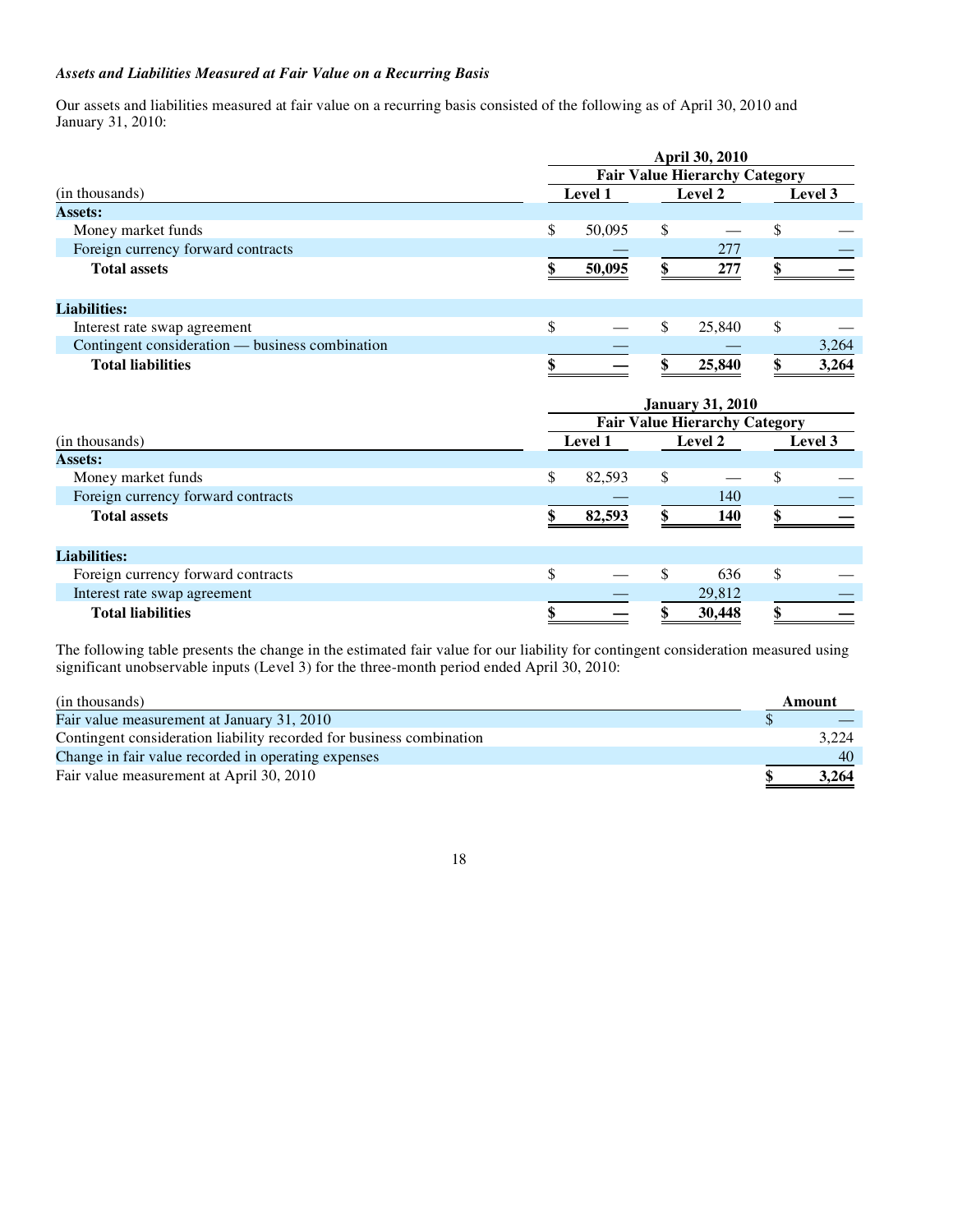***Assets and Liabilities Measured at Fair Value on a Recurring Basis***

Our assets and liabilities measured at fair value on a recurring basis consisted of the following as of April 30, 2010 and January 31, 2010:

| | April 30, 2010 | | |
|---|---|---|---|
| | Fair Value Hierarchy Category | | |
| (in thousands) | Level 1 | Level 2 | Level 3 |
| **Assets:** | | | |
| Money market funds | $ 50,095 | $ — | $ — |
| Foreign currency forward contracts | — | 277 | — |
| **Total assets** | **$ 50,095** | **$ 277** | **$ —** |
| | | | |
| **Liabilities:** | | | |
| Interest rate swap agreement | $ — | $ 25,840 | $ — |
| Contingent consideration — business combination | — | — | 3,264 |
| **Total liabilities** | **$ —** | **$ 25,840** | **$ 3,264** |

| | January 31, 2010 | | |
|---|---|---|---|
| | Fair Value Hierarchy Category | | |
| (in thousands) | Level 1 | Level 2 | Level 3 |
| **Assets:** | | | |
| Money market funds | $ 82,593 | $ — | $ — |
| Foreign currency forward contracts | — | 140 | — |
| **Total assets** | **$ 82,593** | **$ 140** | **$ —** |
| | | | |
| **Liabilities:** | | | |
| Foreign currency forward contracts | $ — | $ 636 | $ — |
| Interest rate swap agreement | — | 29,812 | — |
| **Total liabilities** | **$ —** | **$ 30,448** | **$ —** |

The following table presents the change in the estimated fair value for our liability for contingent consideration measured using significant unobservable inputs (Level 3) for the three-month period ended April 30, 2010:

| (in thousands) | Amount |
|---|---|
| Fair value measurement at January 31, 2010 | $ — |
| Contingent consideration liability recorded for business combination | 3,224 |
| Change in fair value recorded in operating expenses | 40 |
| Fair value measurement at April 30, 2010 | **$ 3,264** |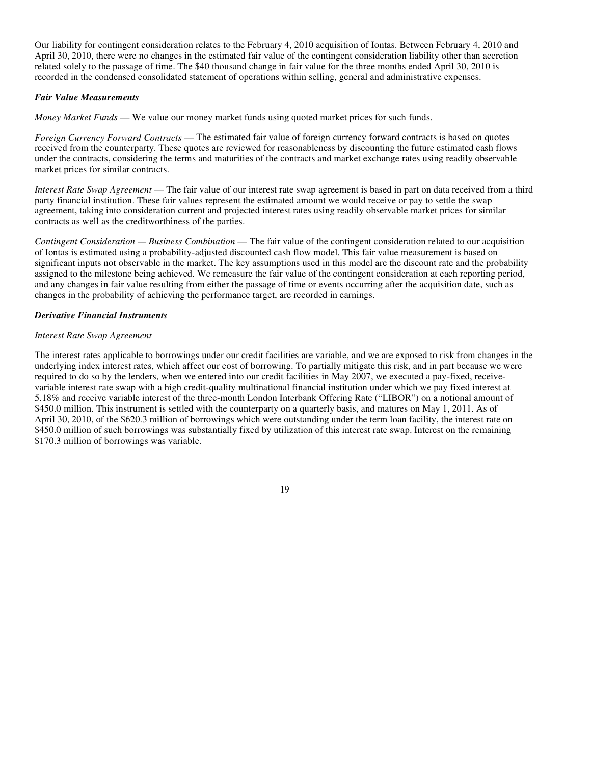Our liability for contingent consideration relates to the February 4, 2010 acquisition of Iontas. Between February 4, 2010 and April 30, 2010, there were no changes in the estimated fair value of the contingent consideration liability other than accretion related solely to the passage of time. The $40 thousand change in fair value for the three months ended April 30, 2010 is recorded in the condensed consolidated statement of operations within selling, general and administrative expenses.

***Fair Value Measurements***

*Money Market Funds* — We value our money market funds using quoted market prices for such funds.

*Foreign Currency Forward Contracts* — The estimated fair value of foreign currency forward contracts is based on quotes received from the counterparty. These quotes are reviewed for reasonableness by discounting the future estimated cash flows under the contracts, considering the terms and maturities of the contracts and market exchange rates using readily observable market prices for similar contracts.

*Interest Rate Swap Agreement* — The fair value of our interest rate swap agreement is based in part on data received from a third party financial institution. These fair values represent the estimated amount we would receive or pay to settle the swap agreement, taking into consideration current and projected interest rates using readily observable market prices for similar contracts as well as the creditworthiness of the parties.

*Contingent Consideration — Business Combination* — The fair value of the contingent consideration related to our acquisition of Iontas is estimated using a probability-adjusted discounted cash flow model. This fair value measurement is based on significant inputs not observable in the market. The key assumptions used in this model are the discount rate and the probability assigned to the milestone being achieved. We remeasure the fair value of the contingent consideration at each reporting period, and any changes in fair value resulting from either the passage of time or events occurring after the acquisition date, such as changes in the probability of achieving the performance target, are recorded in earnings.

***Derivative Financial Instruments***

*Interest Rate Swap Agreement*

The interest rates applicable to borrowings under our credit facilities are variable, and we are exposed to risk from changes in the underlying index interest rates, which affect our cost of borrowing. To partially mitigate this risk, and in part because we were required to do so by the lenders, when we entered into our credit facilities in May 2007, we executed a pay-fixed, receive-variable interest rate swap with a high credit-quality multinational financial institution under which we pay fixed interest at 5.18% and receive variable interest of the three-month London Interbank Offering Rate ("LIBOR") on a notional amount of $450.0 million. This instrument is settled with the counterparty on a quarterly basis, and matures on May 1, 2011. As of April 30, 2010, of the $620.3 million of borrowings which were outstanding under the term loan facility, the interest rate on $450.0 million of such borrowings was substantially fixed by utilization of this interest rate swap. Interest on the remaining $170.3 million of borrowings was variable.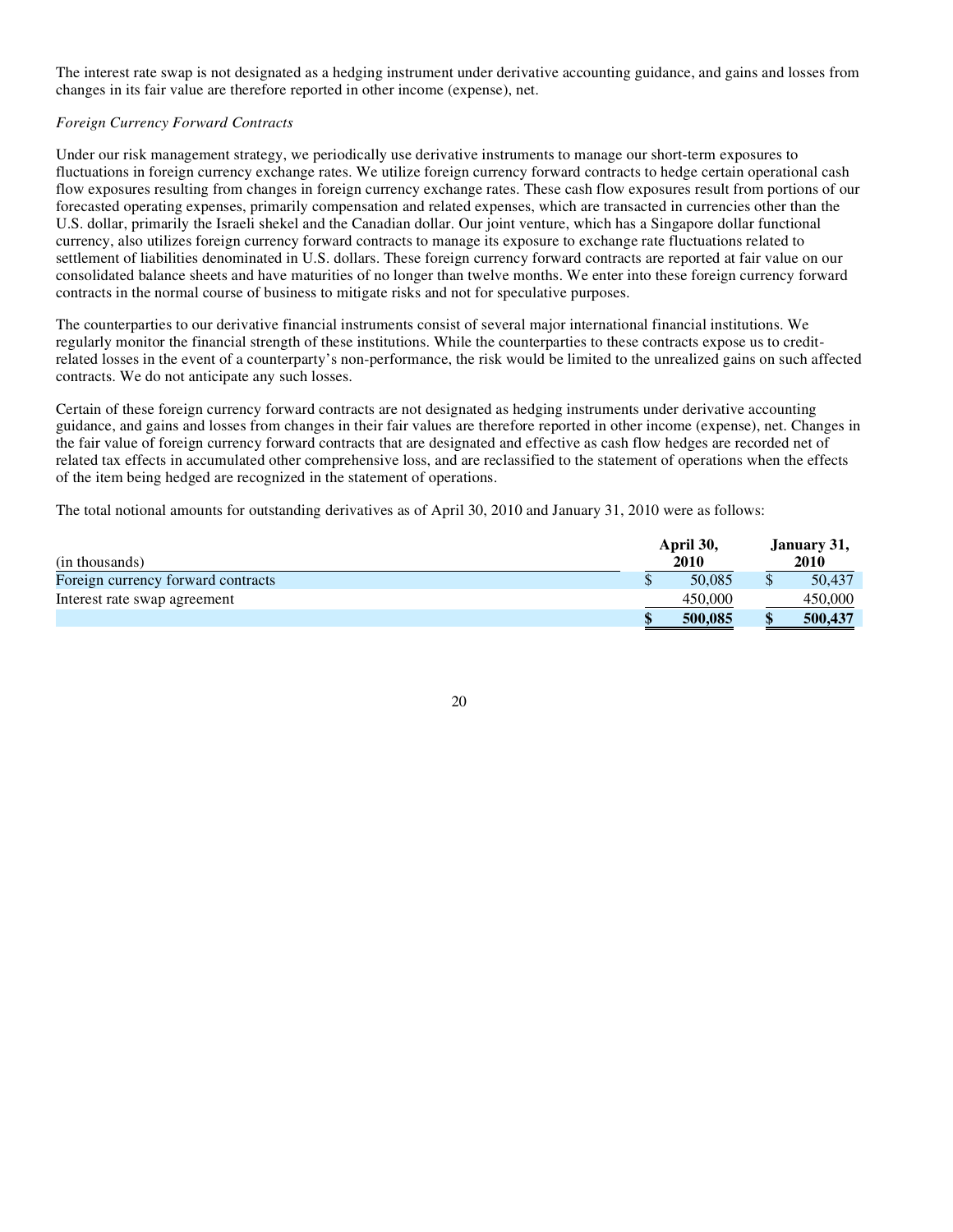The interest rate swap is not designated as a hedging instrument under derivative accounting guidance, and gains and losses from changes in its fair value are therefore reported in other income (expense), net.

*Foreign Currency Forward Contracts*

Under our risk management strategy, we periodically use derivative instruments to manage our short-term exposures to fluctuations in foreign currency exchange rates. We utilize foreign currency forward contracts to hedge certain operational cash flow exposures resulting from changes in foreign currency exchange rates. These cash flow exposures result from portions of our forecasted operating expenses, primarily compensation and related expenses, which are transacted in currencies other than the U.S. dollar, primarily the Israeli shekel and the Canadian dollar. Our joint venture, which has a Singapore dollar functional currency, also utilizes foreign currency forward contracts to manage its exposure to exchange rate fluctuations related to settlement of liabilities denominated in U.S. dollars. These foreign currency forward contracts are reported at fair value on our consolidated balance sheets and have maturities of no longer than twelve months. We enter into these foreign currency forward contracts in the normal course of business to mitigate risks and not for speculative purposes.

The counterparties to our derivative financial instruments consist of several major international financial institutions. We regularly monitor the financial strength of these institutions. While the counterparties to these contracts expose us to credit-related losses in the event of a counterparty's non-performance, the risk would be limited to the unrealized gains on such affected contracts. We do not anticipate any such losses.

Certain of these foreign currency forward contracts are not designated as hedging instruments under derivative accounting guidance, and gains and losses from changes in their fair values are therefore reported in other income (expense), net. Changes in the fair value of foreign currency forward contracts that are designated and effective as cash flow hedges are recorded net of related tax effects in accumulated other comprehensive loss, and are reclassified to the statement of operations when the effects of the item being hedged are recognized in the statement of operations.

The total notional amounts for outstanding derivatives as of April 30, 2010 and January 31, 2010 were as follows:

| (in thousands) | April 30, 2010 | January 31, 2010 |
|---|---|---|
| Foreign currency forward contracts | $ 50,085 | $ 50,437 |
| Interest rate swap agreement | 450,000 | 450,000 |
| | **$ 500,085** | **$ 500,437** |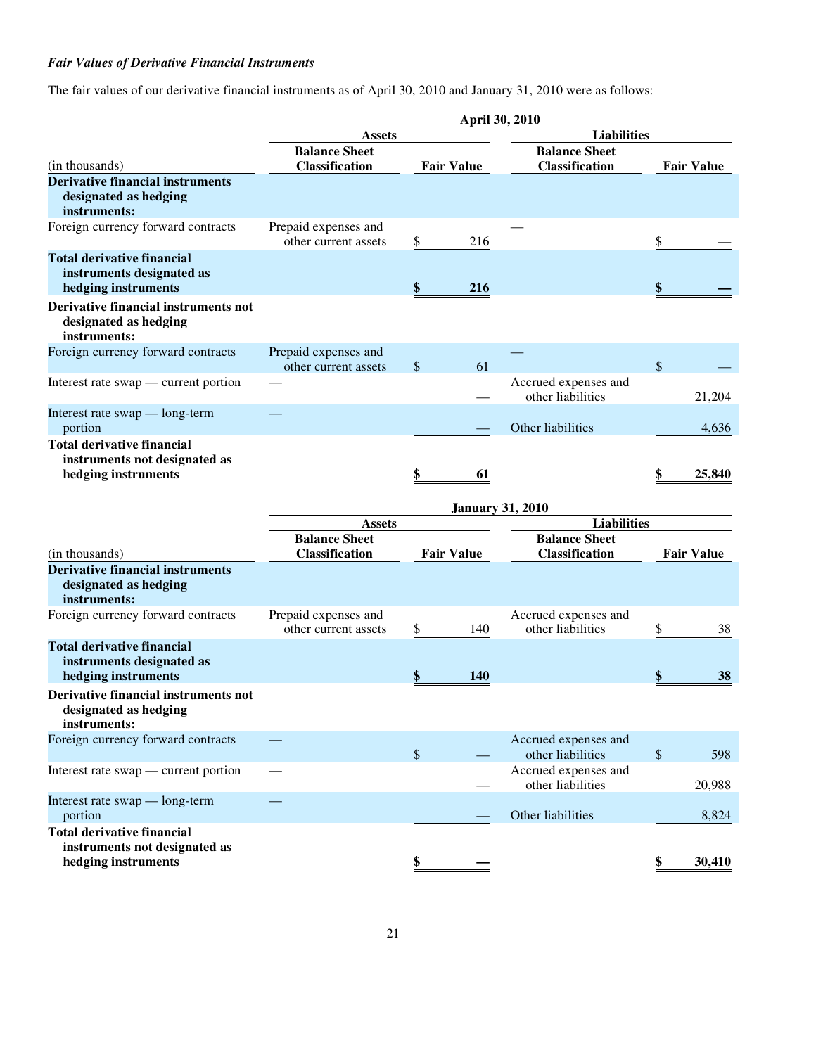***Fair Values of Derivative Financial Instruments***

The fair values of our derivative financial instruments as of April 30, 2010 and January 31, 2010 were as follows:

| | April 30, 2010 | | | |
|---|---|---|---|---|
| | Assets | | Liabilities | |
| (in thousands) | Balance Sheet Classification | Fair Value | Balance Sheet Classification | Fair Value |
| **Derivative financial instruments designated as hedging instruments:** | | | | |
| Foreign currency forward contracts | Prepaid expenses and other current assets | $ 216 | — | $ — |
| **Total derivative financial instruments designated as hedging instruments** | | **$ 216** | | **$ —** |
| **Derivative financial instruments not designated as hedging instruments:** | | | | |
| Foreign currency forward contracts | Prepaid expenses and other current assets | $ 61 | — | $ — |
| Interest rate swap — current portion | — | — | Accrued expenses and other liabilities | 21,204 |
| Interest rate swap — long-term portion | — | — | Other liabilities | 4,636 |
| **Total derivative financial instruments not designated as hedging instruments** | | **$ 61** | | **$ 25,840** |

| | January 31, 2010 | | | |
|---|---|---|---|---|
| | Assets | | Liabilities | |
| (in thousands) | Balance Sheet Classification | Fair Value | Balance Sheet Classification | Fair Value |
| **Derivative financial instruments designated as hedging instruments:** | | | | |
| Foreign currency forward contracts | Prepaid expenses and other current assets | $ 140 | Accrued expenses and other liabilities | $ 38 |
| **Total derivative financial instruments designated as hedging instruments** | | **$ 140** | | **$ 38** |
| **Derivative financial instruments not designated as hedging instruments:** | | | | |
| Foreign currency forward contracts | — | $ — | Accrued expenses and other liabilities | $ 598 |
| Interest rate swap — current portion | — | — | Accrued expenses and other liabilities | 20,988 |
| Interest rate swap — long-term portion | — | — | Other liabilities | 8,824 |
| **Total derivative financial instruments not designated as hedging instruments** | | **$ —** | | **$ 30,410** |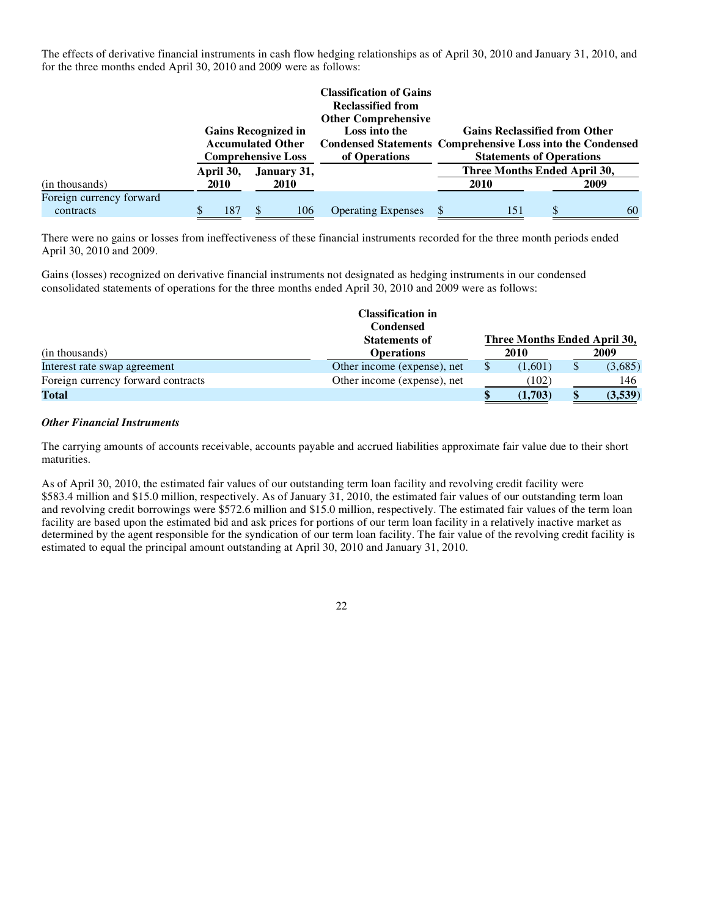The effects of derivative financial instruments in cash flow hedging relationships as of April 30, 2010 and January 31, 2010, and for the three months ended April 30, 2010 and 2009 were as follows:

| | Gains Recognized in Accumulated Other Comprehensive Loss | | Classification of Gains Reclassified from Other Comprehensive Loss into the Condensed Statements of Operations | Gains Reclassified from Other Comprehensive Loss into the Condensed Statements of Operations | |
|---|---|---|---|---|---|
| | | | | Three Months Ended April 30, | |
| (in thousands) | April 30, 2010 | January 31, 2010 | | 2010 | 2009 |
| Foreign currency forward contracts | $ 187 | $ 106 | Operating Expenses | $ 151 | $ 60 |

There were no gains or losses from ineffectiveness of these financial instruments recorded for the three month periods ended April 30, 2010 and 2009.

Gains (losses) recognized on derivative financial instruments not designated as hedging instruments in our condensed consolidated statements of operations for the three months ended April 30, 2010 and 2009 were as follows:

| | Classification in Condensed Statements of Operations | Three Months Ended April 30, | |
|---|---|---|---|
| (in thousands) | | 2010 | 2009 |
| Interest rate swap agreement | Other income (expense), net | $ (1,601) | $ (3,685) |
| Foreign currency forward contracts | Other income (expense), net | (102) | 146 |
| **Total** | | **$ (1,703)** | **$ (3,539)** |

***Other Financial Instruments***

The carrying amounts of accounts receivable, accounts payable and accrued liabilities approximate fair value due to their short maturities.

As of April 30, 2010, the estimated fair values of our outstanding term loan facility and revolving credit facility were $583.4 million and $15.0 million, respectively. As of January 31, 2010, the estimated fair values of our outstanding term loan and revolving credit borrowings were $572.6 million and $15.0 million, respectively. The estimated fair values of the term loan facility are based upon the estimated bid and ask prices for portions of our term loan facility in a relatively inactive market as determined by the agent responsible for the syndication of our term loan facility. The fair value of the revolving credit facility is estimated to equal the principal amount outstanding at April 30, 2010 and January 31, 2010.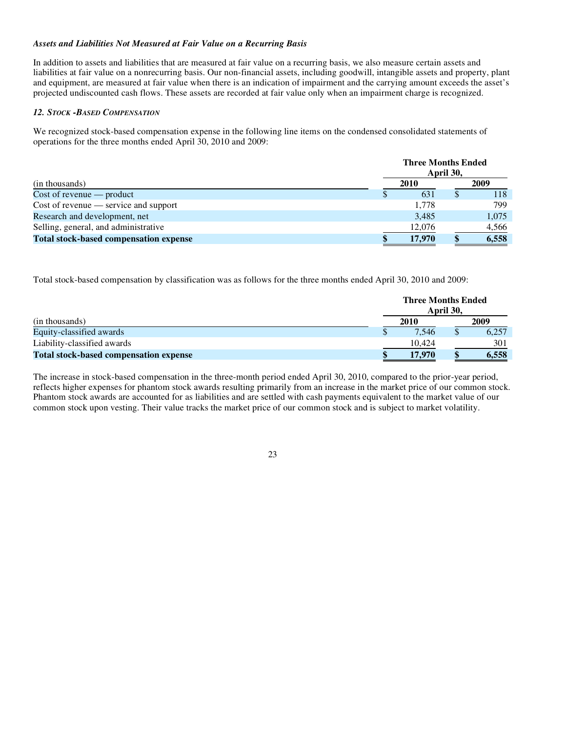### *Assets and Liabilities Not Measured at Fair Value on a Recurring Basis*

In addition to assets and liabilities that are measured at fair value on a recurring basis, we also measure certain assets and liabilities at fair value on a nonrecurring basis. Our non-financial assets, including goodwill, intangible assets and property, plant and equipment, are measured at fair value when there is an indication of impairment and the carrying amount exceeds the asset's projected undiscounted cash flows. These assets are recorded at fair value only when an impairment charge is recognized.

### *12. Stock -Based Compensation*

We recognized stock-based compensation expense in the following line items on the condensed consolidated statements of operations for the three months ended April 30, 2010 and 2009:

| (in thousands) | Three Months Ended April 30, 2010 | Three Months Ended April 30, 2009 |
|---|---|---|
| Cost of revenue — product | $ 631 | $ 118 |
| Cost of revenue — service and support | 1,778 | 799 |
| Research and development, net | 3,485 | 1,075 |
| Selling, general, and administrative | 12,076 | 4,566 |
| **Total stock-based compensation expense** | **$ 17,970** | **$ 6,558** |

Total stock-based compensation by classification was as follows for the three months ended April 30, 2010 and 2009:

| (in thousands) | Three Months Ended April 30, 2010 | Three Months Ended April 30, 2009 |
|---|---|---|
| Equity-classified awards | $ 7,546 | $ 6,257 |
| Liability-classified awards | 10,424 | 301 |
| **Total stock-based compensation expense** | **$ 17,970** | **$ 6,558** |

The increase in stock-based compensation in the three-month period ended April 30, 2010, compared to the prior-year period, reflects higher expenses for phantom stock awards resulting primarily from an increase in the market price of our common stock. Phantom stock awards are accounted for as liabilities and are settled with cash payments equivalent to the market value of our common stock upon vesting. Their value tracks the market price of our common stock and is subject to market volatility.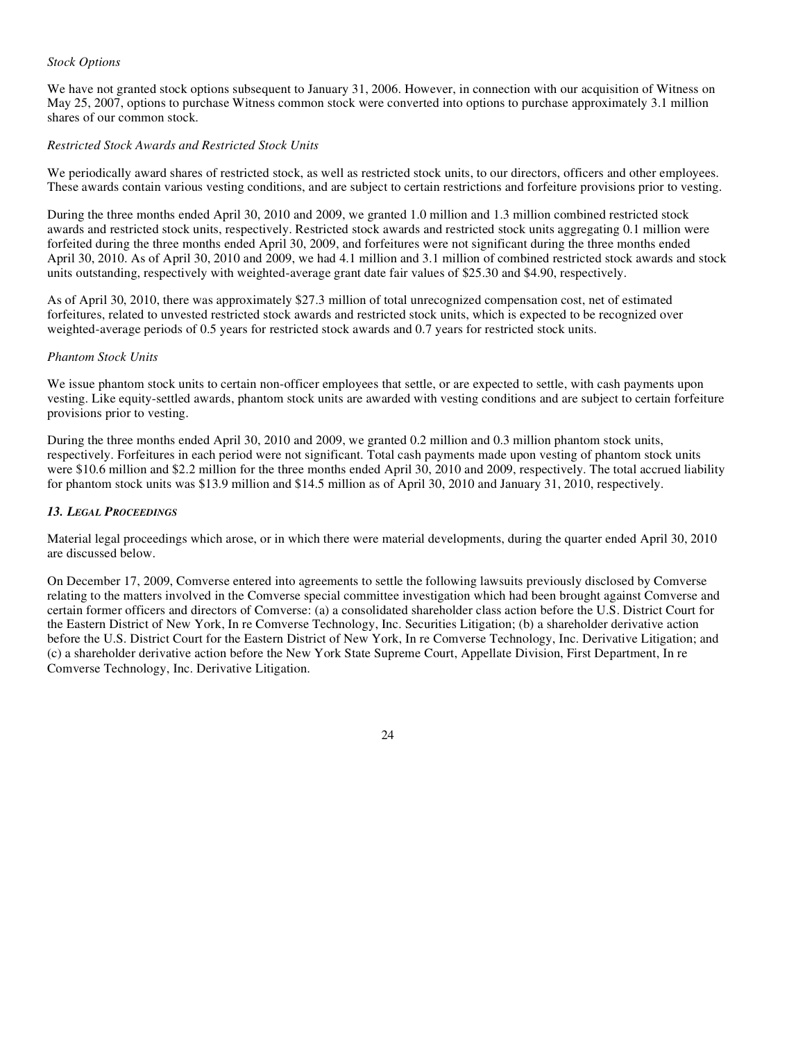*Stock Options*

We have not granted stock options subsequent to January 31, 2006. However, in connection with our acquisition of Witness on May 25, 2007, options to purchase Witness common stock were converted into options to purchase approximately 3.1 million shares of our common stock.

*Restricted Stock Awards and Restricted Stock Units*

We periodically award shares of restricted stock, as well as restricted stock units, to our directors, officers and other employees. These awards contain various vesting conditions, and are subject to certain restrictions and forfeiture provisions prior to vesting.

During the three months ended April 30, 2010 and 2009, we granted 1.0 million and 1.3 million combined restricted stock awards and restricted stock units, respectively. Restricted stock awards and restricted stock units aggregating 0.1 million were forfeited during the three months ended April 30, 2009, and forfeitures were not significant during the three months ended April 30, 2010. As of April 30, 2010 and 2009, we had 4.1 million and 3.1 million of combined restricted stock awards and stock units outstanding, respectively with weighted-average grant date fair values of $25.30 and $4.90, respectively.

As of April 30, 2010, there was approximately $27.3 million of total unrecognized compensation cost, net of estimated forfeitures, related to unvested restricted stock awards and restricted stock units, which is expected to be recognized over weighted-average periods of 0.5 years for restricted stock awards and 0.7 years for restricted stock units.

*Phantom Stock Units*

We issue phantom stock units to certain non-officer employees that settle, or are expected to settle, with cash payments upon vesting. Like equity-settled awards, phantom stock units are awarded with vesting conditions and are subject to certain forfeiture provisions prior to vesting.

During the three months ended April 30, 2010 and 2009, we granted 0.2 million and 0.3 million phantom stock units, respectively. Forfeitures in each period were not significant. Total cash payments made upon vesting of phantom stock units were $10.6 million and $2.2 million for the three months ended April 30, 2010 and 2009, respectively. The total accrued liability for phantom stock units was $13.9 million and $14.5 million as of April 30, 2010 and January 31, 2010, respectively.

### *13. Legal Proceedings*

Material legal proceedings which arose, or in which there were material developments, during the quarter ended April 30, 2010 are discussed below.

On December 17, 2009, Comverse entered into agreements to settle the following lawsuits previously disclosed by Comverse relating to the matters involved in the Comverse special committee investigation which had been brought against Comverse and certain former officers and directors of Comverse: (a) a consolidated shareholder class action before the U.S. District Court for the Eastern District of New York, In re Comverse Technology, Inc. Securities Litigation; (b) a shareholder derivative action before the U.S. District Court for the Eastern District of New York, In re Comverse Technology, Inc. Derivative Litigation; and (c) a shareholder derivative action before the New York State Supreme Court, Appellate Division, First Department, In re Comverse Technology, Inc. Derivative Litigation.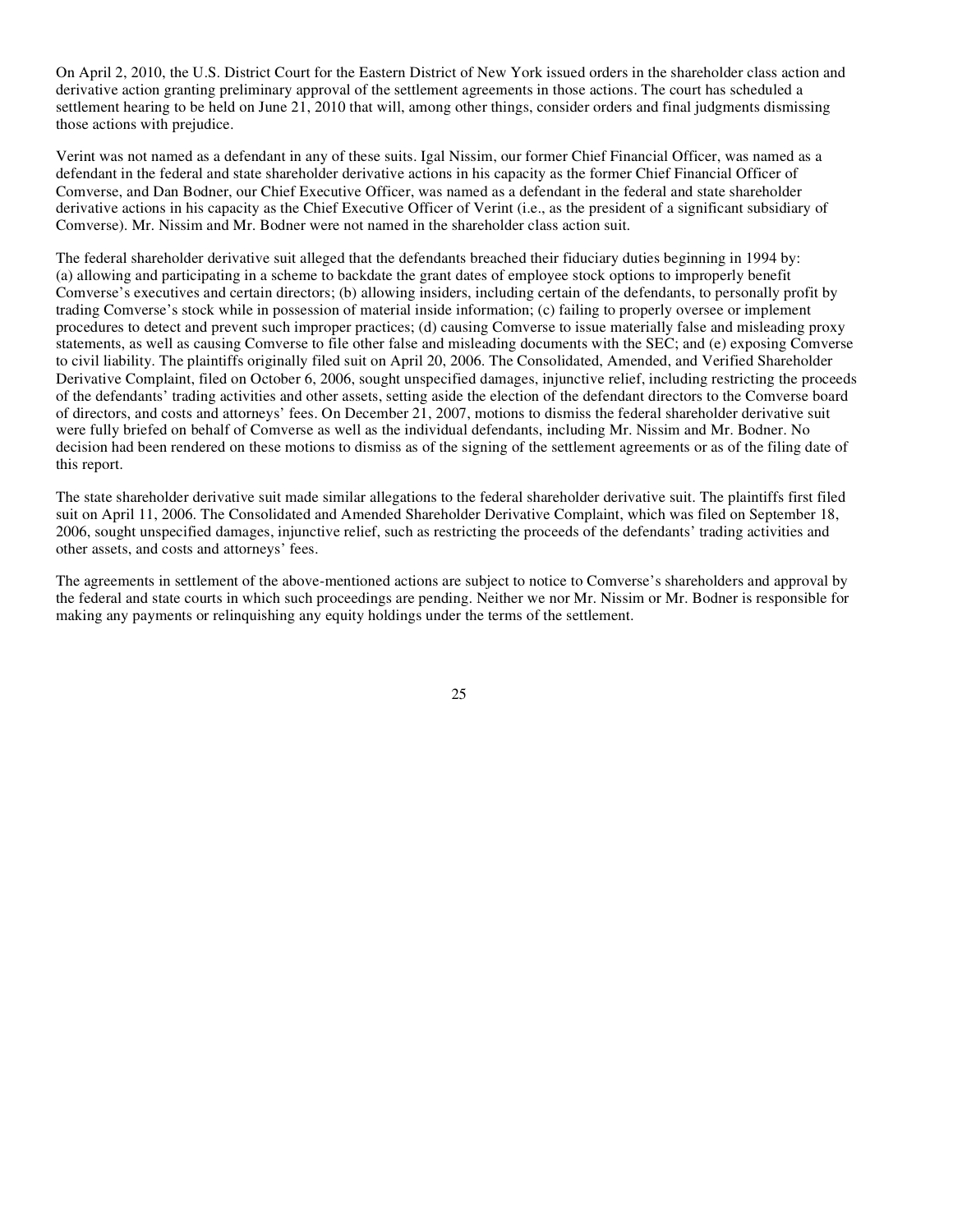On April 2, 2010, the U.S. District Court for the Eastern District of New York issued orders in the shareholder class action and derivative action granting preliminary approval of the settlement agreements in those actions. The court has scheduled a settlement hearing to be held on June 21, 2010 that will, among other things, consider orders and final judgments dismissing those actions with prejudice.

Verint was not named as a defendant in any of these suits. Igal Nissim, our former Chief Financial Officer, was named as a defendant in the federal and state shareholder derivative actions in his capacity as the former Chief Financial Officer of Comverse, and Dan Bodner, our Chief Executive Officer, was named as a defendant in the federal and state shareholder derivative actions in his capacity as the Chief Executive Officer of Verint (i.e., as the president of a significant subsidiary of Comverse). Mr. Nissim and Mr. Bodner were not named in the shareholder class action suit.

The federal shareholder derivative suit alleged that the defendants breached their fiduciary duties beginning in 1994 by: (a) allowing and participating in a scheme to backdate the grant dates of employee stock options to improperly benefit Comverse's executives and certain directors; (b) allowing insiders, including certain of the defendants, to personally profit by trading Comverse's stock while in possession of material inside information; (c) failing to properly oversee or implement procedures to detect and prevent such improper practices; (d) causing Comverse to issue materially false and misleading proxy statements, as well as causing Comverse to file other false and misleading documents with the SEC; and (e) exposing Comverse to civil liability. The plaintiffs originally filed suit on April 20, 2006. The Consolidated, Amended, and Verified Shareholder Derivative Complaint, filed on October 6, 2006, sought unspecified damages, injunctive relief, including restricting the proceeds of the defendants' trading activities and other assets, setting aside the election of the defendant directors to the Comverse board of directors, and costs and attorneys' fees. On December 21, 2007, motions to dismiss the federal shareholder derivative suit were fully briefed on behalf of Comverse as well as the individual defendants, including Mr. Nissim and Mr. Bodner. No decision had been rendered on these motions to dismiss as of the signing of the settlement agreements or as of the filing date of this report.

The state shareholder derivative suit made similar allegations to the federal shareholder derivative suit. The plaintiffs first filed suit on April 11, 2006. The Consolidated and Amended Shareholder Derivative Complaint, which was filed on September 18, 2006, sought unspecified damages, injunctive relief, such as restricting the proceeds of the defendants' trading activities and other assets, and costs and attorneys' fees.

The agreements in settlement of the above-mentioned actions are subject to notice to Comverse's shareholders and approval by the federal and state courts in which such proceedings are pending. Neither we nor Mr. Nissim or Mr. Bodner is responsible for making any payments or relinquishing any equity holdings under the terms of the settlement.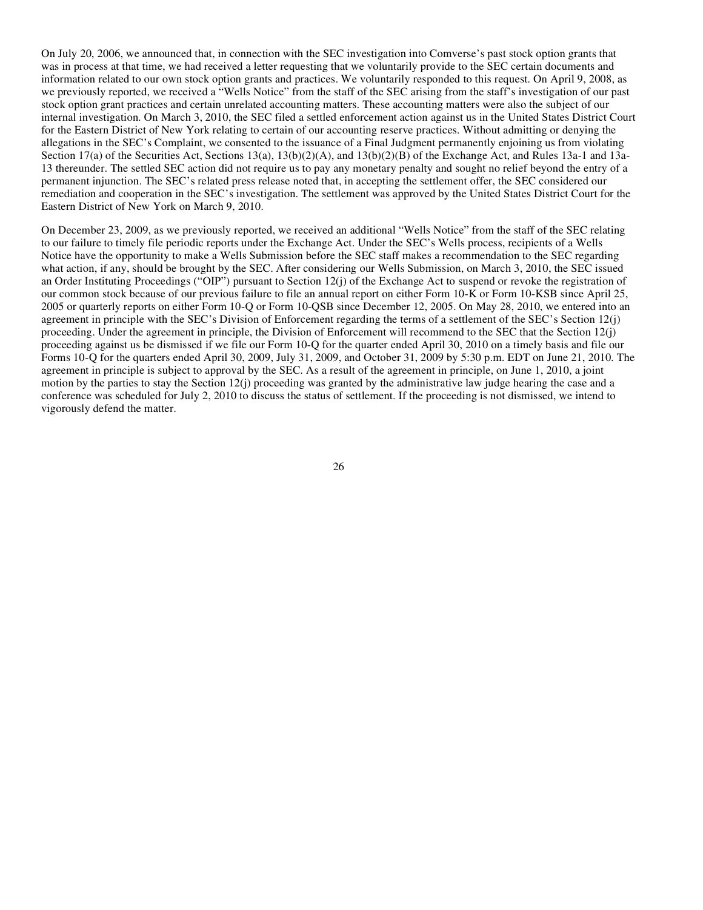On July 20, 2006, we announced that, in connection with the SEC investigation into Comverse's past stock option grants that was in process at that time, we had received a letter requesting that we voluntarily provide to the SEC certain documents and information related to our own stock option grants and practices. We voluntarily responded to this request. On April 9, 2008, as we previously reported, we received a "Wells Notice" from the staff of the SEC arising from the staff's investigation of our past stock option grant practices and certain unrelated accounting matters. These accounting matters were also the subject of our internal investigation. On March 3, 2010, the SEC filed a settled enforcement action against us in the United States District Court for the Eastern District of New York relating to certain of our accounting reserve practices. Without admitting or denying the allegations in the SEC's Complaint, we consented to the issuance of a Final Judgment permanently enjoining us from violating Section 17(a) of the Securities Act, Sections 13(a), 13(b)(2)(A), and 13(b)(2)(B) of the Exchange Act, and Rules 13a-1 and 13a-13 thereunder. The settled SEC action did not require us to pay any monetary penalty and sought no relief beyond the entry of a permanent injunction. The SEC's related press release noted that, in accepting the settlement offer, the SEC considered our remediation and cooperation in the SEC's investigation. The settlement was approved by the United States District Court for the Eastern District of New York on March 9, 2010.

On December 23, 2009, as we previously reported, we received an additional "Wells Notice" from the staff of the SEC relating to our failure to timely file periodic reports under the Exchange Act. Under the SEC's Wells process, recipients of a Wells Notice have the opportunity to make a Wells Submission before the SEC staff makes a recommendation to the SEC regarding what action, if any, should be brought by the SEC. After considering our Wells Submission, on March 3, 2010, the SEC issued an Order Instituting Proceedings ("OIP") pursuant to Section 12(j) of the Exchange Act to suspend or revoke the registration of our common stock because of our previous failure to file an annual report on either Form 10-K or Form 10-KSB since April 25, 2005 or quarterly reports on either Form 10-Q or Form 10-QSB since December 12, 2005. On May 28, 2010, we entered into an agreement in principle with the SEC's Division of Enforcement regarding the terms of a settlement of the SEC's Section 12(j) proceeding. Under the agreement in principle, the Division of Enforcement will recommend to the SEC that the Section 12(j) proceeding against us be dismissed if we file our Form 10-Q for the quarter ended April 30, 2010 on a timely basis and file our Forms 10-Q for the quarters ended April 30, 2009, July 31, 2009, and October 31, 2009 by 5:30 p.m. EDT on June 21, 2010. The agreement in principle is subject to approval by the SEC. As a result of the agreement in principle, on June 1, 2010, a joint motion by the parties to stay the Section 12(j) proceeding was granted by the administrative law judge hearing the case and a conference was scheduled for July 2, 2010 to discuss the status of settlement. If the proceeding is not dismissed, we intend to vigorously defend the matter.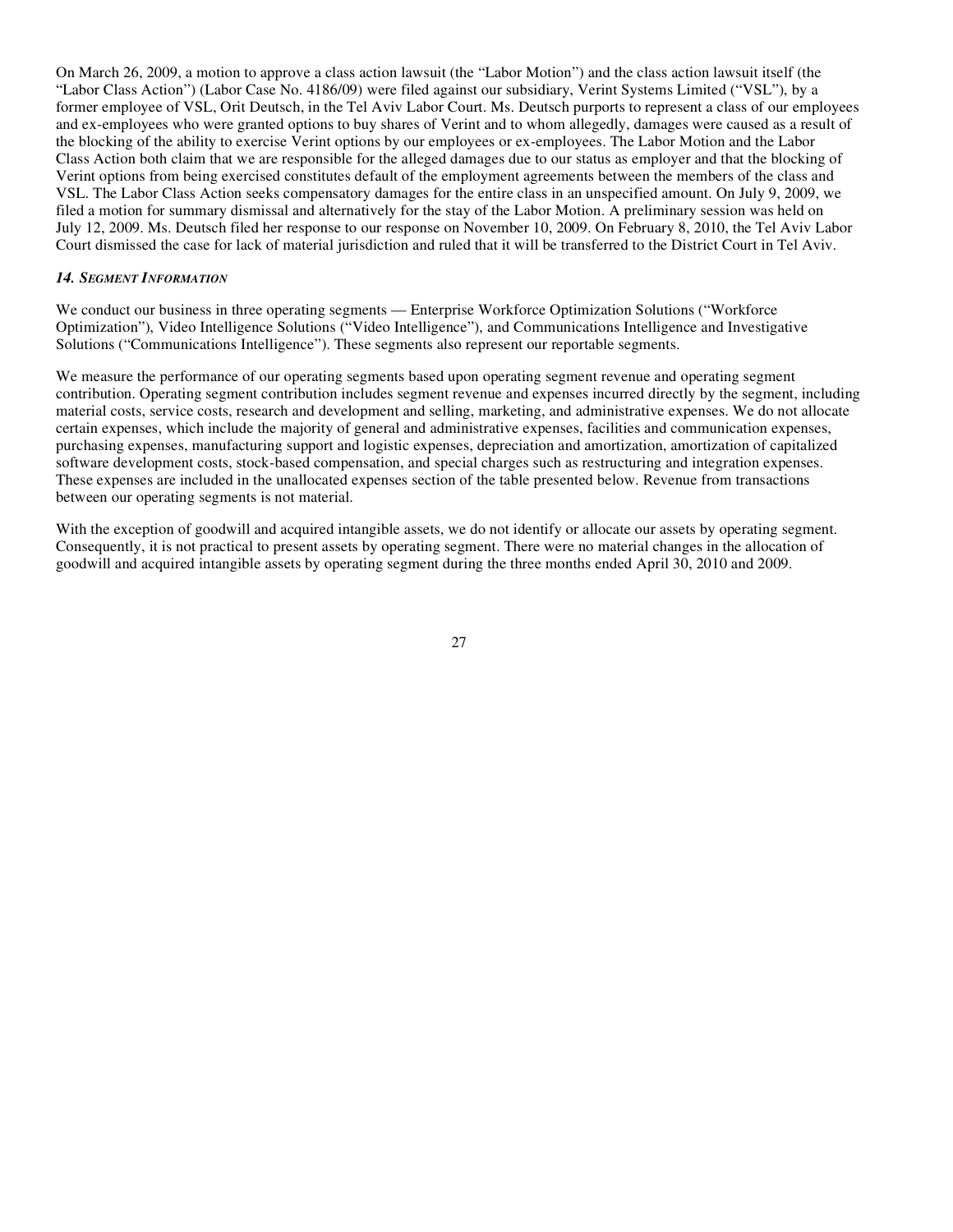On March 26, 2009, a motion to approve a class action lawsuit (the "Labor Motion") and the class action lawsuit itself (the "Labor Class Action") (Labor Case No. 4186/09) were filed against our subsidiary, Verint Systems Limited ("VSL"), by a former employee of VSL, Orit Deutsch, in the Tel Aviv Labor Court. Ms. Deutsch purports to represent a class of our employees and ex-employees who were granted options to buy shares of Verint and to whom allegedly, damages were caused as a result of the blocking of the ability to exercise Verint options by our employees or ex-employees. The Labor Motion and the Labor Class Action both claim that we are responsible for the alleged damages due to our status as employer and that the blocking of Verint options from being exercised constitutes default of the employment agreements between the members of the class and VSL. The Labor Class Action seeks compensatory damages for the entire class in an unspecified amount. On July 9, 2009, we filed a motion for summary dismissal and alternatively for the stay of the Labor Motion. A preliminary session was held on July 12, 2009. Ms. Deutsch filed her response to our response on November 10, 2009. On February 8, 2010, the Tel Aviv Labor Court dismissed the case for lack of material jurisdiction and ruled that it will be transferred to the District Court in Tel Aviv.

### *14. Segment Information*

We conduct our business in three operating segments — Enterprise Workforce Optimization Solutions ("Workforce Optimization"), Video Intelligence Solutions ("Video Intelligence"), and Communications Intelligence and Investigative Solutions ("Communications Intelligence"). These segments also represent our reportable segments.

We measure the performance of our operating segments based upon operating segment revenue and operating segment contribution. Operating segment contribution includes segment revenue and expenses incurred directly by the segment, including material costs, service costs, research and development and selling, marketing, and administrative expenses. We do not allocate certain expenses, which include the majority of general and administrative expenses, facilities and communication expenses, purchasing expenses, manufacturing support and logistic expenses, depreciation and amortization, amortization of capitalized software development costs, stock-based compensation, and special charges such as restructuring and integration expenses. These expenses are included in the unallocated expenses section of the table presented below. Revenue from transactions between our operating segments is not material.

With the exception of goodwill and acquired intangible assets, we do not identify or allocate our assets by operating segment. Consequently, it is not practical to present assets by operating segment. There were no material changes in the allocation of goodwill and acquired intangible assets by operating segment during the three months ended April 30, 2010 and 2009.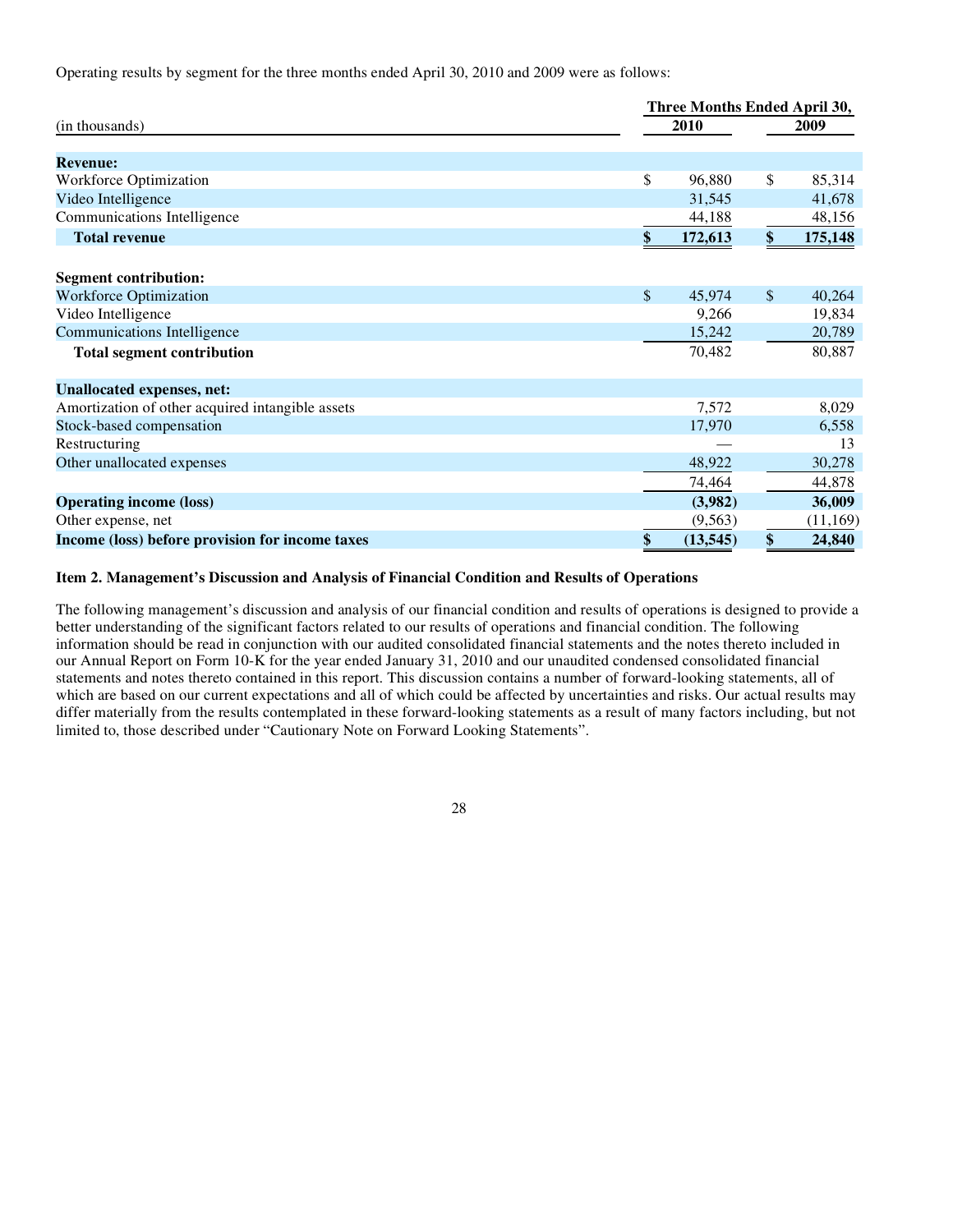Operating results by segment for the three months ended April 30, 2010 and 2009 were as follows:

| (in thousands) | Three Months Ended April 30, 2010 | 2009 |
|---|---|---|
| **Revenue:** | | |
| Workforce Optimization | $ 96,880 | $ 85,314 |
| Video Intelligence | 31,545 | 41,678 |
| Communications Intelligence | 44,188 | 48,156 |
| **Total revenue** | **$ 172,613** | **$ 175,148** |
| **Segment contribution:** | | |
| Workforce Optimization | $ 45,974 | $ 40,264 |
| Video Intelligence | 9,266 | 19,834 |
| Communications Intelligence | 15,242 | 20,789 |
| **Total segment contribution** | 70,482 | 80,887 |
| **Unallocated expenses, net:** | | |
| Amortization of other acquired intangible assets | 7,572 | 8,029 |
| Stock-based compensation | 17,970 | 6,558 |
| Restructuring | — | 13 |
| Other unallocated expenses | 48,922 | 30,278 |
| | 74,464 | 44,878 |
| **Operating income (loss)** | **(3,982)** | **36,009** |
| Other expense, net | (9,563) | (11,169) |
| **Income (loss) before provision for income taxes** | **$ (13,545)** | **$ 24,840** |

### Item 2. Management's Discussion and Analysis of Financial Condition and Results of Operations

The following management's discussion and analysis of our financial condition and results of operations is designed to provide a better understanding of the significant factors related to our results of operations and financial condition. The following information should be read in conjunction with our audited consolidated financial statements and the notes thereto included in our Annual Report on Form 10-K for the year ended January 31, 2010 and our unaudited condensed consolidated financial statements and notes thereto contained in this report. This discussion contains a number of forward-looking statements, all of which are based on our current expectations and all of which could be affected by uncertainties and risks. Our actual results may differ materially from the results contemplated in these forward-looking statements as a result of many factors including, but not limited to, those described under "Cautionary Note on Forward Looking Statements".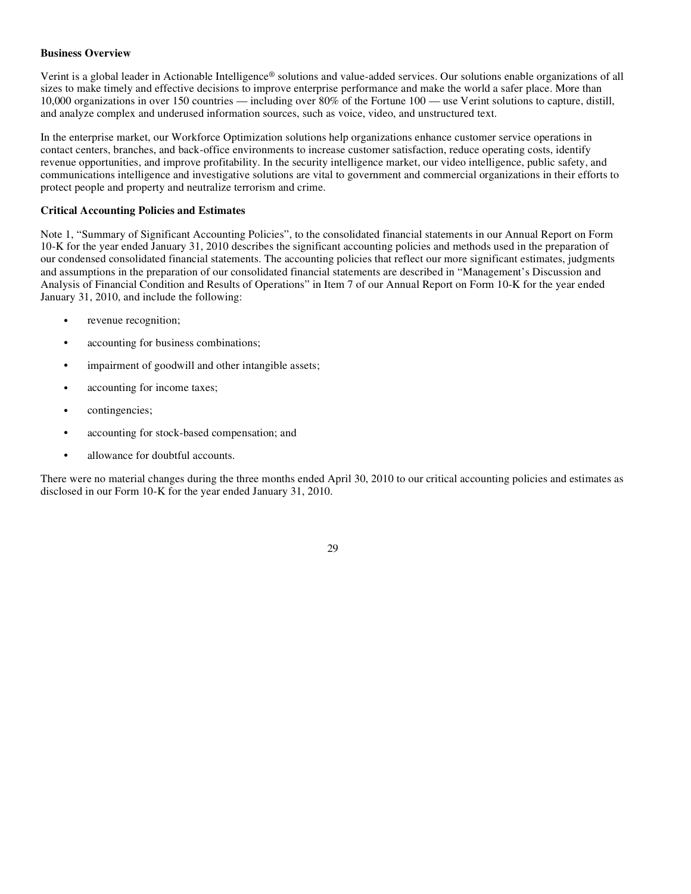**Business Overview**

Verint is a global leader in Actionable Intelligence® solutions and value-added services. Our solutions enable organizations of all sizes to make timely and effective decisions to improve enterprise performance and make the world a safer place. More than 10,000 organizations in over 150 countries — including over 80% of the Fortune 100 — use Verint solutions to capture, distill, and analyze complex and underused information sources, such as voice, video, and unstructured text.

In the enterprise market, our Workforce Optimization solutions help organizations enhance customer service operations in contact centers, branches, and back-office environments to increase customer satisfaction, reduce operating costs, identify revenue opportunities, and improve profitability. In the security intelligence market, our video intelligence, public safety, and communications intelligence and investigative solutions are vital to government and commercial organizations in their efforts to protect people and property and neutralize terrorism and crime.

**Critical Accounting Policies and Estimates**

Note 1, "Summary of Significant Accounting Policies", to the consolidated financial statements in our Annual Report on Form 10-K for the year ended January 31, 2010 describes the significant accounting policies and methods used in the preparation of our condensed consolidated financial statements. The accounting policies that reflect our more significant estimates, judgments and assumptions in the preparation of our consolidated financial statements are described in "Management's Discussion and Analysis of Financial Condition and Results of Operations" in Item 7 of our Annual Report on Form 10-K for the year ended January 31, 2010, and include the following:

- revenue recognition;
- accounting for business combinations;
- impairment of goodwill and other intangible assets;
- accounting for income taxes;
- contingencies;
- accounting for stock-based compensation; and
- allowance for doubtful accounts.

There were no material changes during the three months ended April 30, 2010 to our critical accounting policies and estimates as disclosed in our Form 10-K for the year ended January 31, 2010.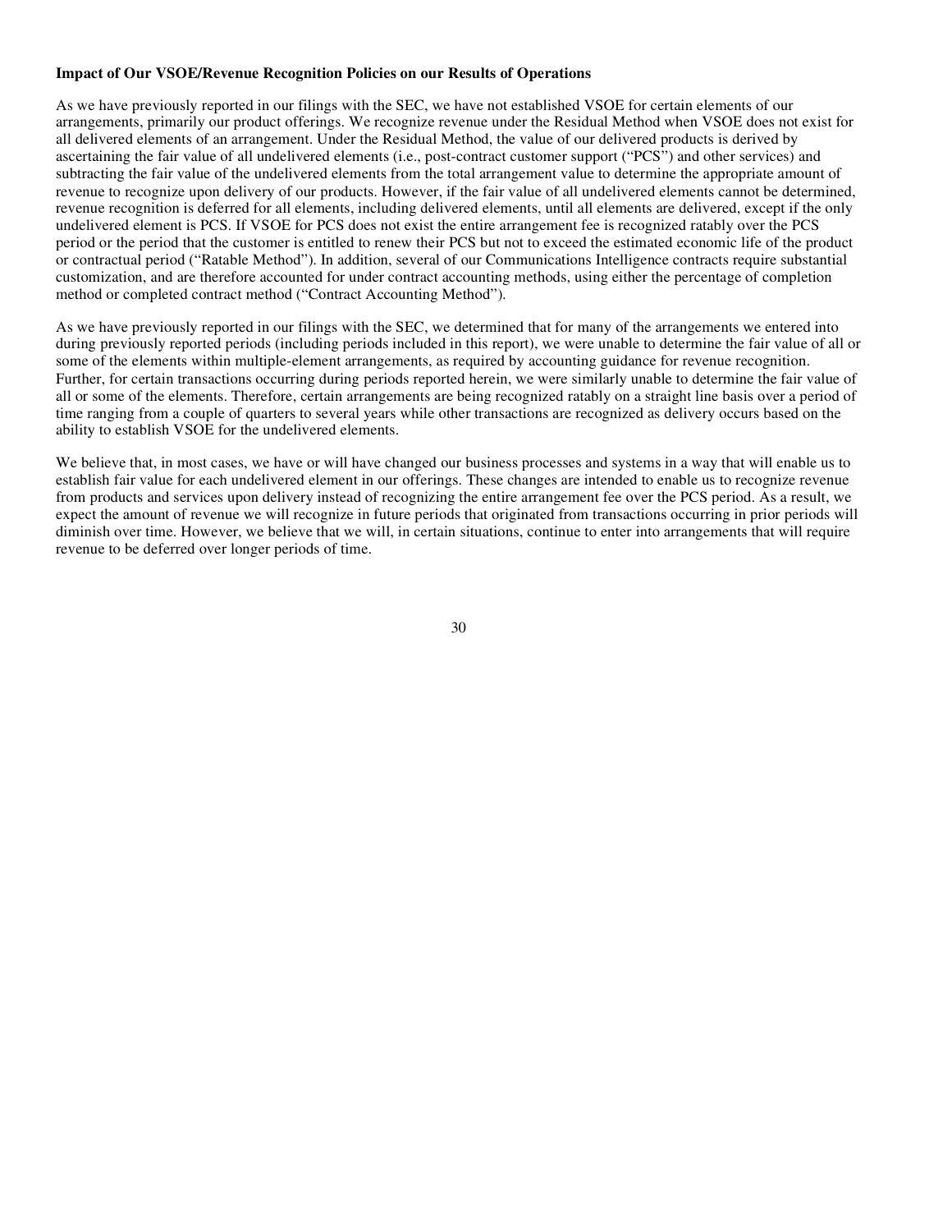**Impact of Our VSOE/Revenue Recognition Policies on our Results of Operations**

As we have previously reported in our filings with the SEC, we have not established VSOE for certain elements of our arrangements, primarily our product offerings. We recognize revenue under the Residual Method when VSOE does not exist for all delivered elements of an arrangement. Under the Residual Method, the value of our delivered products is derived by ascertaining the fair value of all undelivered elements (i.e., post-contract customer support ("PCS") and other services) and subtracting the fair value of the undelivered elements from the total arrangement value to determine the appropriate amount of revenue to recognize upon delivery of our products. However, if the fair value of all undelivered elements cannot be determined, revenue recognition is deferred for all elements, including delivered elements, until all elements are delivered, except if the only undelivered element is PCS. If VSOE for PCS does not exist the entire arrangement fee is recognized ratably over the PCS period or the period that the customer is entitled to renew their PCS but not to exceed the estimated economic life of the product or contractual period ("Ratable Method"). In addition, several of our Communications Intelligence contracts require substantial customization, and are therefore accounted for under contract accounting methods, using either the percentage of completion method or completed contract method ("Contract Accounting Method").

As we have previously reported in our filings with the SEC, we determined that for many of the arrangements we entered into during previously reported periods (including periods included in this report), we were unable to determine the fair value of all or some of the elements within multiple-element arrangements, as required by accounting guidance for revenue recognition. Further, for certain transactions occurring during periods reported herein, we were similarly unable to determine the fair value of all or some of the elements. Therefore, certain arrangements are being recognized ratably on a straight line basis over a period of time ranging from a couple of quarters to several years while other transactions are recognized as delivery occurs based on the ability to establish VSOE for the undelivered elements.

We believe that, in most cases, we have or will have changed our business processes and systems in a way that will enable us to establish fair value for each undelivered element in our offerings. These changes are intended to enable us to recognize revenue from products and services upon delivery instead of recognizing the entire arrangement fee over the PCS period. As a result, we expect the amount of revenue we will recognize in future periods that originated from transactions occurring in prior periods will diminish over time. However, we believe that we will, in certain situations, continue to enter into arrangements that will require revenue to be deferred over longer periods of time.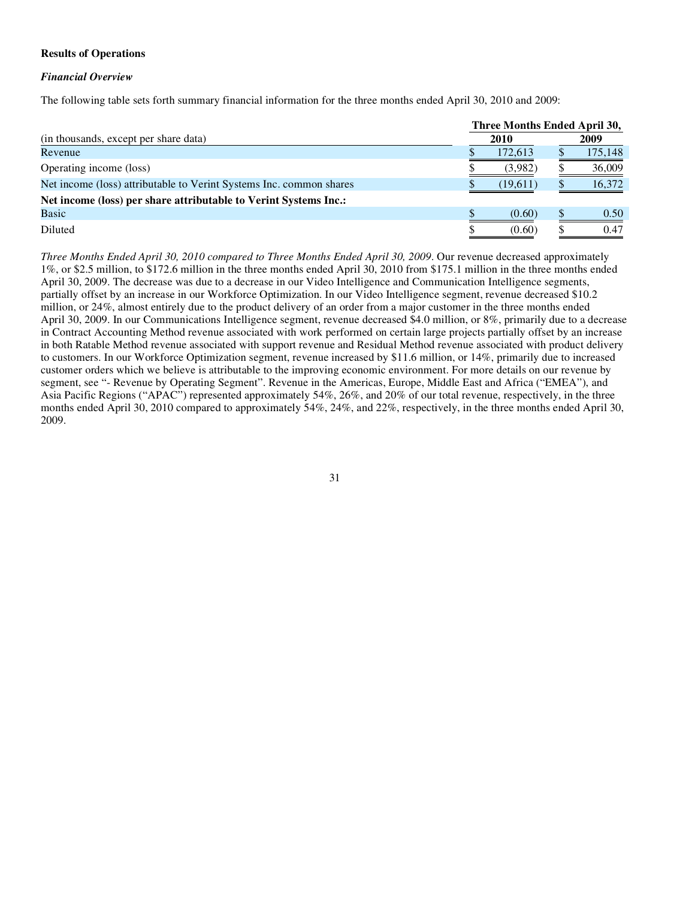**Results of Operations**

***Financial Overview***

The following table sets forth summary financial information for the three months ended April 30, 2010 and 2009:

| | Three Months Ended April 30, | |
|---|---|---|
| (in thousands, except per share data) | 2010 | 2009 |
| Revenue | $ 172,613 | $ 175,148 |
| Operating income (loss) | $ (3,982) | $ 36,009 |
| Net income (loss) attributable to Verint Systems Inc. common shares | $ (19,611) | $ 16,372 |
| **Net income (loss) per share attributable to Verint Systems Inc.:** | | |
| Basic | $ (0.60) | $ 0.50 |
| Diluted | $ (0.60) | $ 0.47 |

*Three Months Ended April 30, 2010 compared to Three Months Ended April 30, 2009*. Our revenue decreased approximately 1%, or $2.5 million, to $172.6 million in the three months ended April 30, 2010 from $175.1 million in the three months ended April 30, 2009. The decrease was due to a decrease in our Video Intelligence and Communication Intelligence segments, partially offset by an increase in our Workforce Optimization. In our Video Intelligence segment, revenue decreased $10.2 million, or 24%, almost entirely due to the product delivery of an order from a major customer in the three months ended April 30, 2009. In our Communications Intelligence segment, revenue decreased $4.0 million, or 8%, primarily due to a decrease in Contract Accounting Method revenue associated with work performed on certain large projects partially offset by an increase in both Ratable Method revenue associated with support revenue and Residual Method revenue associated with product delivery to customers. In our Workforce Optimization segment, revenue increased by $11.6 million, or 14%, primarily due to increased customer orders which we believe is attributable to the improving economic environment. For more details on our revenue by segment, see "- Revenue by Operating Segment". Revenue in the Americas, Europe, Middle East and Africa ("EMEA"), and Asia Pacific Regions ("APAC") represented approximately 54%, 26%, and 20% of our total revenue, respectively, in the three months ended April 30, 2010 compared to approximately 54%, 24%, and 22%, respectively, in the three months ended April 30, 2009.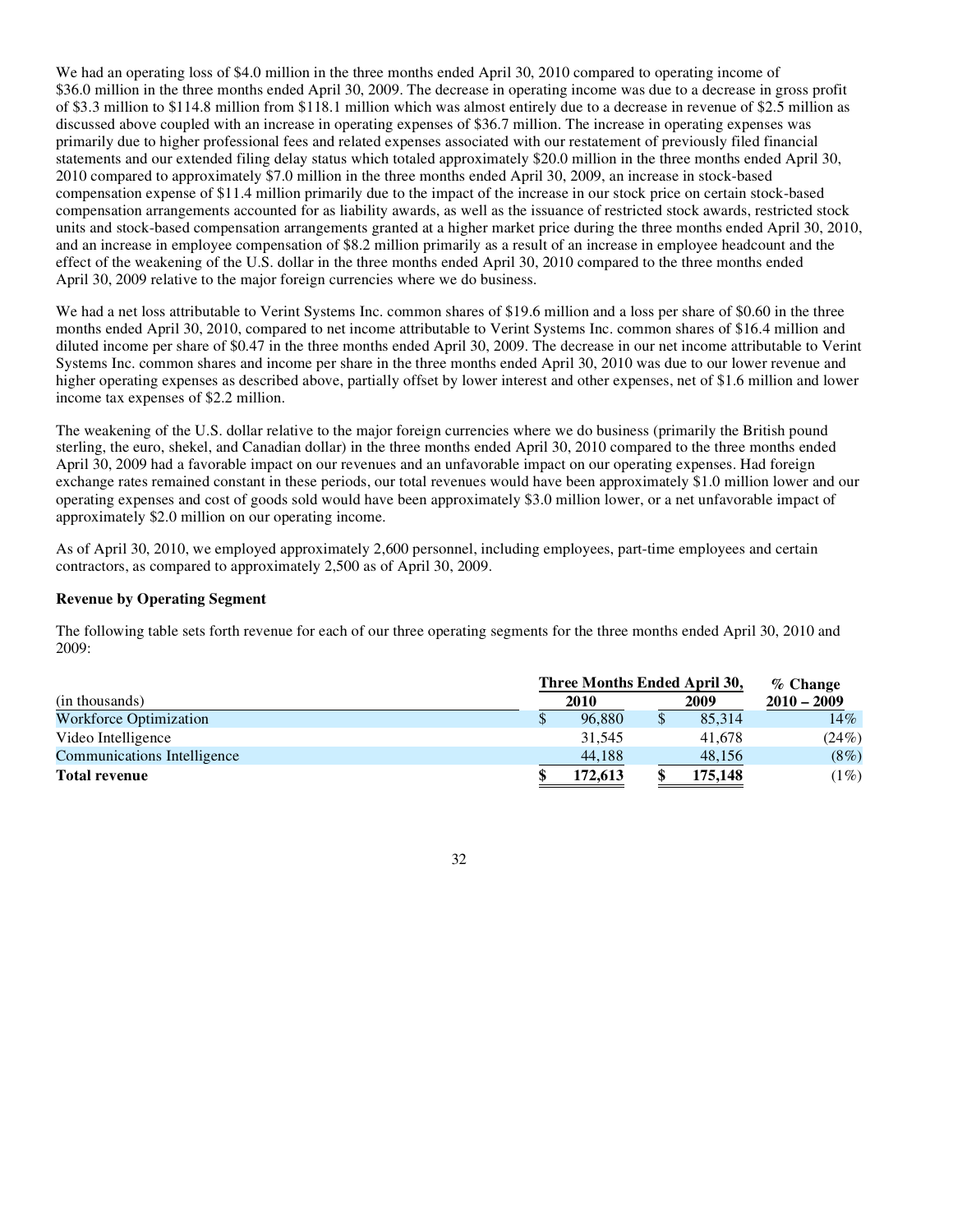We had an operating loss of $4.0 million in the three months ended April 30, 2010 compared to operating income of $36.0 million in the three months ended April 30, 2009. The decrease in operating income was due to a decrease in gross profit of $3.3 million to $114.8 million from $118.1 million which was almost entirely due to a decrease in revenue of $2.5 million as discussed above coupled with an increase in operating expenses of $36.7 million. The increase in operating expenses was primarily due to higher professional fees and related expenses associated with our restatement of previously filed financial statements and our extended filing delay status which totaled approximately $20.0 million in the three months ended April 30, 2010 compared to approximately $7.0 million in the three months ended April 30, 2009, an increase in stock-based compensation expense of $11.4 million primarily due to the impact of the increase in our stock price on certain stock-based compensation arrangements accounted for as liability awards, as well as the issuance of restricted stock awards, restricted stock units and stock-based compensation arrangements granted at a higher market price during the three months ended April 30, 2010, and an increase in employee compensation of $8.2 million primarily as a result of an increase in employee headcount and the effect of the weakening of the U.S. dollar in the three months ended April 30, 2010 compared to the three months ended April 30, 2009 relative to the major foreign currencies where we do business.

We had a net loss attributable to Verint Systems Inc. common shares of $19.6 million and a loss per share of $0.60 in the three months ended April 30, 2010, compared to net income attributable to Verint Systems Inc. common shares of $16.4 million and diluted income per share of $0.47 in the three months ended April 30, 2009. The decrease in our net income attributable to Verint Systems Inc. common shares and income per share in the three months ended April 30, 2010 was due to our lower revenue and higher operating expenses as described above, partially offset by lower interest and other expenses, net of $1.6 million and lower income tax expenses of $2.2 million.

The weakening of the U.S. dollar relative to the major foreign currencies where we do business (primarily the British pound sterling, the euro, shekel, and Canadian dollar) in the three months ended April 30, 2010 compared to the three months ended April 30, 2009 had a favorable impact on our net revenues and an unfavorable impact on our operating expenses. Had foreign exchange rates remained constant in these periods, our total revenues would have been approximately $1.0 million lower and our operating expenses and cost of goods sold would have been approximately $3.0 million lower, or a net unfavorable impact of approximately $2.0 million on our operating income.

As of April 30, 2010, we employed approximately 2,600 personnel, including employees, part-time employees and certain contractors, as compared to approximately 2,500 as of April 30, 2009.

**Revenue by Operating Segment**

The following table sets forth revenue for each of our three operating segments for the three months ended April 30, 2010 and 2009:

| (in thousands) | Three Months Ended April 30, 2010 | Three Months Ended April 30, 2009 | % Change 2010 – 2009 |
|---|---|---|---|
| Workforce Optimization | $ 96,880 | $ 85,314 | 14% |
| Video Intelligence | 31,545 | 41,678 | (24%) |
| Communications Intelligence | 44,188 | 48,156 | (8%) |
| **Total revenue** | **$ 172,613** | **$ 175,148** | (1%) |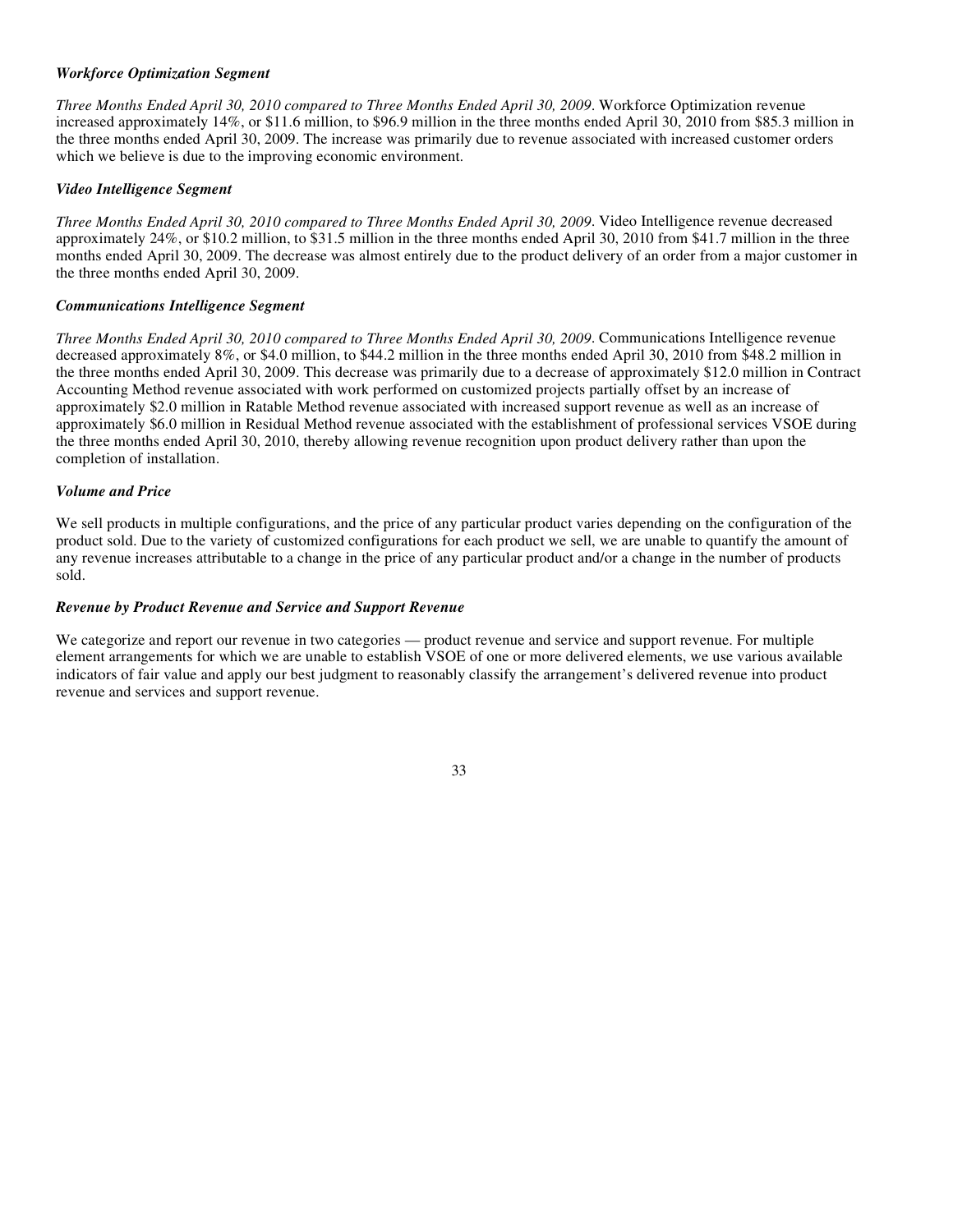***Workforce Optimization Segment***

*Three Months Ended April 30, 2010 compared to Three Months Ended April 30, 2009*. Workforce Optimization revenue increased approximately 14%, or $11.6 million, to $96.9 million in the three months ended April 30, 2010 from $85.3 million in the three months ended April 30, 2009. The increase was primarily due to revenue associated with increased customer orders which we believe is due to the improving economic environment.

***Video Intelligence Segment***

*Three Months Ended April 30, 2010 compared to Three Months Ended April 30, 2009*. Video Intelligence revenue decreased approximately 24%, or $10.2 million, to $31.5 million in the three months ended April 30, 2010 from $41.7 million in the three months ended April 30, 2009. The decrease was almost entirely due to the product delivery of an order from a major customer in the three months ended April 30, 2009.

***Communications Intelligence Segment***

*Three Months Ended April 30, 2010 compared to Three Months Ended April 30, 2009*. Communications Intelligence revenue decreased approximately 8%, or $4.0 million, to $44.2 million in the three months ended April 30, 2010 from $48.2 million in the three months ended April 30, 2009. This decrease was primarily due to a decrease of approximately $12.0 million in Contract Accounting Method revenue associated with work performed on customized projects partially offset by an increase of approximately $2.0 million in Ratable Method revenue associated with increased support revenue as well as an increase of approximately $6.0 million in Residual Method revenue associated with the establishment of professional services VSOE during the three months ended April 30, 2010, thereby allowing revenue recognition upon product delivery rather than upon the completion of installation.

***Volume and Price***

We sell products in multiple configurations, and the price of any particular product varies depending on the configuration of the product sold. Due to the variety of customized configurations for each product we sell, we are unable to quantify the amount of any revenue increases attributable to a change in the price of any particular product and/or a change in the number of products sold.

***Revenue by Product Revenue and Service and Support Revenue***

We categorize and report our revenue in two categories — product revenue and service and support revenue. For multiple element arrangements for which we are unable to establish VSOE of one or more delivered elements, we use various available indicators of fair value and apply our best judgment to reasonably classify the arrangement's delivered revenue into product revenue and services and support revenue.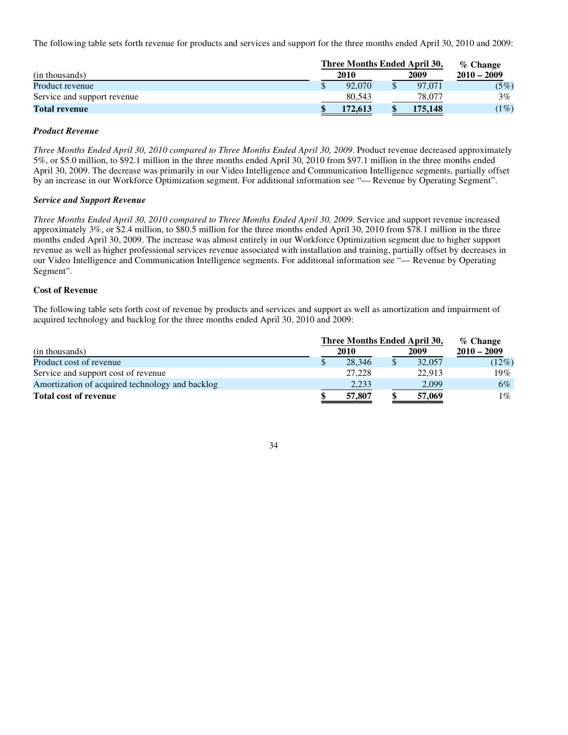The following table sets forth revenue for products and services and support for the three months ended April 30, 2010 and 2009:

| (in thousands) | Three Months Ended April 30, 2010 | Three Months Ended April 30, 2009 | % Change 2010 – 2009 |
|---|---|---|---|
| Product revenue | $ 92,070 | $ 97,071 | (5%) |
| Service and support revenue | 80,543 | 78,077 | 3% |
| **Total revenue** | **$ 172,613** | **$ 175,148** | (1%) |

***Product Revenue***

*Three Months Ended April 30, 2010 compared to Three Months Ended April 30, 2009*. Product revenue decreased approximately 5%, or $5.0 million, to $92.1 million in the three months ended April 30, 2010 from $97.1 million in the three months ended April 30, 2009. The decrease was primarily in our Video Intelligence and Communication Intelligence segments, partially offset by an increase in our Workforce Optimization segment. For additional information see "— Revenue by Operating Segment".

***Service and Support Revenue***

*Three Months Ended April 30, 2010 compared to Three Months Ended April 30, 2009*. Service and support revenue increased approximately 3%, or $2.4 million, to $80.5 million for the three months ended April 30, 2010 from $78.1 million in the three months ended April 30, 2009. The increase was almost entirely in our Workforce Optimization segment due to higher support revenue as well as higher professional services revenue associated with installation and training, partially offset by decreases in our Video Intelligence and Communication Intelligence segments. For additional information see "— Revenue by Operating Segment".

**Cost of Revenue**

The following table sets forth cost of revenue by products and services and support as well as amortization and impairment of acquired technology and backlog for the three months ended April 30, 2010 and 2009:

| (in thousands) | Three Months Ended April 30, 2010 | Three Months Ended April 30, 2009 | % Change 2010 – 2009 |
|---|---|---|---|
| Product cost of revenue | $ 28,346 | $ 32,057 | (12%) |
| Service and support cost of revenue | 27,228 | 22,913 | 19% |
| Amortization of acquired technology and backlog | 2,233 | 2,099 | 6% |
| **Total cost of revenue** | **$ 57,807** | **$ 57,069** | 1% |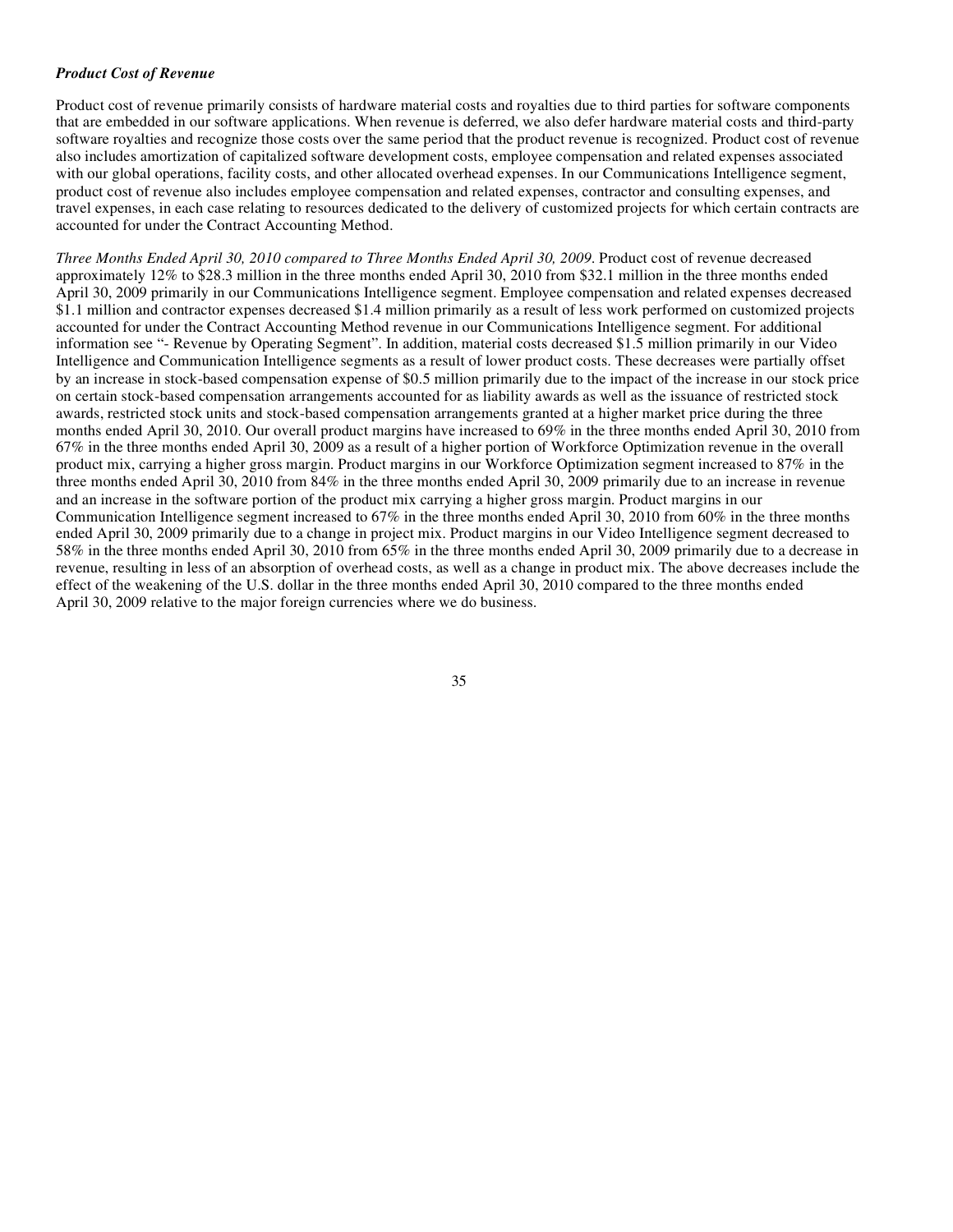***Product Cost of Revenue***

Product cost of revenue primarily consists of hardware material costs and royalties due to third parties for software components that are embedded in our software applications. When revenue is deferred, we also defer hardware material costs and third-party software royalties and recognize those costs over the same period that the product revenue is recognized. Product cost of revenue also includes amortization of capitalized software development costs, employee compensation and related expenses associated with our global operations, facility costs, and other allocated overhead expenses. In our Communications Intelligence segment, product cost of revenue also includes employee compensation and related expenses, contractor and consulting expenses, and travel expenses, in each case relating to resources dedicated to the delivery of customized projects for which certain contracts are accounted for under the Contract Accounting Method.

*Three Months Ended April 30, 2010 compared to Three Months Ended April 30, 2009*. Product cost of revenue decreased approximately 12% to $28.3 million in the three months ended April 30, 2010 from $32.1 million in the three months ended April 30, 2009 primarily in our Communications Intelligence segment. Employee compensation and related expenses decreased $1.1 million and contractor expenses decreased $1.4 million primarily as a result of less work performed on customized projects accounted for under the Contract Accounting Method revenue in our Communications Intelligence segment. For additional information see "- Revenue by Operating Segment". In addition, material costs decreased $1.5 million primarily in our Video Intelligence and Communication Intelligence segments as a result of lower product costs. These decreases were partially offset by an increase in stock-based compensation expense of $0.5 million primarily due to the impact of the increase in our stock price on certain stock-based compensation arrangements accounted for as liability awards as well as the issuance of restricted stock awards, restricted stock units and stock-based compensation arrangements granted at a higher market price during the three months ended April 30, 2010. Our overall product margins have increased to 69% in the three months ended April 30, 2010 from 67% in the three months ended April 30, 2009 as a result of a higher portion of Workforce Optimization revenue in the overall product mix, carrying a higher gross margin. Product margins in our Workforce Optimization segment increased to 87% in the three months ended April 30, 2010 from 84% in the three months ended April 30, 2009 primarily due to an increase in revenue and an increase in the software portion of the product mix carrying a higher gross margin. Product margins in our Communication Intelligence segment increased to 67% in the three months ended April 30, 2010 from 60% in the three months ended April 30, 2009 primarily due to a change in project mix. Product margins in our Video Intelligence segment decreased to 58% in the three months ended April 30, 2010 from 65% in the three months ended April 30, 2009 primarily due to a decrease in revenue, resulting in less of an absorption of overhead costs, as well as a change in product mix. The above decreases include the effect of the weakening of the U.S. dollar in the three months ended April 30, 2010 compared to the three months ended April 30, 2009 relative to the major foreign currencies where we do business.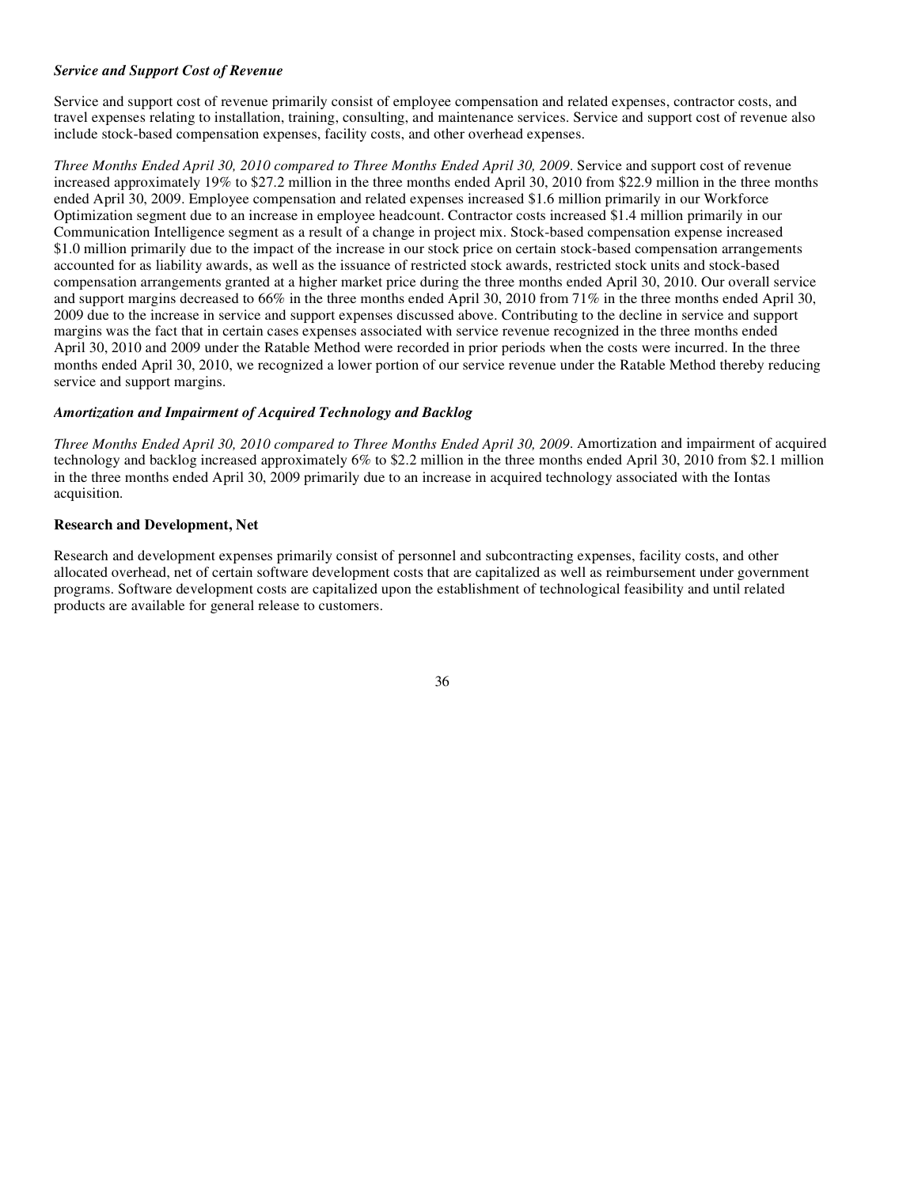***Service and Support Cost of Revenue***

Service and support cost of revenue primarily consist of employee compensation and related expenses, contractor costs, and travel expenses relating to installation, training, consulting, and maintenance services. Service and support cost of revenue also include stock-based compensation expenses, facility costs, and other overhead expenses.

*Three Months Ended April 30, 2010 compared to Three Months Ended April 30, 2009*. Service and support cost of revenue increased approximately 19% to $27.2 million in the three months ended April 30, 2010 from $22.9 million in the three months ended April 30, 2009. Employee compensation and related expenses increased $1.6 million primarily in our Workforce Optimization segment due to an increase in employee headcount. Contractor costs increased $1.4 million primarily in our Communication Intelligence segment as a result of a change in project mix. Stock-based compensation expense increased $1.0 million primarily due to the impact of the increase in our stock price on certain stock-based compensation arrangements accounted for as liability awards, as well as the issuance of restricted stock awards, restricted stock units and stock-based compensation arrangements granted at a higher market price during the three months ended April 30, 2010. Our overall service and support margins decreased to 66% in the three months ended April 30, 2010 from 71% in the three months ended April 30, 2009 due to the increase in service and support expenses discussed above. Contributing to the decline in service and support margins was the fact that in certain cases expenses associated with service revenue recognized in the three months ended April 30, 2010 and 2009 under the Ratable Method were recorded in prior periods when the costs were incurred. In the three months ended April 30, 2010, we recognized a lower portion of our service revenue under the Ratable Method thereby reducing service and support margins.

***Amortization and Impairment of Acquired Technology and Backlog***

*Three Months Ended April 30, 2010 compared to Three Months Ended April 30, 2009*. Amortization and impairment of acquired technology and backlog increased approximately 6% to $2.2 million in the three months ended April 30, 2010 from $2.1 million in the three months ended April 30, 2009 primarily due to an increase in acquired technology associated with the Iontas acquisition.

**Research and Development, Net**

Research and development expenses primarily consist of personnel and subcontracting expenses, facility costs, and other allocated overhead, net of certain software development costs that are capitalized as well as reimbursement under government programs. Software development costs are capitalized upon the establishment of technological feasibility and until related products are available for general release to customers.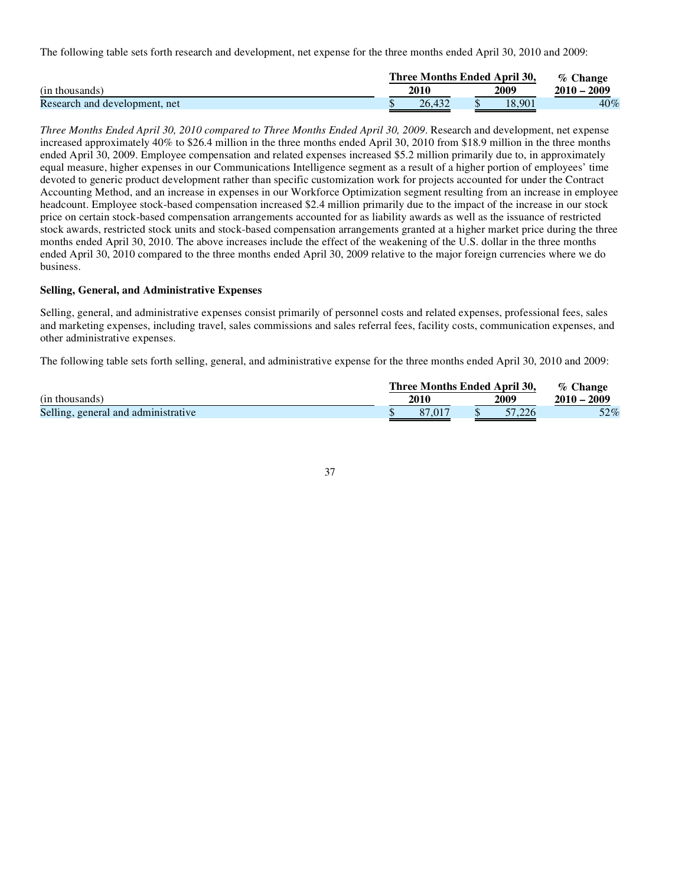The following table sets forth research and development, net expense for the three months ended April 30, 2010 and 2009:

| (in thousands) | Three Months Ended April 30, 2010 | Three Months Ended April 30, 2009 | % Change 2010 – 2009 |
|---|---|---|---|
| Research and development, net | $ 26,432 | $ 18,901 | 40% |

*Three Months Ended April 30, 2010 compared to Three Months Ended April 30, 2009*. Research and development, net expense increased approximately 40% to $26.4 million in the three months ended April 30, 2010 from $18.9 million in the three months ended April 30, 2009. Employee compensation and related expenses increased $5.2 million primarily due to, in approximately equal measure, higher expenses in our Communications Intelligence segment as a result of a higher portion of employees' time devoted to generic product development rather than specific customization work for projects accounted for under the Contract Accounting Method, and an increase in expenses in our Workforce Optimization segment resulting from an increase in employee headcount. Employee stock-based compensation increased $2.4 million primarily due to the impact of the increase in our stock price on certain stock-based compensation arrangements accounted for as liability awards as well as the issuance of restricted stock awards, restricted stock units and stock-based compensation arrangements granted at a higher market price during the three months ended April 30, 2010. The above increases include the effect of the weakening of the U.S. dollar in the three months ended April 30, 2010 compared to the three months ended April 30, 2009 relative to the major foreign currencies where we do business.

**Selling, General, and Administrative Expenses**

Selling, general, and administrative expenses consist primarily of personnel costs and related expenses, professional fees, sales and marketing expenses, including travel, sales commissions and sales referral fees, facility costs, communication expenses, and other administrative expenses.

The following table sets forth selling, general, and administrative expense for the three months ended April 30, 2010 and 2009:

| (in thousands) | Three Months Ended April 30, 2010 | Three Months Ended April 30, 2009 | % Change 2010 – 2009 |
|---|---|---|---|
| Selling, general and administrative | $ 87,017 | $ 57,226 | 52% |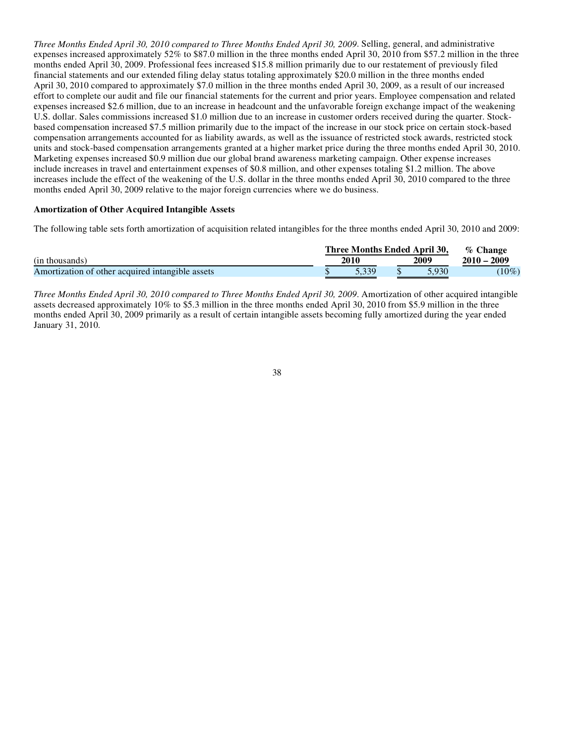*Three Months Ended April 30, 2010 compared to Three Months Ended April 30, 2009*. Selling, general, and administrative expenses increased approximately 52% to $87.0 million in the three months ended April 30, 2010 from $57.2 million in the three months ended April 30, 2009. Professional fees increased $15.8 million primarily due to our restatement of previously filed financial statements and our extended filing delay status totaling approximately $20.0 million in the three months ended April 30, 2010 compared to approximately $7.0 million in the three months ended April 30, 2009, as a result of our increased effort to complete our audit and file our financial statements for the current and prior years. Employee compensation and related expenses increased $2.6 million, due to an increase in headcount and the unfavorable foreign exchange impact of the weakening U.S. dollar. Sales commissions increased $1.0 million due to an increase in customer orders received during the quarter. Stock-based compensation increased $7.5 million primarily due to the impact of the increase in our stock price on certain stock-based compensation arrangements accounted for as liability awards, as well as the issuance of restricted stock awards, restricted stock units and stock-based compensation arrangements granted at a higher market price during the three months ended April 30, 2010. Marketing expenses increased $0.9 million due our global brand awareness marketing campaign. Other expense increases include increases in travel and entertainment expenses of $0.8 million, and other expenses totaling $1.2 million. The above increases include the effect of the weakening of the U.S. dollar in the three months ended April 30, 2010 compared to the three months ended April 30, 2009 relative to the major foreign currencies where we do business.

**Amortization of Other Acquired Intangible Assets**

The following table sets forth amortization of acquisition related intangibles for the three months ended April 30, 2010 and 2009:

| | Three Months Ended April 30, | | % Change |
|---|---|---|---|
| (in thousands) | 2010 | 2009 | 2010 – 2009 |
| Amortization of other acquired intangible assets | $ 5,339 | $ 5,930 | (10%) |

*Three Months Ended April 30, 2010 compared to Three Months Ended April 30, 2009*. Amortization of other acquired intangible assets decreased approximately 10% to $5.3 million in the three months ended April 30, 2010 from $5.9 million in the three months ended April 30, 2009 primarily as a result of certain intangible assets becoming fully amortized during the year ended January 31, 2010.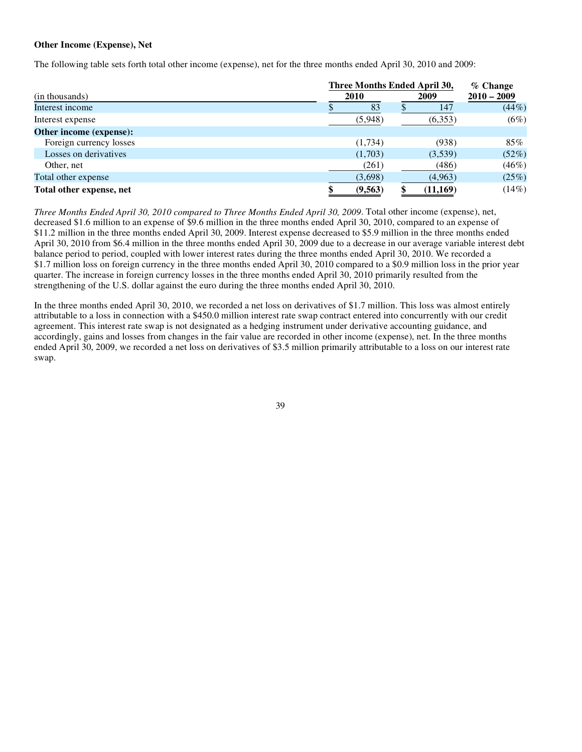**Other Income (Expense), Net**

The following table sets forth total other income (expense), net for the three months ended April 30, 2010 and 2009:

| (in thousands) | Three Months Ended April 30, 2010 | Three Months Ended April 30, 2009 | % Change 2010 – 2009 |
|---|---|---|---|
| Interest income | $ 83 | $ 147 | (44%) |
| Interest expense | (5,948) | (6,353) | (6%) |
| **Other income (expense):** | | | |
| Foreign currency losses | (1,734) | (938) | 85% |
| Losses on derivatives | (1,703) | (3,539) | (52%) |
| Other, net | (261) | (486) | (46%) |
| Total other expense | (3,698) | (4,963) | (25%) |
| **Total other expense, net** | **$ (9,563)** | **$ (11,169)** | (14%) |

*Three Months Ended April 30, 2010 compared to Three Months Ended April 30, 2009*. Total other income (expense), net, decreased $1.6 million to an expense of $9.6 million in the three months ended April 30, 2010, compared to an expense of $11.2 million in the three months ended April 30, 2009. Interest expense decreased to $5.9 million in the three months ended April 30, 2010 from $6.4 million in the three months ended April 30, 2009 due to a decrease in our average variable interest debt balance period to period, coupled with lower interest rates during the three months ended April 30, 2010. We recorded a $1.7 million loss on foreign currency in the three months ended April 30, 2010 compared to a $0.9 million loss in the prior year quarter. The increase in foreign currency losses in the three months ended April 30, 2010 primarily resulted from the strengthening of the U.S. dollar against the euro during the three months ended April 30, 2010.

In the three months ended April 30, 2010, we recorded a net loss on derivatives of $1.7 million. This loss was almost entirely attributable to a loss in connection with a $450.0 million interest rate swap contract entered into concurrently with our credit agreement. This interest rate swap is not designated as a hedging instrument under derivative accounting guidance, and accordingly, gains and losses from changes in the fair value are recorded in other income (expense), net. In the three months ended April 30, 2009, we recorded a net loss on derivatives of $3.5 million primarily attributable to a loss on our interest rate swap.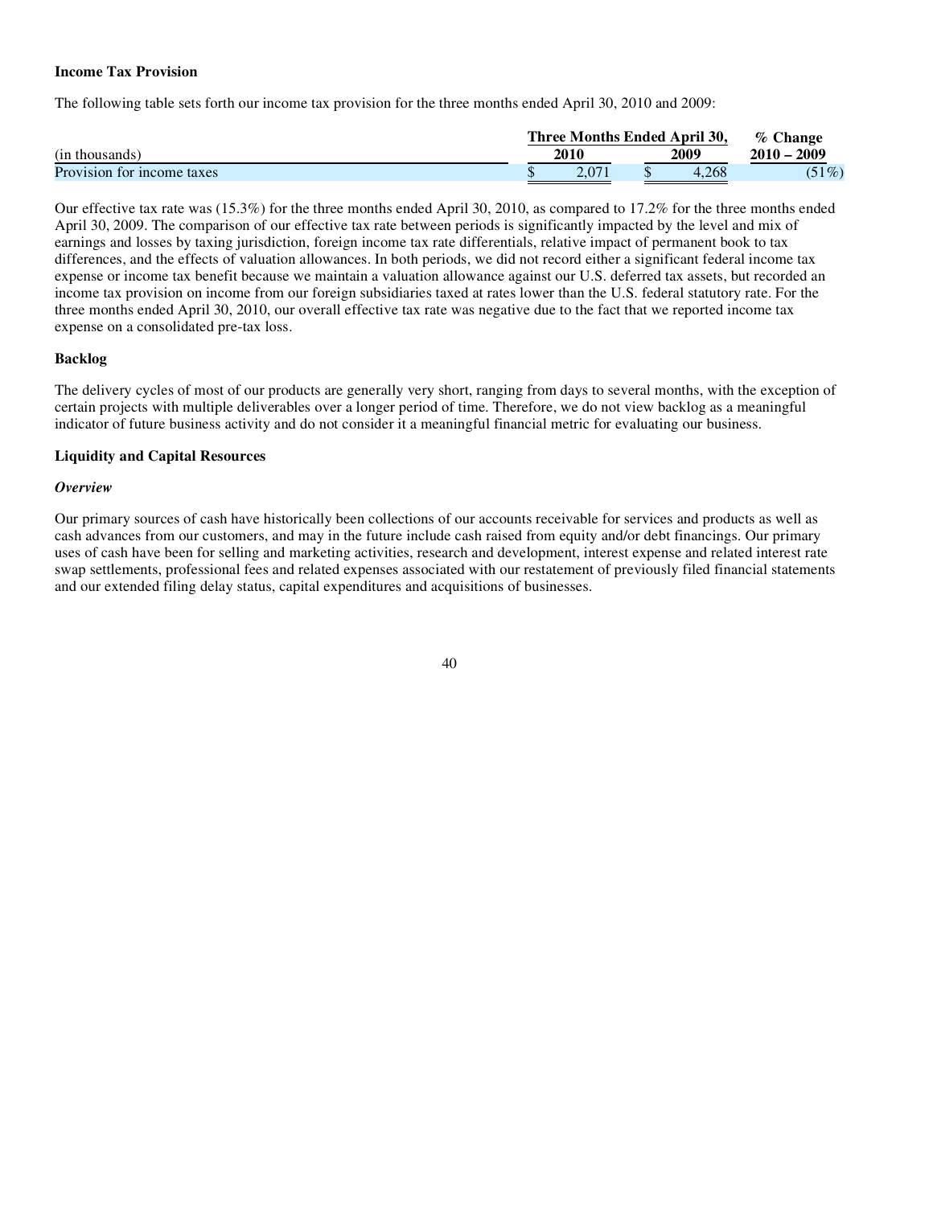**Income Tax Provision**

The following table sets forth our income tax provision for the three months ended April 30, 2010 and 2009:

| (in thousands) | Three Months Ended April 30, 2010 | Three Months Ended April 30, 2009 | % Change 2010 – 2009 |
|---|---|---|---|
| Provision for income taxes | $ 2,071 | $ 4,268 | (51%) |

Our effective tax rate was (15.3%) for the three months ended April 30, 2010, as compared to 17.2% for the three months ended April 30, 2009. The comparison of our effective tax rate between periods is significantly impacted by the level and mix of earnings and losses by taxing jurisdiction, foreign income tax rate differentials, relative impact of permanent book to tax differences, and the effects of valuation allowances. In both periods, we did not record either a significant federal income tax expense or income tax benefit because we maintain a valuation allowance against our U.S. deferred tax assets, but recorded an income tax provision on income from our foreign subsidiaries taxed at rates lower than the U.S. federal statutory rate. For the three months ended April 30, 2010, our overall effective tax rate was negative due to the fact that we reported income tax expense on a consolidated pre-tax loss.

**Backlog**

The delivery cycles of most of our products are generally very short, ranging from days to several months, with the exception of certain projects with multiple deliverables over a longer period of time. Therefore, we do not view backlog as a meaningful indicator of future business activity and do not consider it a meaningful financial metric for evaluating our business.

**Liquidity and Capital Resources**

***Overview***

Our primary sources of cash have historically been collections of our accounts receivable for services and products as well as cash advances from our customers, and may in the future include cash raised from equity and/or debt financings. Our primary uses of cash have been for selling and marketing activities, research and development, interest expense and related interest rate swap settlements, professional fees and related expenses associated with our restatement of previously filed financial statements and our extended filing delay status, capital expenditures and acquisitions of businesses.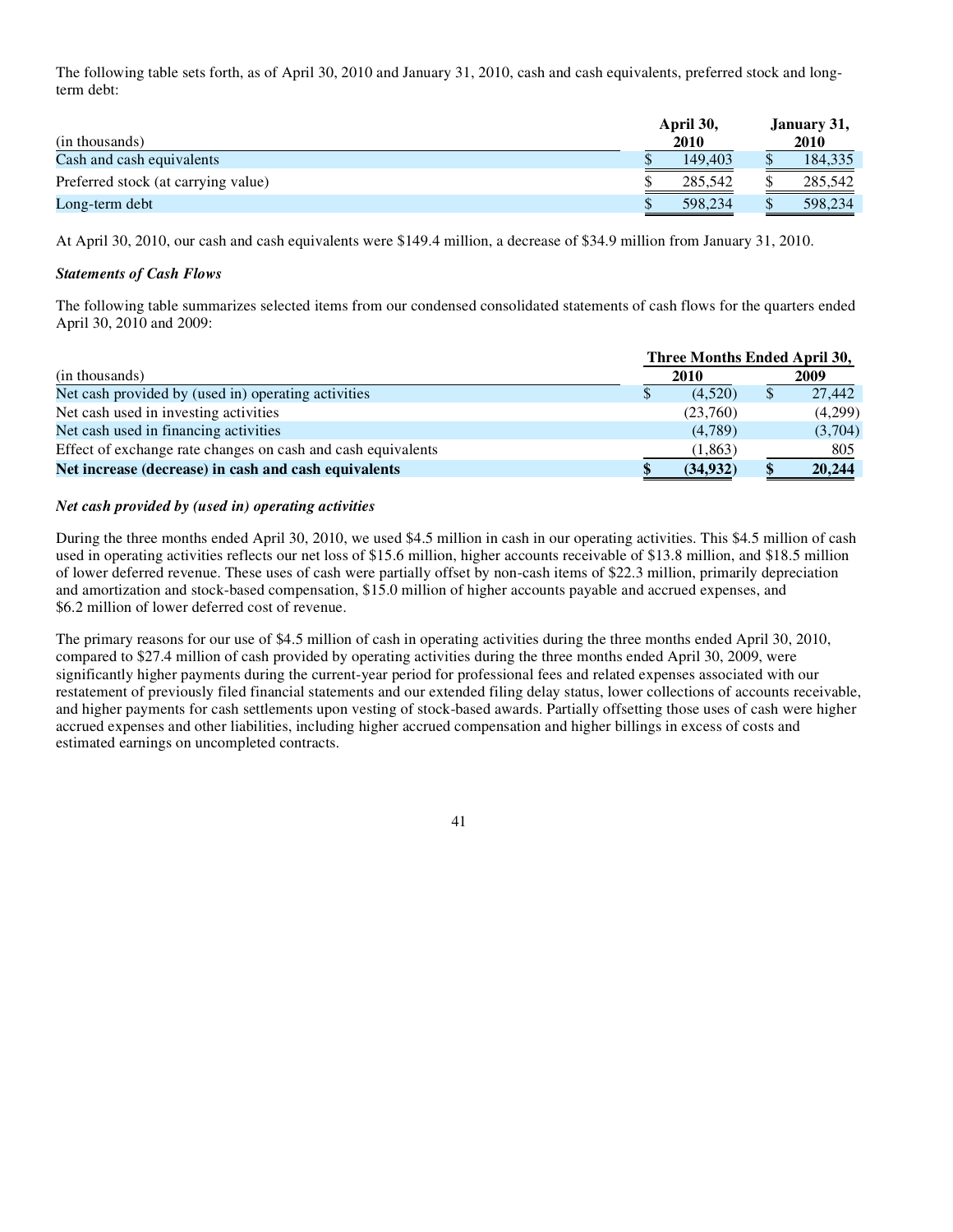The following table sets forth, as of April 30, 2010 and January 31, 2010, cash and cash equivalents, preferred stock and long-term debt:

| (in thousands) | April 30, 2010 | January 31, 2010 |
|---|---|---|
| Cash and cash equivalents | $ 149,403 | $ 184,335 |
| Preferred stock (at carrying value) | $ 285,542 | $ 285,542 |
| Long-term debt | $ 598,234 | $ 598,234 |

At April 30, 2010, our cash and cash equivalents were $149.4 million, a decrease of $34.9 million from January 31, 2010.

***Statements of Cash Flows***

The following table summarizes selected items from our condensed consolidated statements of cash flows for the quarters ended April 30, 2010 and 2009:

| | Three Months Ended April 30, | |
|---|---|---|
| (in thousands) | 2010 | 2009 |
| Net cash provided by (used in) operating activities | $ (4,520) | $ 27,442 |
| Net cash used in investing activities | (23,760) | (4,299) |
| Net cash used in financing activities | (4,789) | (3,704) |
| Effect of exchange rate changes on cash and cash equivalents | (1,863) | 805 |
| **Net increase (decrease) in cash and cash equivalents** | **$ (34,932)** | **$ 20,244** |

***Net cash provided by (used in) operating activities***

During the three months ended April 30, 2010, we used $4.5 million in cash in our operating activities. This $4.5 million of cash used in operating activities reflects our net loss of $15.6 million, higher accounts receivable of $13.8 million, and $18.5 million of lower deferred revenue. These uses of cash were partially offset by non-cash items of $22.3 million, primarily depreciation and amortization and stock-based compensation, $15.0 million of higher accounts payable and accrued expenses, and $6.2 million of lower deferred cost of revenue.

The primary reasons for our use of $4.5 million of cash in operating activities during the three months ended April 30, 2010, compared to $27.4 million of cash provided by operating activities during the three months ended April 30, 2009, were significantly higher payments during the current-year period for professional fees and related expenses associated with our restatement of previously filed financial statements and our extended filing delay status, lower collections of accounts receivable, and higher payments for cash settlements upon vesting of stock-based awards. Partially offsetting those uses of cash were higher accrued expenses and other liabilities, including higher accrued compensation and higher billings in excess of costs and estimated earnings on uncompleted contracts.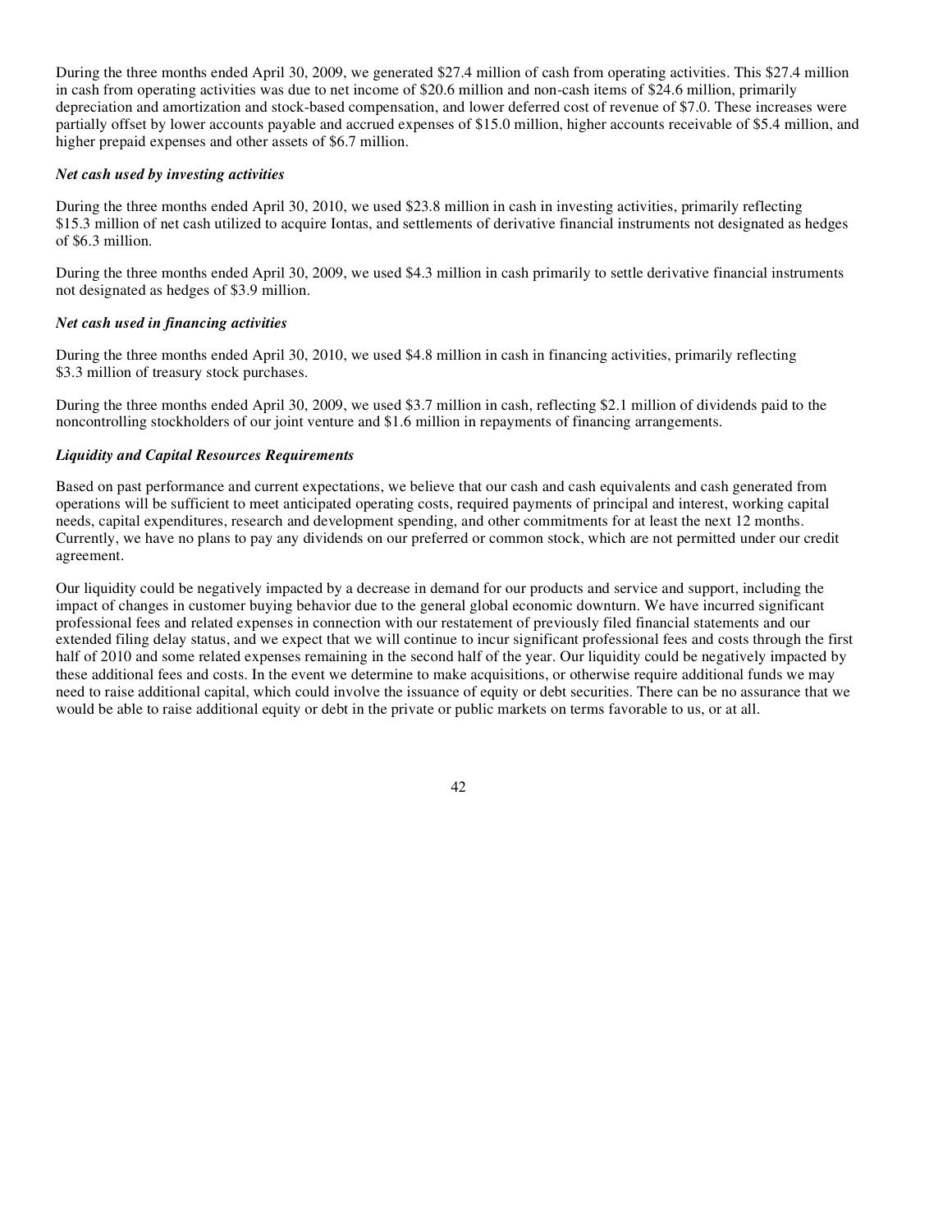During the three months ended April 30, 2009, we generated $27.4 million of cash from operating activities. This $27.4 million in cash from operating activities was due to net income of $20.6 million and non-cash items of $24.6 million, primarily depreciation and amortization and stock-based compensation, and lower deferred cost of revenue of $7.0. These increases were partially offset by lower accounts payable and accrued expenses of $15.0 million, higher accounts receivable of $5.4 million, and higher prepaid expenses and other assets of $6.7 million.

***Net cash used by investing activities***

During the three months ended April 30, 2010, we used $23.8 million in cash in investing activities, primarily reflecting $15.3 million of net cash utilized to acquire Iontas, and settlements of derivative financial instruments not designated as hedges of $6.3 million.

During the three months ended April 30, 2009, we used $4.3 million in cash primarily to settle derivative financial instruments not designated as hedges of $3.9 million.

***Net cash used in financing activities***

During the three months ended April 30, 2010, we used $4.8 million in cash in financing activities, primarily reflecting $3.3 million of treasury stock purchases.

During the three months ended April 30, 2009, we used $3.7 million in cash, reflecting $2.1 million of dividends paid to the noncontrolling stockholders of our joint venture and $1.6 million in repayments of financing arrangements.

***Liquidity and Capital Resources Requirements***

Based on past performance and current expectations, we believe that our cash and cash equivalents and cash generated from operations will be sufficient to meet anticipated operating costs, required payments of principal and interest, working capital needs, capital expenditures, research and development spending, and other commitments for at least the next 12 months. Currently, we have no plans to pay any dividends on our preferred or common stock, which are not permitted under our credit agreement.

Our liquidity could be negatively impacted by a decrease in demand for our products and service and support, including the impact of changes in customer buying behavior due to the general global economic downturn. We have incurred significant professional fees and related expenses in connection with our restatement of previously filed financial statements and our extended filing delay status, and we expect that we will continue to incur significant professional fees and costs through the first half of 2010 and some related expenses remaining in the second half of the year. Our liquidity could be negatively impacted by these additional fees and costs. In the event we determine to make acquisitions, or otherwise require additional funds we may need to raise additional capital, which could involve the issuance of equity or debt securities. There can be no assurance that we would be able to raise additional equity or debt in the private or public markets on terms favorable to us, or at all.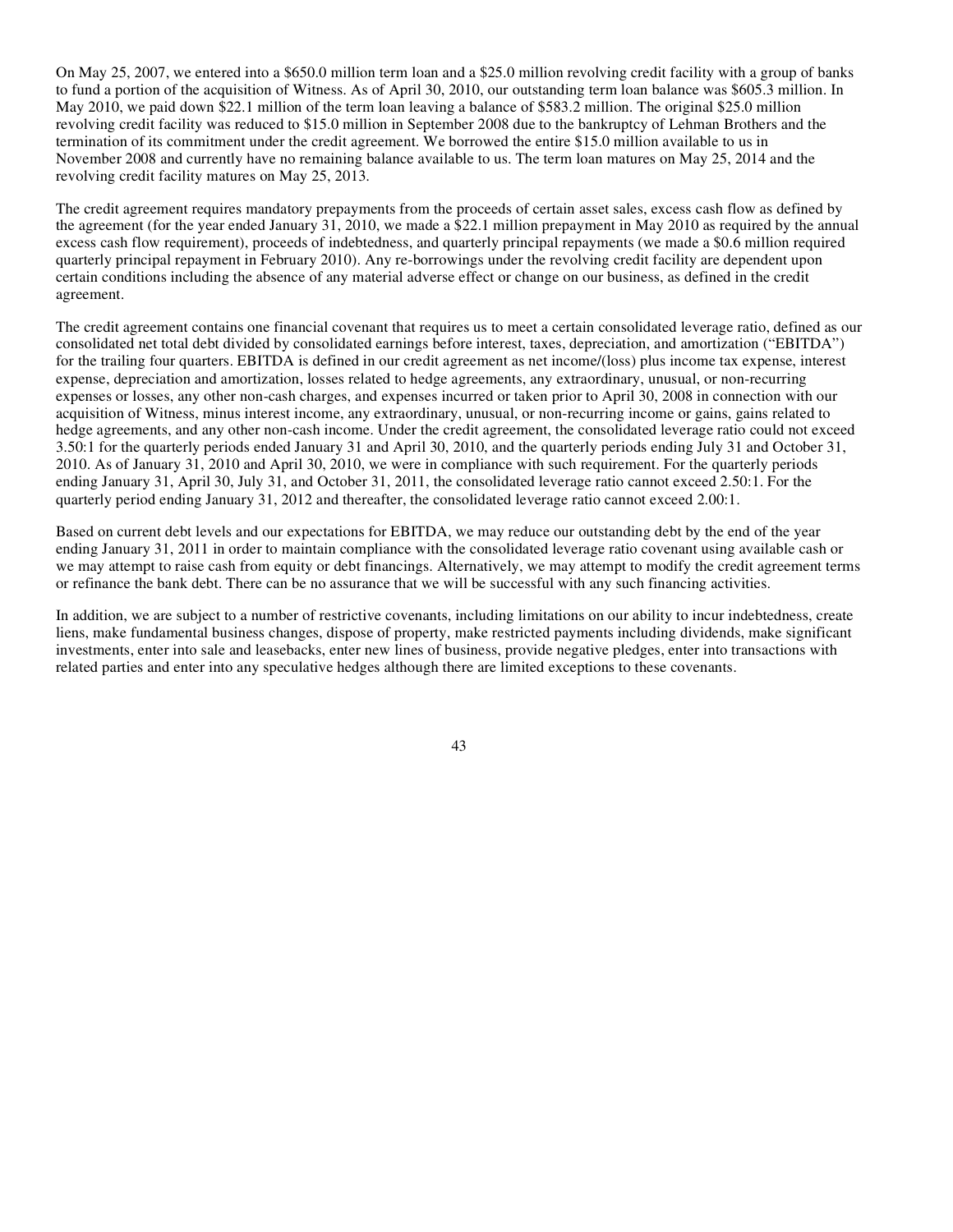On May 25, 2007, we entered into a $650.0 million term loan and a $25.0 million revolving credit facility with a group of banks to fund a portion of the acquisition of Witness. As of April 30, 2010, our outstanding term loan balance was $605.3 million. In May 2010, we paid down $22.1 million of the term loan leaving a balance of $583.2 million. The original $25.0 million revolving credit facility was reduced to $15.0 million in September 2008 due to the bankruptcy of Lehman Brothers and the termination of its commitment under the credit agreement. We borrowed the entire $15.0 million available to us in November 2008 and currently have no remaining balance available to us. The term loan matures on May 25, 2014 and the revolving credit facility matures on May 25, 2013.

The credit agreement requires mandatory prepayments from the proceeds of certain asset sales, excess cash flow as defined by the agreement (for the year ended January 31, 2010, we made a $22.1 million prepayment in May 2010 as required by the annual excess cash flow requirement), proceeds of indebtedness, and quarterly principal repayments (we made a $0.6 million required quarterly principal repayment in February 2010). Any re-borrowings under the revolving credit facility are dependent upon certain conditions including the absence of any material adverse effect or change on our business, as defined in the credit agreement.

The credit agreement contains one financial covenant that requires us to meet a certain consolidated leverage ratio, defined as our consolidated net total debt divided by consolidated earnings before interest, taxes, depreciation, and amortization ("EBITDA") for the trailing four quarters. EBITDA is defined in our credit agreement as net income/(loss) plus income tax expense, interest expense, depreciation and amortization, losses related to hedge agreements, any extraordinary, unusual, or non-recurring expenses or losses, any other non-cash charges, and expenses incurred or taken prior to April 30, 2008 in connection with our acquisition of Witness, minus interest income, any extraordinary, unusual, or non-recurring income or gains, gains related to hedge agreements, and any other non-cash income. Under the credit agreement, the consolidated leverage ratio could not exceed 3.50:1 for the quarterly periods ended January 31 and April 30, 2010, and the quarterly periods ending July 31 and October 31, 2010. As of January 31, 2010 and April 30, 2010, we were in compliance with such requirement. For the quarterly periods ending January 31, April 30, July 31, and October 31, 2011, the consolidated leverage ratio cannot exceed 2.50:1. For the quarterly period ending January 31, 2012 and thereafter, the consolidated leverage ratio cannot exceed 2.00:1.

Based on current debt levels and our expectations for EBITDA, we may reduce our outstanding debt by the end of the year ending January 31, 2011 in order to maintain compliance with the consolidated leverage ratio covenant using available cash or we may attempt to raise cash from equity or debt financings. Alternatively, we may attempt to modify the credit agreement terms or refinance the bank debt. There can be no assurance that we will be successful with any such financing activities.

In addition, we are subject to a number of restrictive covenants, including limitations on our ability to incur indebtedness, create liens, make fundamental business changes, dispose of property, make restricted payments including dividends, make significant investments, enter into sale and leasebacks, enter new lines of business, provide negative pledges, enter into transactions with related parties and enter into any speculative hedges although there are limited exceptions to these covenants.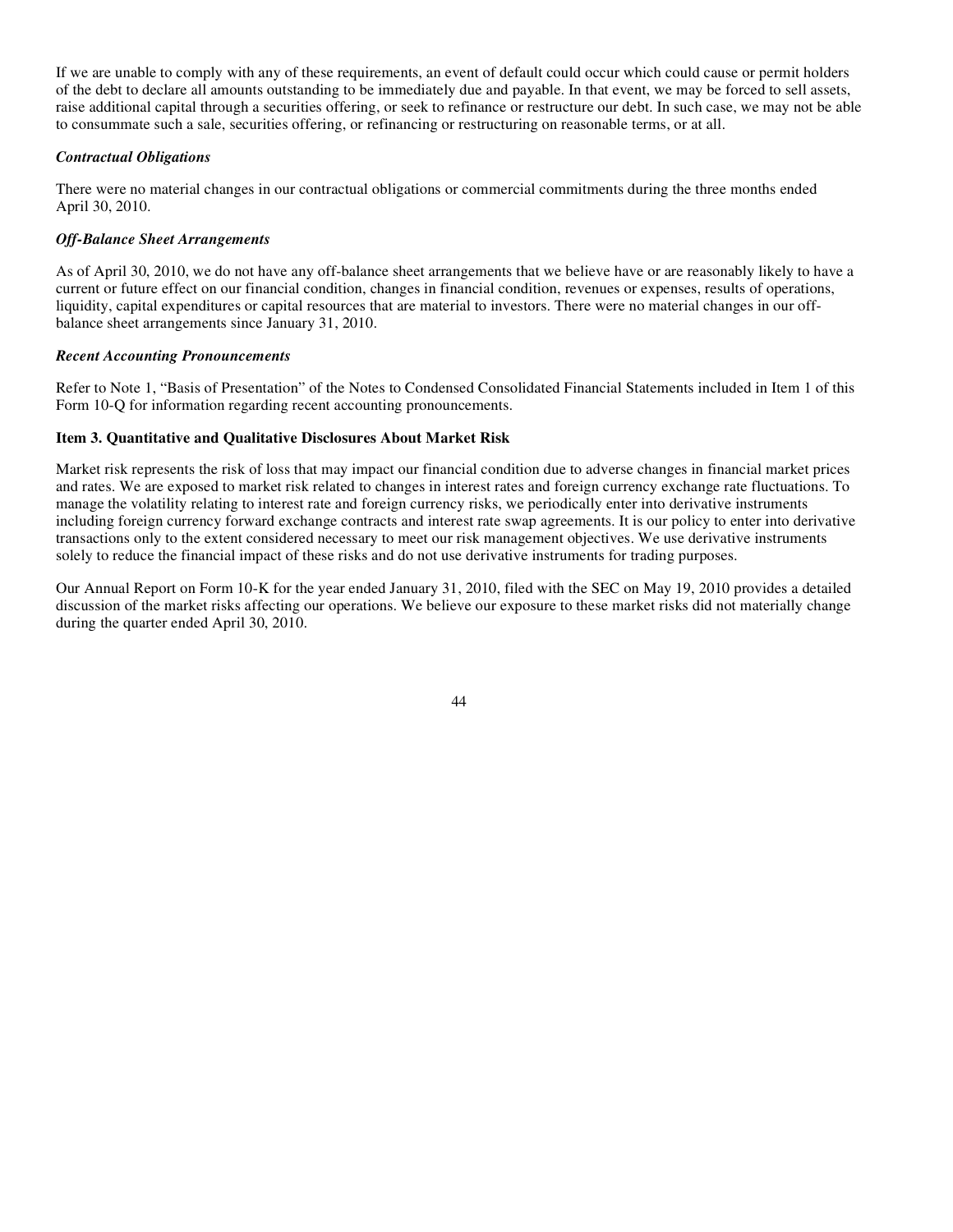If we are unable to comply with any of these requirements, an event of default could occur which could cause or permit holders of the debt to declare all amounts outstanding to be immediately due and payable. In that event, we may be forced to sell assets, raise additional capital through a securities offering, or seek to refinance or restructure our debt. In such case, we may not be able to consummate such a sale, securities offering, or refinancing or restructuring on reasonable terms, or at all.

***Contractual Obligations***

There were no material changes in our contractual obligations or commercial commitments during the three months ended April 30, 2010.

***Off-Balance Sheet Arrangements***

As of April 30, 2010, we do not have any off-balance sheet arrangements that we believe have or are reasonably likely to have a current or future effect on our financial condition, changes in financial condition, revenues or expenses, results of operations, liquidity, capital expenditures or capital resources that are material to investors. There were no material changes in our off-balance sheet arrangements since January 31, 2010.

***Recent Accounting Pronouncements***

Refer to Note 1, "Basis of Presentation" of the Notes to Condensed Consolidated Financial Statements included in Item 1 of this Form 10-Q for information regarding recent accounting pronouncements.

**Item 3. Quantitative and Qualitative Disclosures About Market Risk**

Market risk represents the risk of loss that may impact our financial condition due to adverse changes in financial market prices and rates. We are exposed to market risk related to changes in interest rates and foreign currency exchange rate fluctuations. To manage the volatility relating to interest rate and foreign currency risks, we periodically enter into derivative instruments including foreign currency forward exchange contracts and interest rate swap agreements. It is our policy to enter into derivative transactions only to the extent considered necessary to meet our risk management objectives. We use derivative instruments solely to reduce the financial impact of these risks and do not use derivative instruments for trading purposes.

Our Annual Report on Form 10-K for the year ended January 31, 2010, filed with the SEC on May 19, 2010 provides a detailed discussion of the market risks affecting our operations. We believe our exposure to these market risks did not materially change during the quarter ended April 30, 2010.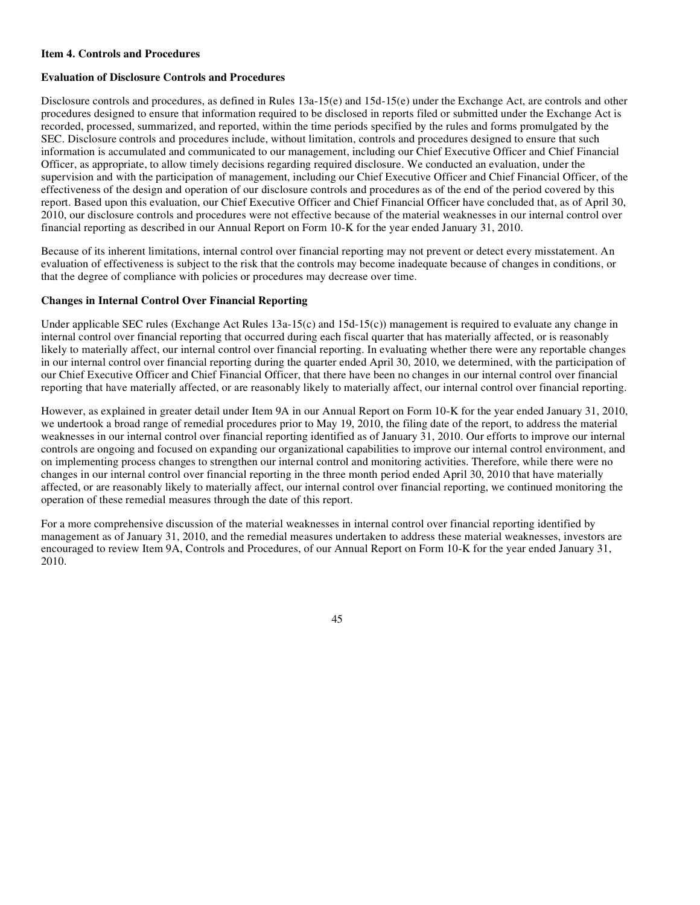**Item 4. Controls and Procedures**

**Evaluation of Disclosure Controls and Procedures**

Disclosure controls and procedures, as defined in Rules 13a-15(e) and 15d-15(e) under the Exchange Act, are controls and other procedures designed to ensure that information required to be disclosed in reports filed or submitted under the Exchange Act is recorded, processed, summarized, and reported, within the time periods specified by the rules and forms promulgated by the SEC. Disclosure controls and procedures include, without limitation, controls and procedures designed to ensure that such information is accumulated and communicated to our management, including our Chief Executive Officer and Chief Financial Officer, as appropriate, to allow timely decisions regarding required disclosure. We conducted an evaluation, under the supervision and with the participation of management, including our Chief Executive Officer and Chief Financial Officer, of the effectiveness of the design and operation of our disclosure controls and procedures as of the end of the period covered by this report. Based upon this evaluation, our Chief Executive Officer and Chief Financial Officer have concluded that, as of April 30, 2010, our disclosure controls and procedures were not effective because of the material weaknesses in our internal control over financial reporting as described in our Annual Report on Form 10-K for the year ended January 31, 2010.

Because of its inherent limitations, internal control over financial reporting may not prevent or detect every misstatement. An evaluation of effectiveness is subject to the risk that the controls may become inadequate because of changes in conditions, or that the degree of compliance with policies or procedures may decrease over time.

**Changes in Internal Control Over Financial Reporting**

Under applicable SEC rules (Exchange Act Rules 13a-15(c) and 15d-15(c)) management is required to evaluate any change in internal control over financial reporting that occurred during each fiscal quarter that has materially affected, or is reasonably likely to materially affect, our internal control over financial reporting. In evaluating whether there were any reportable changes in our internal control over financial reporting during the quarter ended April 30, 2010, we determined, with the participation of our Chief Executive Officer and Chief Financial Officer, that there have been no changes in our internal control over financial reporting that have materially affected, or are reasonably likely to materially affect, our internal control over financial reporting.

However, as explained in greater detail under Item 9A in our Annual Report on Form 10-K for the year ended January 31, 2010, we undertook a broad range of remedial procedures prior to May 19, 2010, the filing date of the report, to address the material weaknesses in our internal control over financial reporting identified as of January 31, 2010. Our efforts to improve our internal controls are ongoing and focused on expanding our organizational capabilities to improve our internal control environment, and on implementing process changes to strengthen our internal control and monitoring activities. Therefore, while there were no changes in our internal control over financial reporting in the three month period ended April 30, 2010 that have materially affected, or are reasonably likely to materially affect, our internal control over financial reporting, we continued monitoring the operation of these remedial measures through the date of this report.

For a more comprehensive discussion of the material weaknesses in internal control over financial reporting identified by management as of January 31, 2010, and the remedial measures undertaken to address these material weaknesses, investors are encouraged to review Item 9A, Controls and Procedures, of our Annual Report on Form 10-K for the year ended January 31, 2010.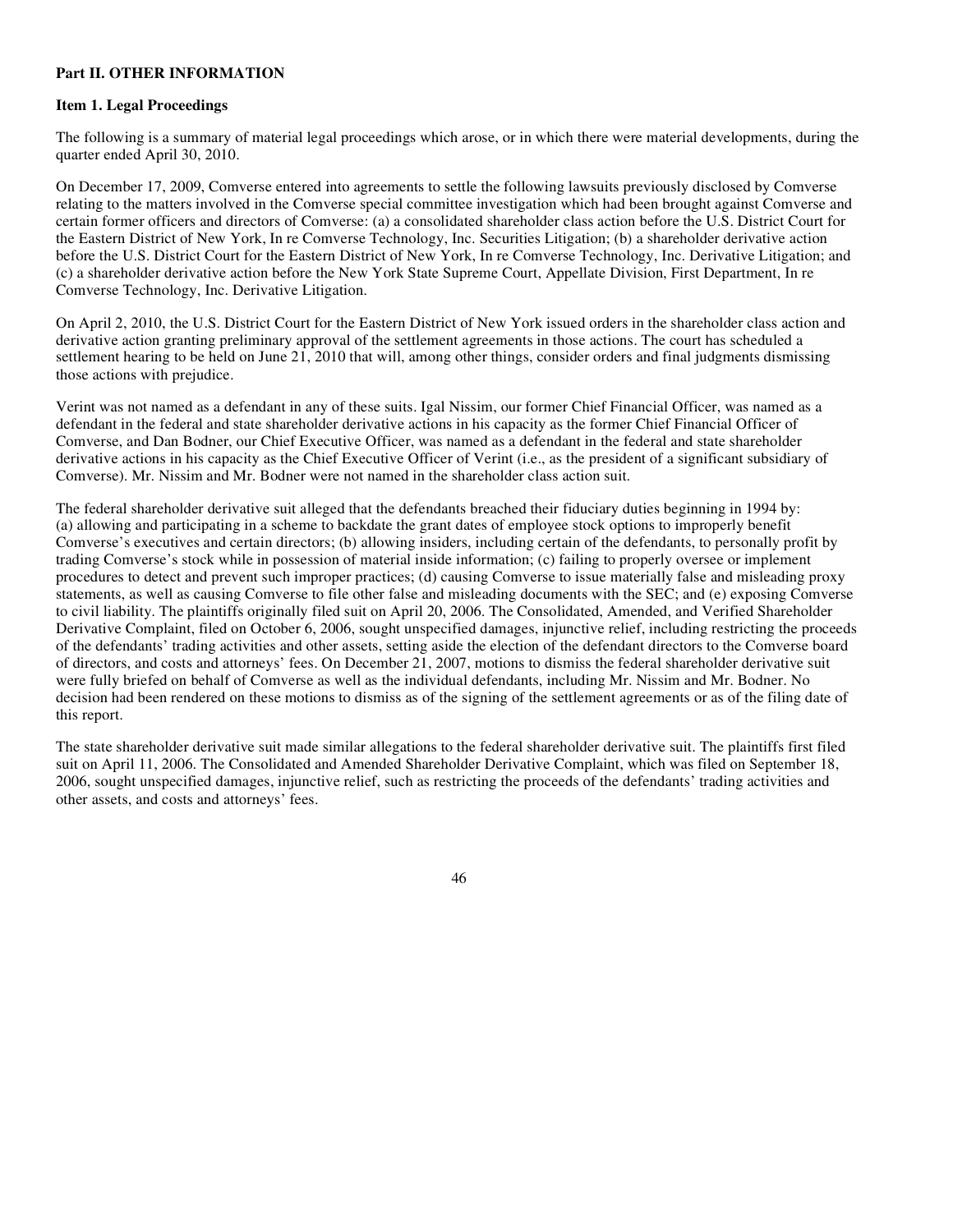**Part II. OTHER INFORMATION**

**Item 1. Legal Proceedings**

The following is a summary of material legal proceedings which arose, or in which there were material developments, during the quarter ended April 30, 2010.

On December 17, 2009, Comverse entered into agreements to settle the following lawsuits previously disclosed by Comverse relating to the matters involved in the Comverse special committee investigation which had been brought against Comverse and certain former officers and directors of Comverse: (a) a consolidated shareholder class action before the U.S. District Court for the Eastern District of New York, In re Comverse Technology, Inc. Securities Litigation; (b) a shareholder derivative action before the U.S. District Court for the Eastern District of New York, In re Comverse Technology, Inc. Derivative Litigation; and (c) a shareholder derivative action before the New York State Supreme Court, Appellate Division, First Department, In re Comverse Technology, Inc. Derivative Litigation.

On April 2, 2010, the U.S. District Court for the Eastern District of New York issued orders in the shareholder class action and derivative action granting preliminary approval of the settlement agreements in those actions. The court has scheduled a settlement hearing to be held on June 21, 2010 that will, among other things, consider orders and final judgments dismissing those actions with prejudice.

Verint was not named as a defendant in any of these suits. Igal Nissim, our former Chief Financial Officer, was named as a defendant in the federal and state shareholder derivative actions in his capacity as the former Chief Financial Officer of Comverse, and Dan Bodner, our Chief Executive Officer, was named as a defendant in the federal and state shareholder derivative actions in his capacity as the Chief Executive Officer of Verint (i.e., as the president of a significant subsidiary of Comverse). Mr. Nissim and Mr. Bodner were not named in the shareholder class action suit.

The federal shareholder derivative suit alleged that the defendants breached their fiduciary duties beginning in 1994 by: (a) allowing and participating in a scheme to backdate the grant dates of employee stock options to improperly benefit Comverse's executives and certain directors; (b) allowing insiders, including certain of the defendants, to personally profit by trading Comverse's stock while in possession of material inside information; (c) failing to properly oversee or implement procedures to detect and prevent such improper practices; (d) causing Comverse to issue materially false and misleading proxy statements, as well as causing Comverse to file other false and misleading documents with the SEC; and (e) exposing Comverse to civil liability. The plaintiffs originally filed suit on April 20, 2006. The Consolidated, Amended, and Verified Shareholder Derivative Complaint, filed on October 6, 2006, sought unspecified damages, injunctive relief, including restricting the proceeds of the defendants' trading activities and other assets, setting aside the election of the defendant directors to the Comverse board of directors, and costs and attorneys' fees. On December 21, 2007, motions to dismiss the federal shareholder derivative suit were fully briefed on behalf of Comverse as well as the individual defendants, including Mr. Nissim and Mr. Bodner. No decision had been rendered on these motions to dismiss as of the signing of the settlement agreements or as of the filing date of this report.

The state shareholder derivative suit made similar allegations to the federal shareholder derivative suit. The plaintiffs first filed suit on April 11, 2006. The Consolidated and Amended Shareholder Derivative Complaint, which was filed on September 18, 2006, sought unspecified damages, injunctive relief, such as restricting the proceeds of the defendants' trading activities and other assets, and costs and attorneys' fees.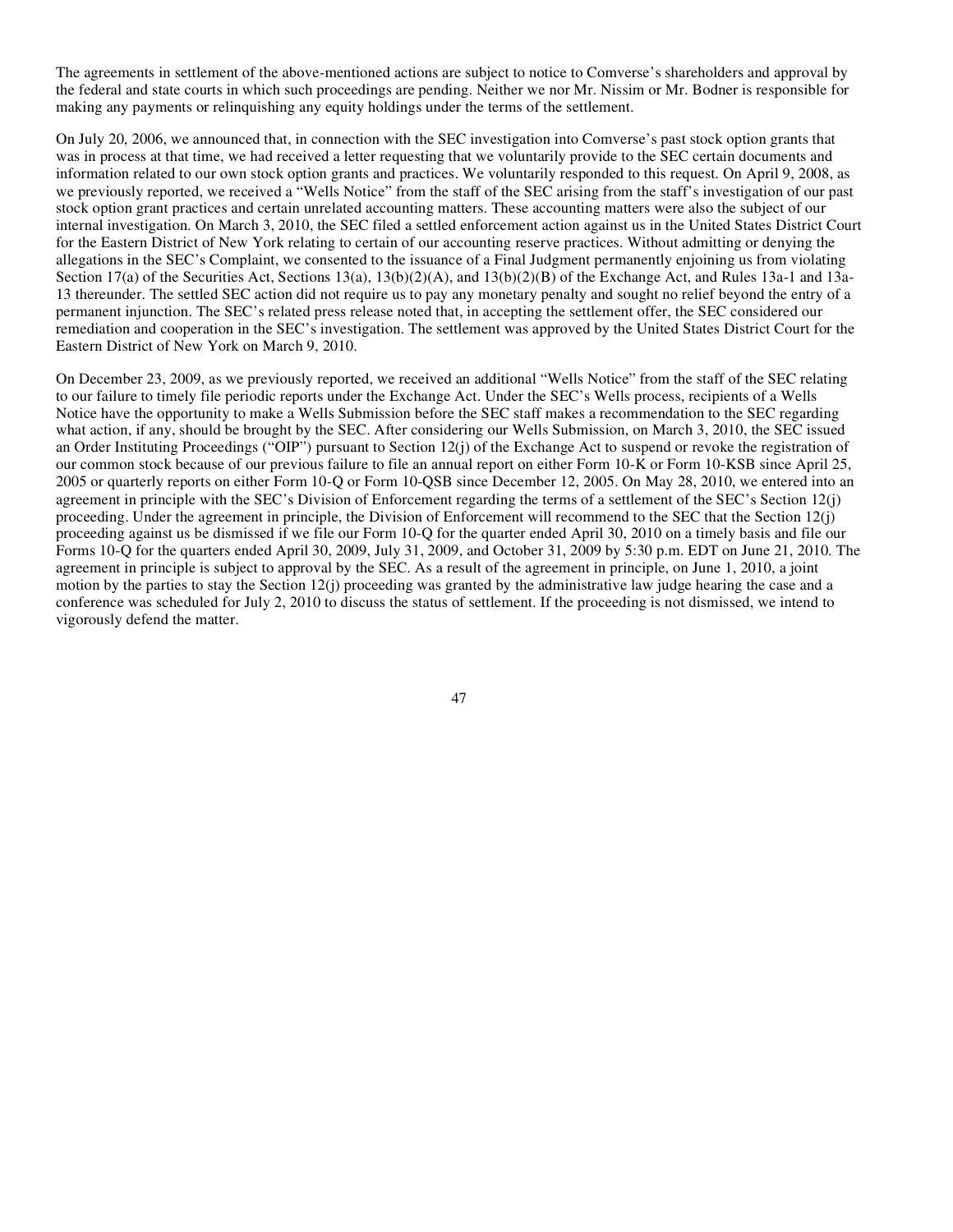The agreements in settlement of the above-mentioned actions are subject to notice to Comverse's shareholders and approval by the federal and state courts in which such proceedings are pending. Neither we nor Mr. Nissim or Mr. Bodner is responsible for making any payments or relinquishing any equity holdings under the terms of the settlement.

On July 20, 2006, we announced that, in connection with the SEC investigation into Comverse's past stock option grants that was in process at that time, we had received a letter requesting that we voluntarily provide to the SEC certain documents and information related to our own stock option grants and practices. We voluntarily responded to this request. On April 9, 2008, as we previously reported, we received a "Wells Notice" from the staff of the SEC arising from the staff's investigation of our past stock option grant practices and certain unrelated accounting matters. These accounting matters were also the subject of our internal investigation. On March 3, 2010, the SEC filed a settled enforcement action against us in the United States District Court for the Eastern District of New York relating to certain of our accounting reserve practices. Without admitting or denying the allegations in the SEC's Complaint, we consented to the issuance of a Final Judgment permanently enjoining us from violating Section 17(a) of the Securities Act, Sections 13(a), 13(b)(2)(A), and 13(b)(2)(B) of the Exchange Act, and Rules 13a-1 and 13a-13 thereunder. The settled SEC action did not require us to pay any monetary penalty and sought no relief beyond the entry of a permanent injunction. The SEC's related press release noted that, in accepting the settlement offer, the SEC considered our remediation and cooperation in the SEC's investigation. The settlement was approved by the United States District Court for the Eastern District of New York on March 9, 2010.

On December 23, 2009, as we previously reported, we received an additional "Wells Notice" from the staff of the SEC relating to our failure to timely file periodic reports under the Exchange Act. Under the SEC's Wells process, recipients of a Wells Notice have the opportunity to make a Wells Submission before the SEC staff makes a recommendation to the SEC regarding what action, if any, should be brought by the SEC. After considering our Wells Submission, on March 3, 2010, the SEC issued an Order Instituting Proceedings ("OIP") pursuant to Section 12(j) of the Exchange Act to suspend or revoke the registration of our common stock because of our previous failure to file an annual report on either Form 10-K or Form 10-KSB since April 25, 2005 or quarterly reports on either Form 10-Q or Form 10-QSB since December 12, 2005. On May 28, 2010, we entered into an agreement in principle with the SEC's Division of Enforcement regarding the terms of a settlement of the SEC's Section 12(j) proceeding. Under the agreement in principle, the Division of Enforcement will recommend to the SEC that the Section 12(j) proceeding against us be dismissed if we file our Form 10-Q for the quarter ended April 30, 2010 on a timely basis and file our Forms 10-Q for the quarters ended April 30, 2009, July 31, 2009, and October 31, 2009 by 5:30 p.m. EDT on June 21, 2010. The agreement in principle is subject to approval by the SEC. As a result of the agreement in principle, on June 1, 2010, a joint motion by the parties to stay the Section 12(j) proceeding was granted by the administrative law judge hearing the case and a conference was scheduled for July 2, 2010 to discuss the status of settlement. If the proceeding is not dismissed, we intend to vigorously defend the matter.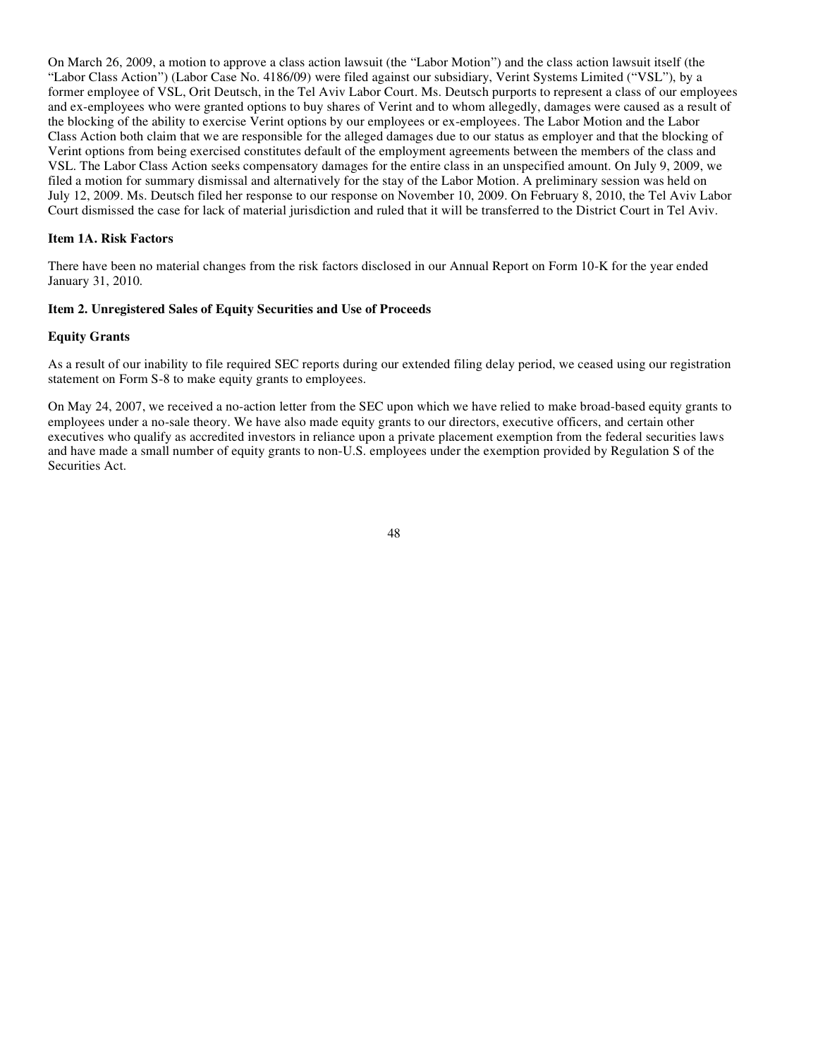On March 26, 2009, a motion to approve a class action lawsuit (the "Labor Motion") and the class action lawsuit itself (the "Labor Class Action") (Labor Case No. 4186/09) were filed against our subsidiary, Verint Systems Limited ("VSL"), by a former employee of VSL, Orit Deutsch, in the Tel Aviv Labor Court. Ms. Deutsch purports to represent a class of our employees and ex-employees who were granted options to buy shares of Verint and to whom allegedly, damages were caused as a result of the blocking of the ability to exercise Verint options by our employees or ex-employees. The Labor Motion and the Labor Class Action both claim that we are responsible for the alleged damages due to our status as employer and that the blocking of Verint options from being exercised constitutes default of the employment agreements between the members of the class and VSL. The Labor Class Action seeks compensatory damages for the entire class in an unspecified amount. On July 9, 2009, we filed a motion for summary dismissal and alternatively for the stay of the Labor Motion. A preliminary session was held on July 12, 2009. Ms. Deutsch filed her response to our response on November 10, 2009. On February 8, 2010, the Tel Aviv Labor Court dismissed the case for lack of material jurisdiction and ruled that it will be transferred to the District Court in Tel Aviv.

**Item 1A. Risk Factors**

There have been no material changes from the risk factors disclosed in our Annual Report on Form 10-K for the year ended January 31, 2010.

**Item 2. Unregistered Sales of Equity Securities and Use of Proceeds**

**Equity Grants**

As a result of our inability to file required SEC reports during our extended filing delay period, we ceased using our registration statement on Form S-8 to make equity grants to employees.

On May 24, 2007, we received a no-action letter from the SEC upon which we have relied to make broad-based equity grants to employees under a no-sale theory. We have also made equity grants to our directors, executive officers, and certain other executives who qualify as accredited investors in reliance upon a private placement exemption from the federal securities laws and have made a small number of equity grants to non-U.S. employees under the exemption provided by Regulation S of the Securities Act.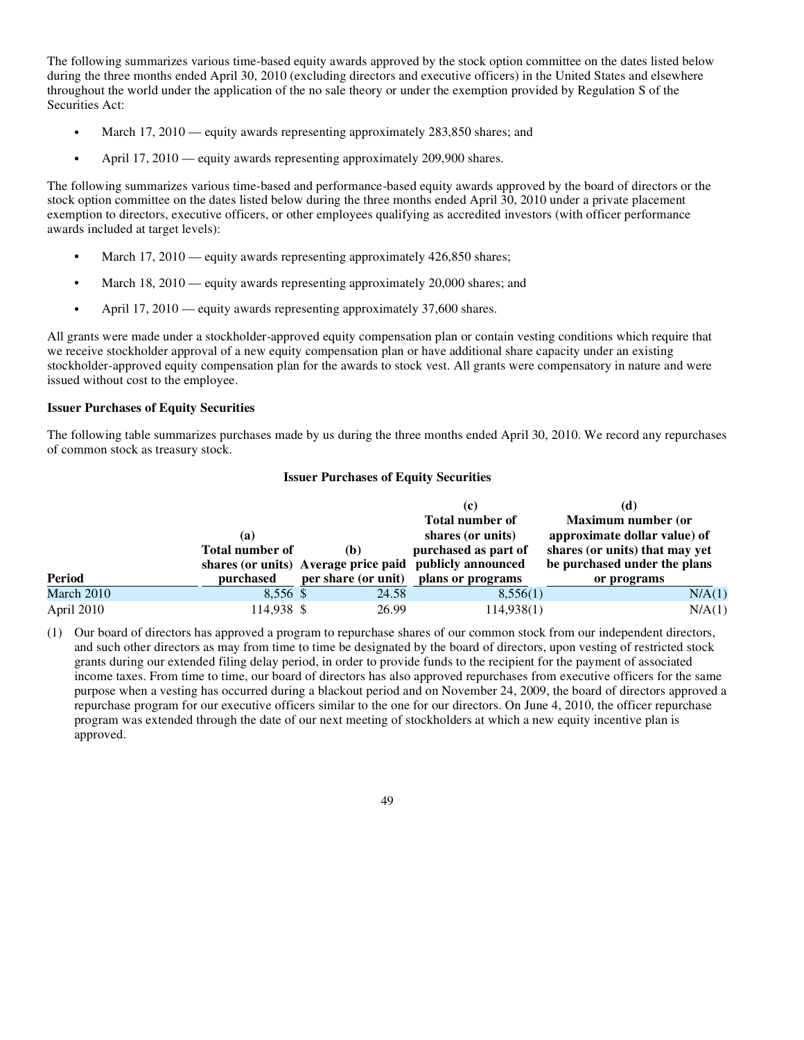The following summarizes various time-based equity awards approved by the stock option committee on the dates listed below during the three months ended April 30, 2010 (excluding directors and executive officers) in the United States and elsewhere throughout the world under the application of the no sale theory or under the exemption provided by Regulation S of the Securities Act:

- March 17, 2010 — equity awards representing approximately 283,850 shares; and
- April 17, 2010 — equity awards representing approximately 209,900 shares.

The following summarizes various time-based and performance-based equity awards approved by the board of directors or the stock option committee on the dates listed below during the three months ended April 30, 2010 under a private placement exemption to directors, executive officers, or other employees qualifying as accredited investors (with officer performance awards included at target levels):

- March 17, 2010 — equity awards representing approximately 426,850 shares;
- March 18, 2010 — equity awards representing approximately 20,000 shares; and
- April 17, 2010 — equity awards representing approximately 37,600 shares.

All grants were made under a stockholder-approved equity compensation plan or contain vesting conditions which require that we receive stockholder approval of a new equity compensation plan or have additional share capacity under an existing stockholder-approved equity compensation plan for the awards to stock vest. All grants were compensatory in nature and were issued without cost to the employee.

**Issuer Purchases of Equity Securities**

The following table summarizes purchases made by us during the three months ended April 30, 2010. We record any repurchases of common stock as treasury stock.

**Issuer Purchases of Equity Securities**

| Period | (a) Total number of shares (or units) purchased | (b) Average price paid per share (or unit) | (c) Total number of shares (or units) purchased as part of publicly announced plans or programs | (d) Maximum number (or approximate dollar value) of shares (or units) that may yet be purchased under the plans or programs |
|---|---|---|---|---|
| March 2010 | 8,556 | $ 24.58 | 8,556(1) | N/A(1) |
| April 2010 | 114,938 | $ 26.99 | 114,938(1) | N/A(1) |

(1) Our board of directors has approved a program to repurchase shares of our common stock from our independent directors, and such other directors as may from time to time be designated by the board of directors, upon vesting of restricted stock grants during our extended filing delay period, in order to provide funds to the recipient for the payment of associated income taxes. From time to time, our board of directors has also approved repurchases from executive officers for the same purpose when a vesting has occurred during a blackout period and on November 24, 2009, the board of directors approved a repurchase program for our executive officers similar to the one for our directors. On June 4, 2010, the officer repurchase program was extended through the date of our next meeting of stockholders at which a new equity incentive plan is approved.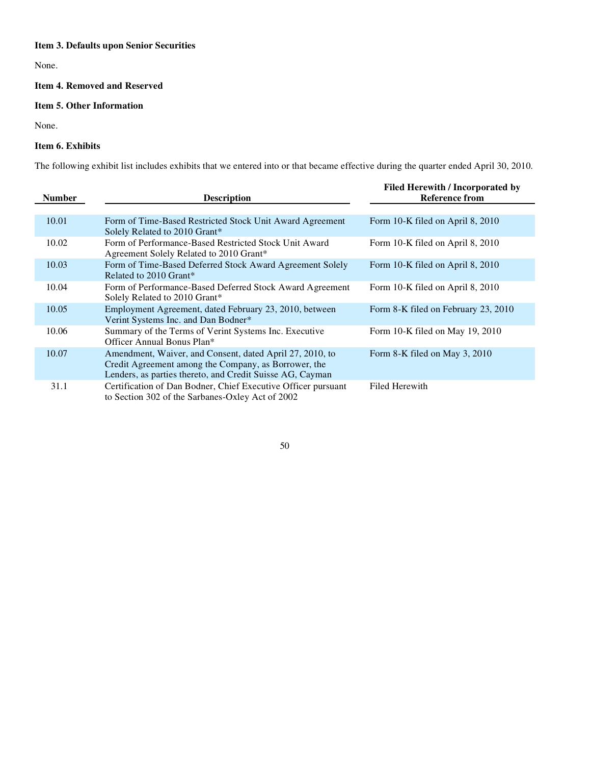**Item 3. Defaults upon Senior Securities**

None.

**Item 4. Removed and Reserved**

**Item 5. Other Information**

None.

**Item 6. Exhibits**

The following exhibit list includes exhibits that we entered into or that became effective during the quarter ended April 30, 2010.

| Number | Description | Filed Herewith / Incorporated by Reference from |
|---|---|---|
| 10.01 | Form of Time-Based Restricted Stock Unit Award Agreement Solely Related to 2010 Grant* | Form 10-K filed on April 8, 2010 |
| 10.02 | Form of Performance-Based Restricted Stock Unit Award Agreement Solely Related to 2010 Grant* | Form 10-K filed on April 8, 2010 |
| 10.03 | Form of Time-Based Deferred Stock Award Agreement Solely Related to 2010 Grant* | Form 10-K filed on April 8, 2010 |
| 10.04 | Form of Performance-Based Deferred Stock Award Agreement Solely Related to 2010 Grant* | Form 10-K filed on April 8, 2010 |
| 10.05 | Employment Agreement, dated February 23, 2010, between Verint Systems Inc. and Dan Bodner* | Form 8-K filed on February 23, 2010 |
| 10.06 | Summary of the Terms of Verint Systems Inc. Executive Officer Annual Bonus Plan* | Form 10-K filed on May 19, 2010 |
| 10.07 | Amendment, Waiver, and Consent, dated April 27, 2010, to Credit Agreement among the Company, as Borrower, the Lenders, as parties thereto, and Credit Suisse AG, Cayman | Form 8-K filed on May 3, 2010 |
| 31.1 | Certification of Dan Bodner, Chief Executive Officer pursuant to Section 302 of the Sarbanes-Oxley Act of 2002 | Filed Herewith |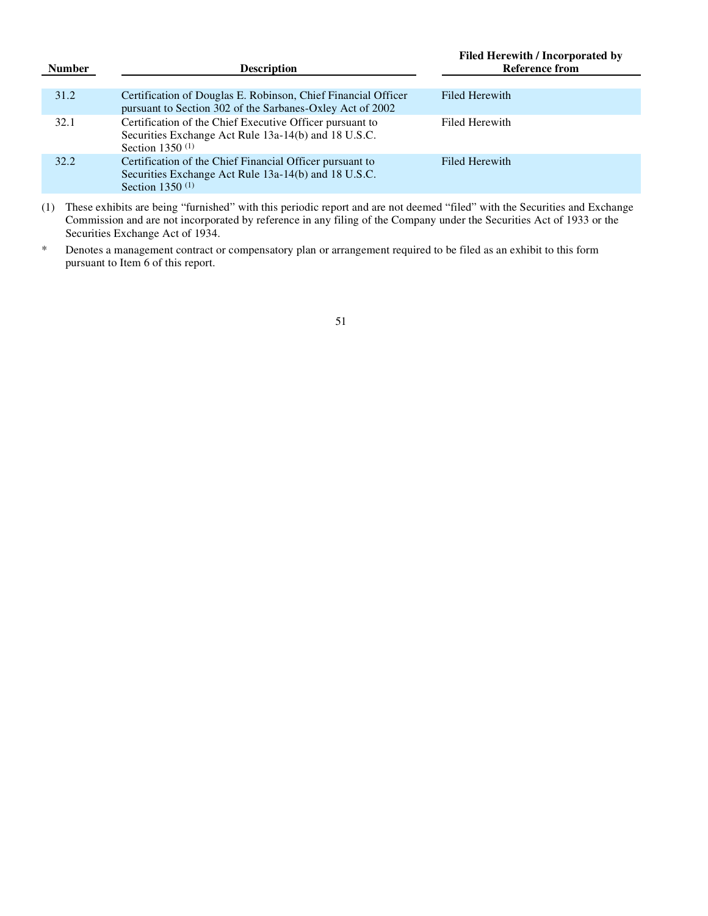| Number | Description | Filed Herewith / Incorporated by Reference from |
|---|---|---|
| 31.2 | Certification of Douglas E. Robinson, Chief Financial Officer pursuant to Section 302 of the Sarbanes-Oxley Act of 2002 | Filed Herewith |
| 32.1 | Certification of the Chief Executive Officer pursuant to Securities Exchange Act Rule 13a-14(b) and 18 U.S.C. Section 1350 (1) | Filed Herewith |
| 32.2 | Certification of the Chief Financial Officer pursuant to Securities Exchange Act Rule 13a-14(b) and 18 U.S.C. Section 1350 (1) | Filed Herewith |

(1) These exhibits are being “furnished” with this periodic report and are not deemed “filed” with the Securities and Exchange Commission and are not incorporated by reference in any filing of the Company under the Securities Act of 1933 or the Securities Exchange Act of 1934.

\* Denotes a management contract or compensatory plan or arrangement required to be filed as an exhibit to this form pursuant to Item 6 of this report.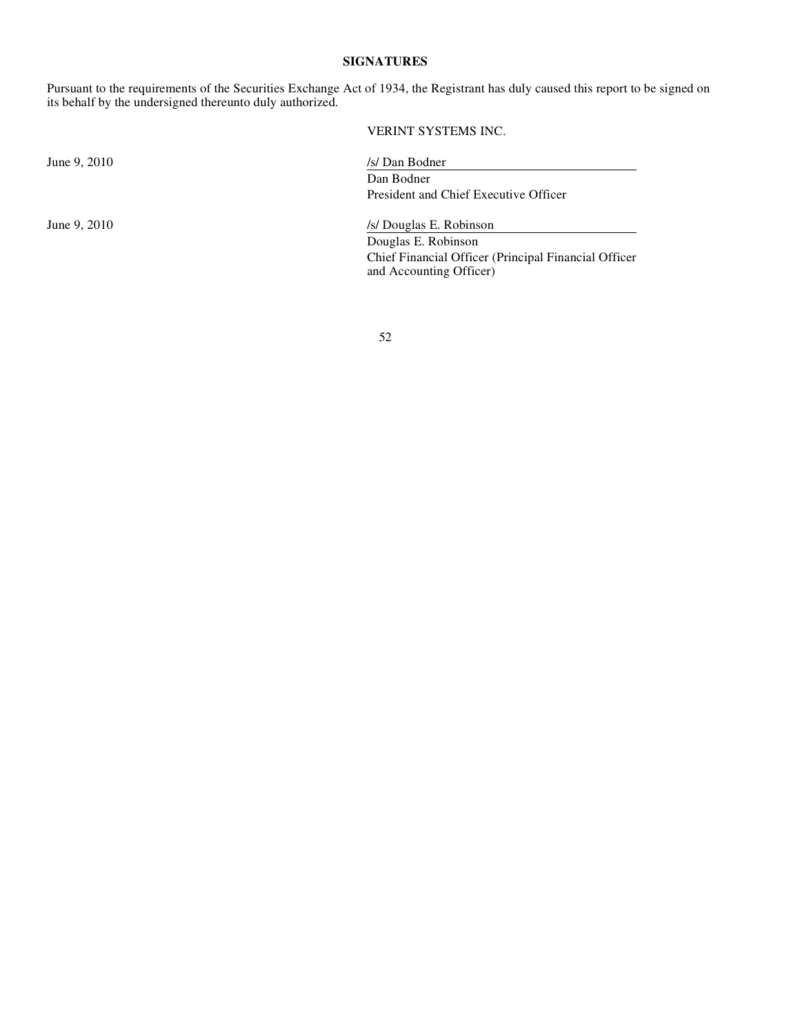## SIGNATURES

Pursuant to the requirements of the Securities Exchange Act of 1934, the Registrant has duly caused this report to be signed on its behalf by the undersigned thereunto duly authorized.

| | VERINT SYSTEMS INC. |
|---|---|
| June 9, 2010 | /s/ Dan Bodner |
| | Dan Bodner<br>President and Chief Executive Officer |
| June 9, 2010 | /s/ Douglas E. Robinson |
| | Douglas E. Robinson<br>Chief Financial Officer (Principal Financial Officer and Accounting Officer) |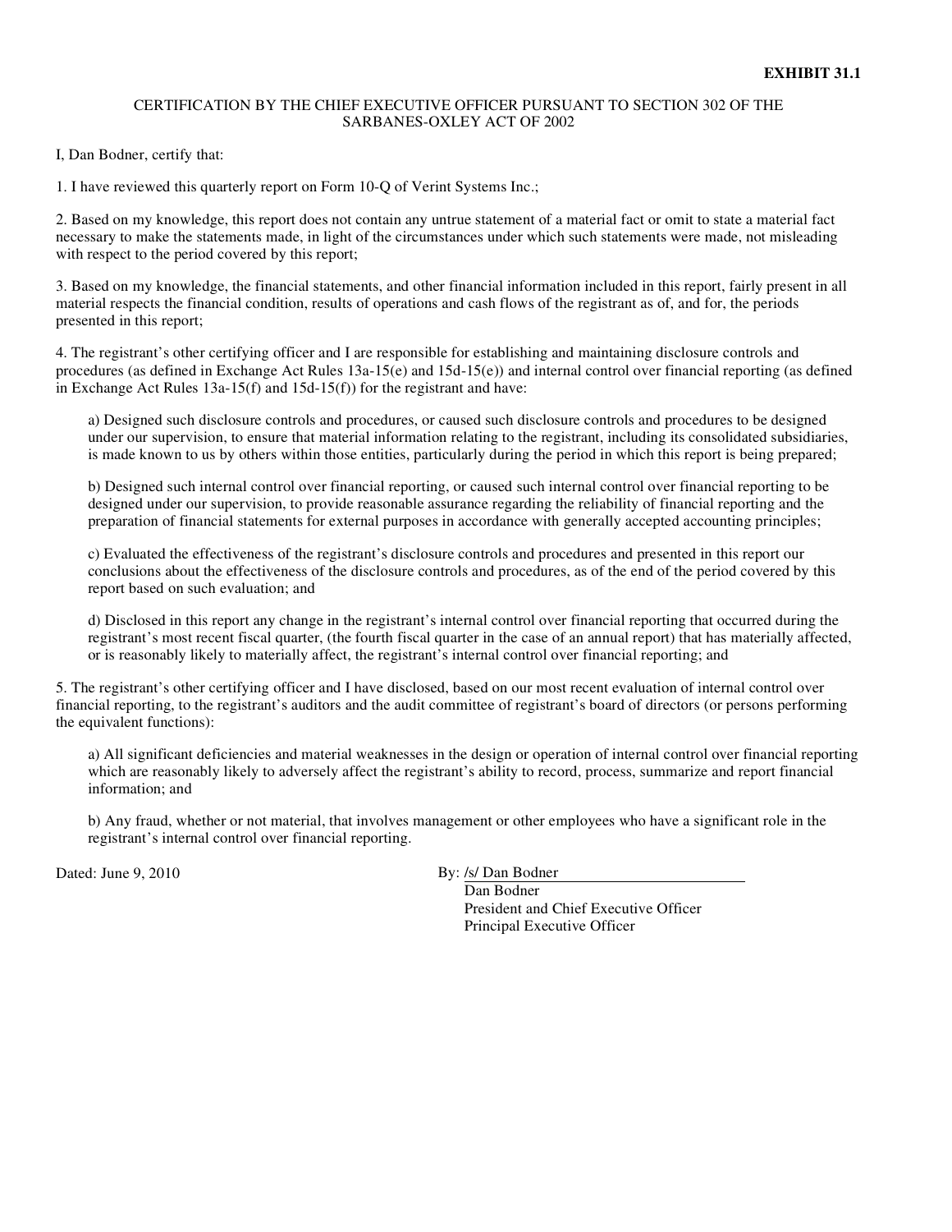**EXHIBIT 31.1**

CERTIFICATION BY THE CHIEF EXECUTIVE OFFICER PURSUANT TO SECTION 302 OF THE SARBANES-OXLEY ACT OF 2002

I, Dan Bodner, certify that:

1. I have reviewed this quarterly report on Form 10-Q of Verint Systems Inc.;

2. Based on my knowledge, this report does not contain any untrue statement of a material fact or omit to state a material fact necessary to make the statements made, in light of the circumstances under which such statements were made, not misleading with respect to the period covered by this report;

3. Based on my knowledge, the financial statements, and other financial information included in this report, fairly present in all material respects the financial condition, results of operations and cash flows of the registrant as of, and for, the periods presented in this report;

4. The registrant's other certifying officer and I are responsible for establishing and maintaining disclosure controls and procedures (as defined in Exchange Act Rules 13a-15(e) and 15d-15(e)) and internal control over financial reporting (as defined in Exchange Act Rules 13a-15(f) and 15d-15(f)) for the registrant and have:

a) Designed such disclosure controls and procedures, or caused such disclosure controls and procedures to be designed under our supervision, to ensure that material information relating to the registrant, including its consolidated subsidiaries, is made known to us by others within those entities, particularly during the period in which this report is being prepared;

b) Designed such internal control over financial reporting, or caused such internal control over financial reporting to be designed under our supervision, to provide reasonable assurance regarding the reliability of financial reporting and the preparation of financial statements for external purposes in accordance with generally accepted accounting principles;

c) Evaluated the effectiveness of the registrant's disclosure controls and procedures and presented in this report our conclusions about the effectiveness of the disclosure controls and procedures, as of the end of the period covered by this report based on such evaluation; and

d) Disclosed in this report any change in the registrant's internal control over financial reporting that occurred during the registrant's most recent fiscal quarter, (the fourth fiscal quarter in the case of an annual report) that has materially affected, or is reasonably likely to materially affect, the registrant's internal control over financial reporting; and

5. The registrant's other certifying officer and I have disclosed, based on our most recent evaluation of internal control over financial reporting, to the registrant's auditors and the audit committee of registrant's board of directors (or persons performing the equivalent functions):

a) All significant deficiencies and material weaknesses in the design or operation of internal control over financial reporting which are reasonably likely to adversely affect the registrant's ability to record, process, summarize and report financial information; and

b) Any fraud, whether or not material, that involves management or other employees who have a significant role in the registrant's internal control over financial reporting.

Dated: June 9, 2010

By: /s/ Dan Bodner
Dan Bodner
President and Chief Executive Officer
Principal Executive Officer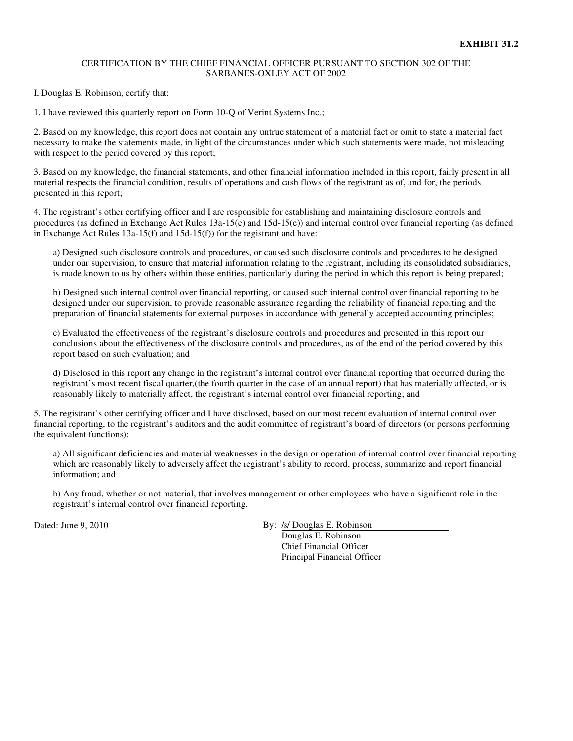**EXHIBIT 31.2**

CERTIFICATION BY THE CHIEF FINANCIAL OFFICER PURSUANT TO SECTION 302 OF THE SARBANES-OXLEY ACT OF 2002

I, Douglas E. Robinson, certify that:

1. I have reviewed this quarterly report on Form 10-Q of Verint Systems Inc.;

2. Based on my knowledge, this report does not contain any untrue statement of a material fact or omit to state a material fact necessary to make the statements made, in light of the circumstances under which such statements were made, not misleading with respect to the period covered by this report;

3. Based on my knowledge, the financial statements, and other financial information included in this report, fairly present in all material respects the financial condition, results of operations and cash flows of the registrant as of, and for, the periods presented in this report;

4. The registrant's other certifying officer and I are responsible for establishing and maintaining disclosure controls and procedures (as defined in Exchange Act Rules 13a-15(e) and 15d-15(e)) and internal control over financial reporting (as defined in Exchange Act Rules 13a-15(f) and 15d-15(f)) for the registrant and have:

a) Designed such disclosure controls and procedures, or caused such disclosure controls and procedures to be designed under our supervision, to ensure that material information relating to the registrant, including its consolidated subsidiaries, is made known to us by others within those entities, particularly during the period in which this report is being prepared;

b) Designed such internal control over financial reporting, or caused such internal control over financial reporting to be designed under our supervision, to provide reasonable assurance regarding the reliability of financial reporting and the preparation of financial statements for external purposes in accordance with generally accepted accounting principles;

c) Evaluated the effectiveness of the registrant's disclosure controls and procedures and presented in this report our conclusions about the effectiveness of the disclosure controls and procedures, as of the end of the period covered by this report based on such evaluation; and

d) Disclosed in this report any change in the registrant's internal control over financial reporting that occurred during the registrant's most recent fiscal quarter,(the fourth quarter in the case of an annual report) that has materially affected, or is reasonably likely to materially affect, the registrant's internal control over financial reporting; and

5. The registrant's other certifying officer and I have disclosed, based on our most recent evaluation of internal control over financial reporting, to the registrant's auditors and the audit committee of registrant's board of directors (or persons performing the equivalent functions):

a) All significant deficiencies and material weaknesses in the design or operation of internal control over financial reporting which are reasonably likely to adversely affect the registrant's ability to record, process, summarize and report financial information; and

b) Any fraud, whether or not material, that involves management or other employees who have a significant role in the registrant's internal control over financial reporting.

Dated: June 9, 2010

By: /s/ Douglas E. Robinson
Douglas E. Robinson
Chief Financial Officer
Principal Financial Officer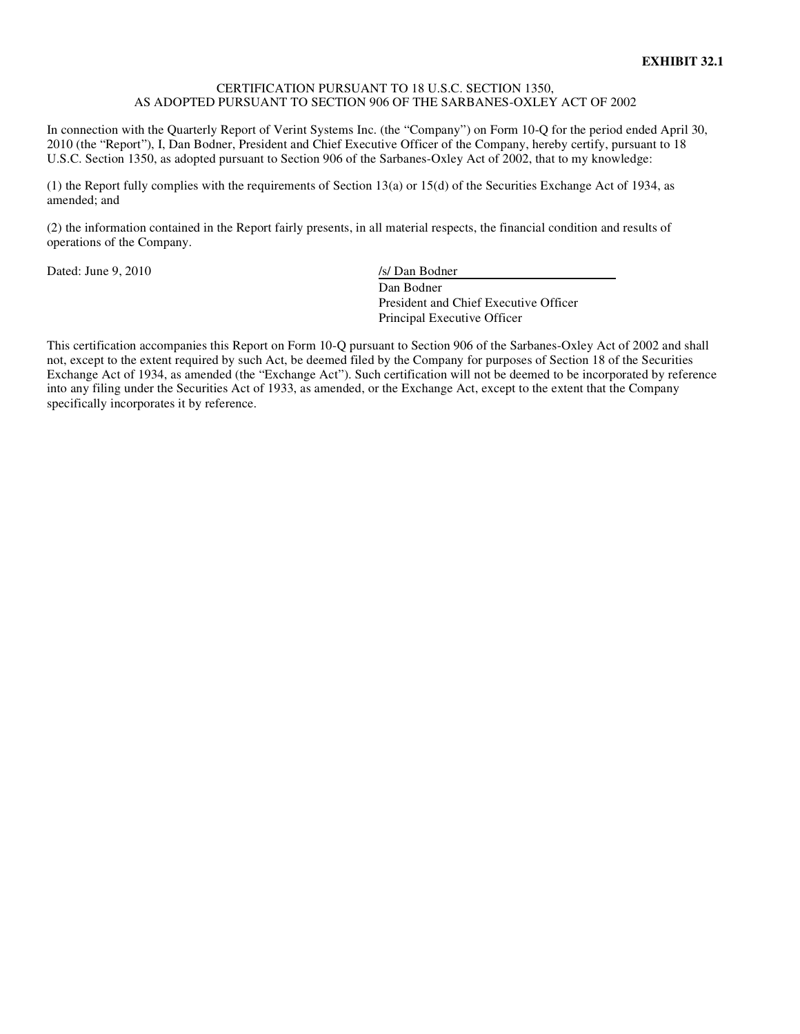**EXHIBIT 32.1**

CERTIFICATION PURSUANT TO 18 U.S.C. SECTION 1350,
AS ADOPTED PURSUANT TO SECTION 906 OF THE SARBANES-OXLEY ACT OF 2002

In connection with the Quarterly Report of Verint Systems Inc. (the "Company") on Form 10-Q for the period ended April 30, 2010 (the "Report"), I, Dan Bodner, President and Chief Executive Officer of the Company, hereby certify, pursuant to 18 U.S.C. Section 1350, as adopted pursuant to Section 906 of the Sarbanes-Oxley Act of 2002, that to my knowledge:

(1) the Report fully complies with the requirements of Section 13(a) or 15(d) of the Securities Exchange Act of 1934, as amended; and

(2) the information contained in the Report fairly presents, in all material respects, the financial condition and results of operations of the Company.

Dated: June 9, 2010

/s/ Dan Bodner
Dan Bodner
President and Chief Executive Officer
Principal Executive Officer

This certification accompanies this Report on Form 10-Q pursuant to Section 906 of the Sarbanes-Oxley Act of 2002 and shall not, except to the extent required by such Act, be deemed filed by the Company for purposes of Section 18 of the Securities Exchange Act of 1934, as amended (the "Exchange Act"). Such certification will not be deemed to be incorporated by reference into any filing under the Securities Act of 1933, as amended, or the Exchange Act, except to the extent that the Company specifically incorporates it by reference.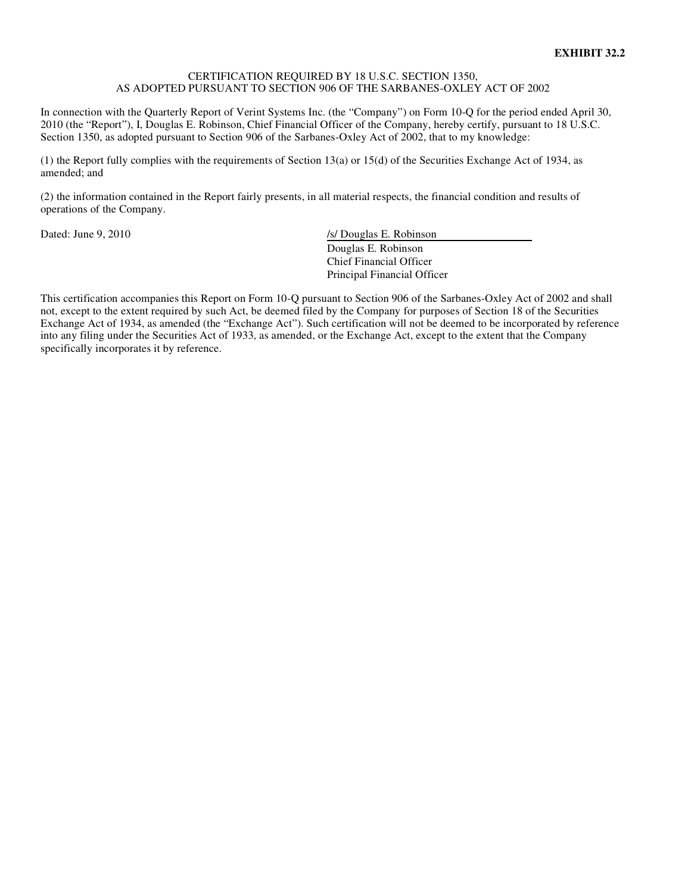**EXHIBIT 32.2**

CERTIFICATION REQUIRED BY 18 U.S.C. SECTION 1350,
AS ADOPTED PURSUANT TO SECTION 906 OF THE SARBANES-OXLEY ACT OF 2002

In connection with the Quarterly Report of Verint Systems Inc. (the "Company") on Form 10-Q for the period ended April 30, 2010 (the "Report"), I, Douglas E. Robinson, Chief Financial Officer of the Company, hereby certify, pursuant to 18 U.S.C. Section 1350, as adopted pursuant to Section 906 of the Sarbanes-Oxley Act of 2002, that to my knowledge:

(1) the Report fully complies with the requirements of Section 13(a) or 15(d) of the Securities Exchange Act of 1934, as amended; and

(2) the information contained in the Report fairly presents, in all material respects, the financial condition and results of operations of the Company.

Dated: June 9, 2010

/s/ Douglas E. Robinson
Douglas E. Robinson
Chief Financial Officer
Principal Financial Officer

This certification accompanies this Report on Form 10-Q pursuant to Section 906 of the Sarbanes-Oxley Act of 2002 and shall not, except to the extent required by such Act, be deemed filed by the Company for purposes of Section 18 of the Securities Exchange Act of 1934, as amended (the "Exchange Act"). Such certification will not be deemed to be incorporated by reference into any filing under the Securities Act of 1933, as amended, or the Exchange Act, except to the extent that the Company specifically incorporates it by reference.